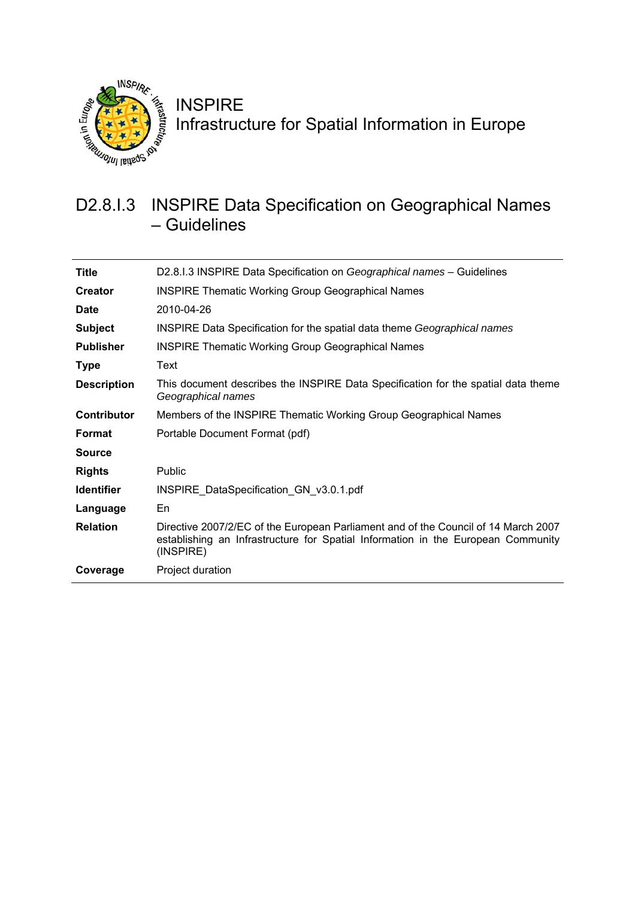INSPIRE
Infrastructure for Spatial Information in Europe

# D2.8.I.3 INSPIRE Data Specification on Geographical Names – Guidelines

| | |
|---|---|
| **Title** | D2.8.I.3 INSPIRE Data Specification on *Geographical names* – Guidelines |
| **Creator** | INSPIRE Thematic Working Group Geographical Names |
| **Date** | 2010-04-26 |
| **Subject** | INSPIRE Data Specification for the spatial data theme *Geographical names* |
| **Publisher** | INSPIRE Thematic Working Group Geographical Names |
| **Type** | Text |
| **Description** | This document describes the INSPIRE Data Specification for the spatial data theme *Geographical names* |
| **Contributor** | Members of the INSPIRE Thematic Working Group Geographical Names |
| **Format** | Portable Document Format (pdf) |
| **Source** | |
| **Rights** | Public |
| **Identifier** | INSPIRE_DataSpecification_GN_v3.0.1.pdf |
| **Language** | En |
| **Relation** | Directive 2007/2/EC of the European Parliament and of the Council of 14 March 2007 establishing an Infrastructure for Spatial Information in the European Community (INSPIRE) |
| **Coverage** | Project duration |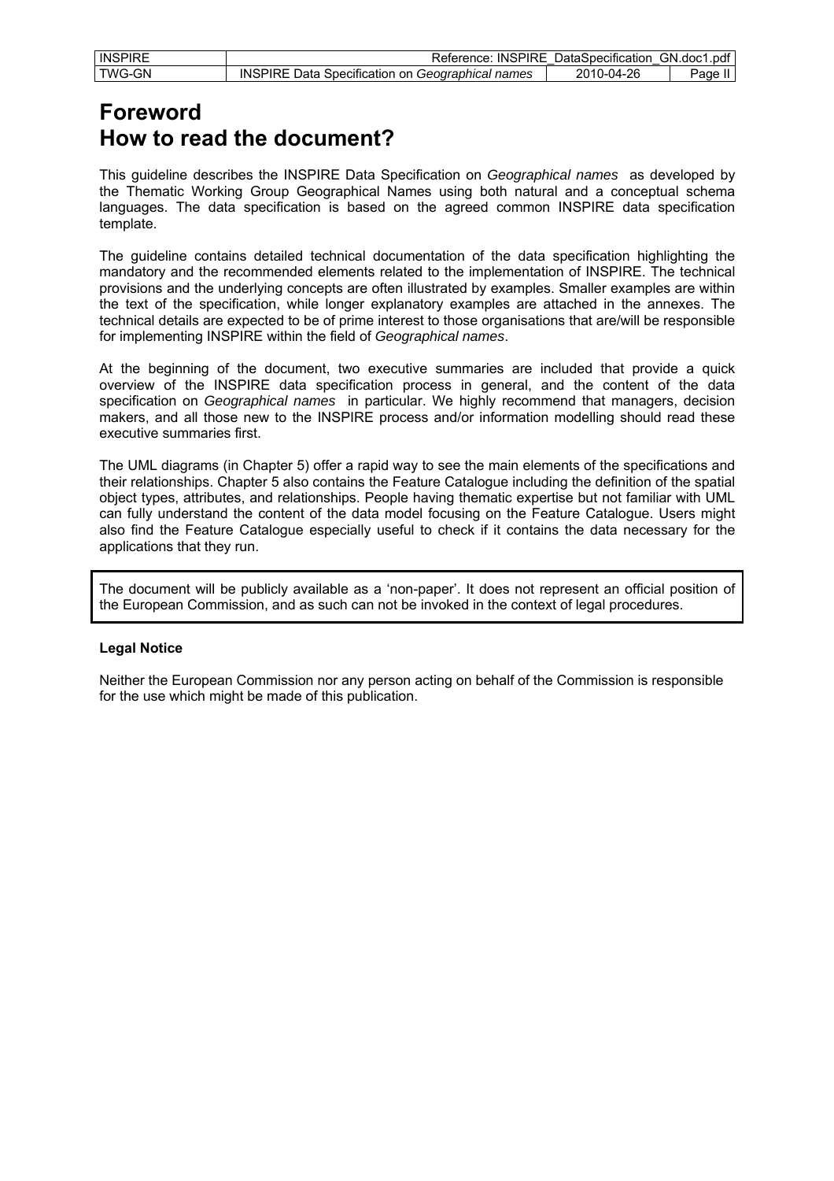# Foreword
# How to read the document?

This guideline describes the INSPIRE Data Specification on *Geographical names* as developed by the Thematic Working Group Geographical Names using both natural and a conceptual schema languages. The data specification is based on the agreed common INSPIRE data specification template.

The guideline contains detailed technical documentation of the data specification highlighting the mandatory and the recommended elements related to the implementation of INSPIRE. The technical provisions and the underlying concepts are often illustrated by examples. Smaller examples are within the text of the specification, while longer explanatory examples are attached in the annexes. The technical details are expected to be of prime interest to those organisations that are/will be responsible for implementing INSPIRE within the field of *Geographical names*.

At the beginning of the document, two executive summaries are included that provide a quick overview of the INSPIRE data specification process in general, and the content of the data specification on *Geographical names* in particular. We highly recommend that managers, decision makers, and all those new to the INSPIRE process and/or information modelling should read these executive summaries first.

The UML diagrams (in Chapter 5) offer a rapid way to see the main elements of the specifications and their relationships. Chapter 5 also contains the Feature Catalogue including the definition of the spatial object types, attributes, and relationships. People having thematic expertise but not familiar with UML can fully understand the content of the data model focusing on the Feature Catalogue. Users might also find the Feature Catalogue especially useful to check if it contains the data necessary for the applications that they run.

The document will be publicly available as a 'non-paper'. It does not represent an official position of the European Commission, and as such can not be invoked in the context of legal procedures.

**Legal Notice**

Neither the European Commission nor any person acting on behalf of the Commission is responsible for the use which might be made of this publication.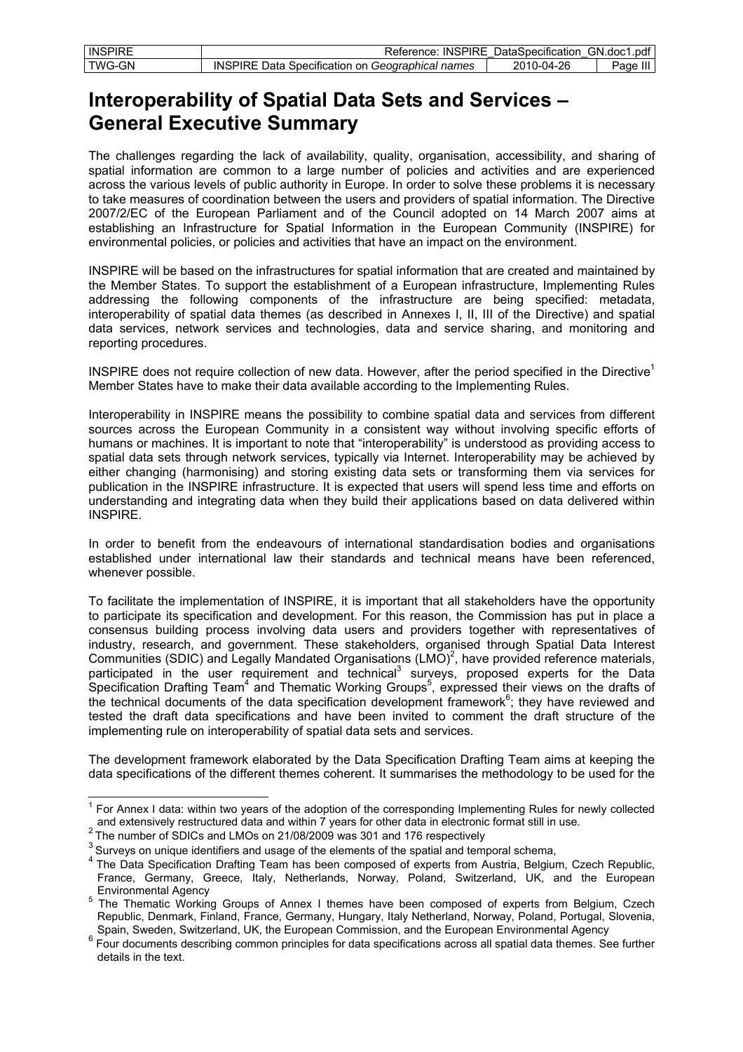# Interoperability of Spatial Data Sets and Services – General Executive Summary

The challenges regarding the lack of availability, quality, organisation, accessibility, and sharing of spatial information are common to a large number of policies and activities and are experienced across the various levels of public authority in Europe. In order to solve these problems it is necessary to take measures of coordination between the users and providers of spatial information. The Directive 2007/2/EC of the European Parliament and of the Council adopted on 14 March 2007 aims at establishing an Infrastructure for Spatial Information in the European Community (INSPIRE) for environmental policies, or policies and activities that have an impact on the environment.

INSPIRE will be based on the infrastructures for spatial information that are created and maintained by the Member States. To support the establishment of a European infrastructure, Implementing Rules addressing the following components of the infrastructure are being specified: metadata, interoperability of spatial data themes (as described in Annexes I, II, III of the Directive) and spatial data services, network services and technologies, data and service sharing, and monitoring and reporting procedures.

INSPIRE does not require collection of new data. However, after the period specified in the Directive[1] Member States have to make their data available according to the Implementing Rules.

Interoperability in INSPIRE means the possibility to combine spatial data and services from different sources across the European Community in a consistent way without involving specific efforts of humans or machines. It is important to note that "interoperability" is understood as providing access to spatial data sets through network services, typically via Internet. Interoperability may be achieved by either changing (harmonising) and storing existing data sets or transforming them via services for publication in the INSPIRE infrastructure. It is expected that users will spend less time and efforts on understanding and integrating data when they build their applications based on data delivered within INSPIRE.

In order to benefit from the endeavours of international standardisation bodies and organisations established under international law their standards and technical means have been referenced, whenever possible.

To facilitate the implementation of INSPIRE, it is important that all stakeholders have the opportunity to participate its specification and development. For this reason, the Commission has put in place a consensus building process involving data users and providers together with representatives of industry, research, and government. These stakeholders, organised through Spatial Data Interest Communities (SDIC) and Legally Mandated Organisations (LMO)[2], have provided reference materials, participated in the user requirement and technical[3] surveys, proposed experts for the Data Specification Drafting Team[4] and Thematic Working Groups[5], expressed their views on the drafts of the technical documents of the data specification development framework[6]; they have reviewed and tested the draft data specifications and have been invited to comment the draft structure of the implementing rule on interoperability of spatial data sets and services.

The development framework elaborated by the Data Specification Drafting Team aims at keeping the data specifications of the different themes coherent. It summarises the methodology to be used for the

---

[1] For Annex I data: within two years of the adoption of the corresponding Implementing Rules for newly collected and extensively restructured data and within 7 years for other data in electronic format still in use.

[2] The number of SDICs and LMOs on 21/08/2009 was 301 and 176 respectively

[3] Surveys on unique identifiers and usage of the elements of the spatial and temporal schema,

[4] The Data Specification Drafting Team has been composed of experts from Austria, Belgium, Czech Republic, France, Germany, Greece, Italy, Netherlands, Norway, Poland, Switzerland, UK, and the European Environmental Agency

[5] The Thematic Working Groups of Annex I themes have been composed of experts from Belgium, Czech Republic, Denmark, Finland, France, Germany, Hungary, Italy Netherland, Norway, Poland, Portugal, Slovenia, Spain, Sweden, Switzerland, UK, the European Commission, and the European Environmental Agency

[6] Four documents describing common principles for data specifications across all spatial data themes. See further details in the text.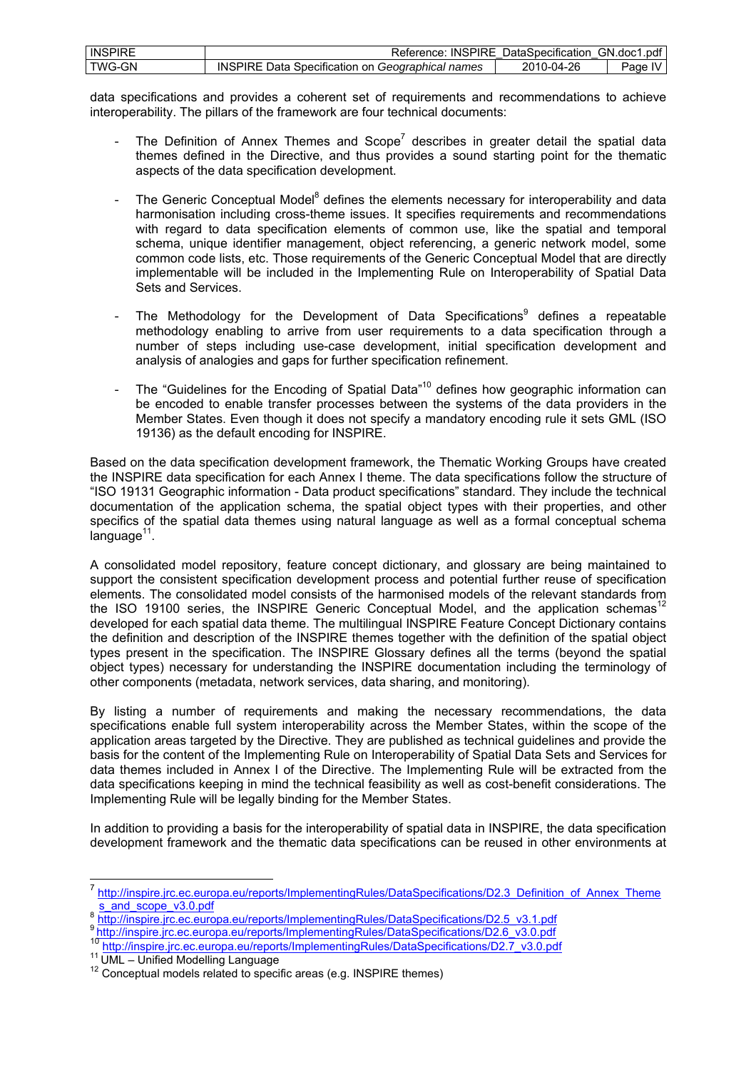data specifications and provides a coherent set of requirements and recommendations to achieve interoperability. The pillars of the framework are four technical documents:

- The Definition of Annex Themes and Scope[7] describes in greater detail the spatial data themes defined in the Directive, and thus provides a sound starting point for the thematic aspects of the data specification development.

- The Generic Conceptual Model[8] defines the elements necessary for interoperability and data harmonisation including cross-theme issues. It specifies requirements and recommendations with regard to data specification elements of common use, like the spatial and temporal schema, unique identifier management, object referencing, a generic network model, some common code lists, etc. Those requirements of the Generic Conceptual Model that are directly implementable will be included in the Implementing Rule on Interoperability of Spatial Data Sets and Services.

- The Methodology for the Development of Data Specifications[9] defines a repeatable methodology enabling to arrive from user requirements to a data specification through a number of steps including use-case development, initial specification development and analysis of analogies and gaps for further specification refinement.

- The "Guidelines for the Encoding of Spatial Data"[10] defines how geographic information can be encoded to enable transfer processes between the systems of the data providers in the Member States. Even though it does not specify a mandatory encoding rule it sets GML (ISO 19136) as the default encoding for INSPIRE.

Based on the data specification development framework, the Thematic Working Groups have created the INSPIRE data specification for each Annex I theme. The data specifications follow the structure of "ISO 19131 Geographic information - Data product specifications" standard. They include the technical documentation of the application schema, the spatial object types with their properties, and other specifics of the spatial data themes using natural language as well as a formal conceptual schema language[11].

A consolidated model repository, feature concept dictionary, and glossary are being maintained to support the consistent specification development process and potential further reuse of specification elements. The consolidated model consists of the harmonised models of the relevant standards from the ISO 19100 series, the INSPIRE Generic Conceptual Model, and the application schemas[12] developed for each spatial data theme. The multilingual INSPIRE Feature Concept Dictionary contains the definition and description of the INSPIRE themes together with the definition of the spatial object types present in the specification. The INSPIRE Glossary defines all the terms (beyond the spatial object types) necessary for understanding the INSPIRE documentation including the terminology of other components (metadata, network services, data sharing, and monitoring).

By listing a number of requirements and making the necessary recommendations, the data specifications enable full system interoperability across the Member States, within the scope of the application areas targeted by the Directive. They are published as technical guidelines and provide the basis for the content of the Implementing Rule on Interoperability of Spatial Data Sets and Services for data themes included in Annex I of the Directive. The Implementing Rule will be extracted from the data specifications keeping in mind the technical feasibility as well as cost-benefit considerations. The Implementing Rule will be legally binding for the Member States.

In addition to providing a basis for the interoperability of spatial data in INSPIRE, the data specification development framework and the thematic data specifications can be reused in other environments at

---

[7] http://inspire.jrc.ec.europa.eu/reports/ImplementingRules/DataSpecifications/D2.3_Definition_of_Annex_Themes_and_scope_v3.0.pdf

[8] http://inspire.jrc.ec.europa.eu/reports/ImplementingRules/DataSpecifications/D2.5_v3.1.pdf

[9] http://inspire.jrc.ec.europa.eu/reports/ImplementingRules/DataSpecifications/D2.6_v3.0.pdf

[10] http://inspire.jrc.ec.europa.eu/reports/ImplementingRules/DataSpecifications/D2.7_v3.0.pdf

[11] UML – Unified Modelling Language

[12] Conceptual models related to specific areas (e.g. INSPIRE themes)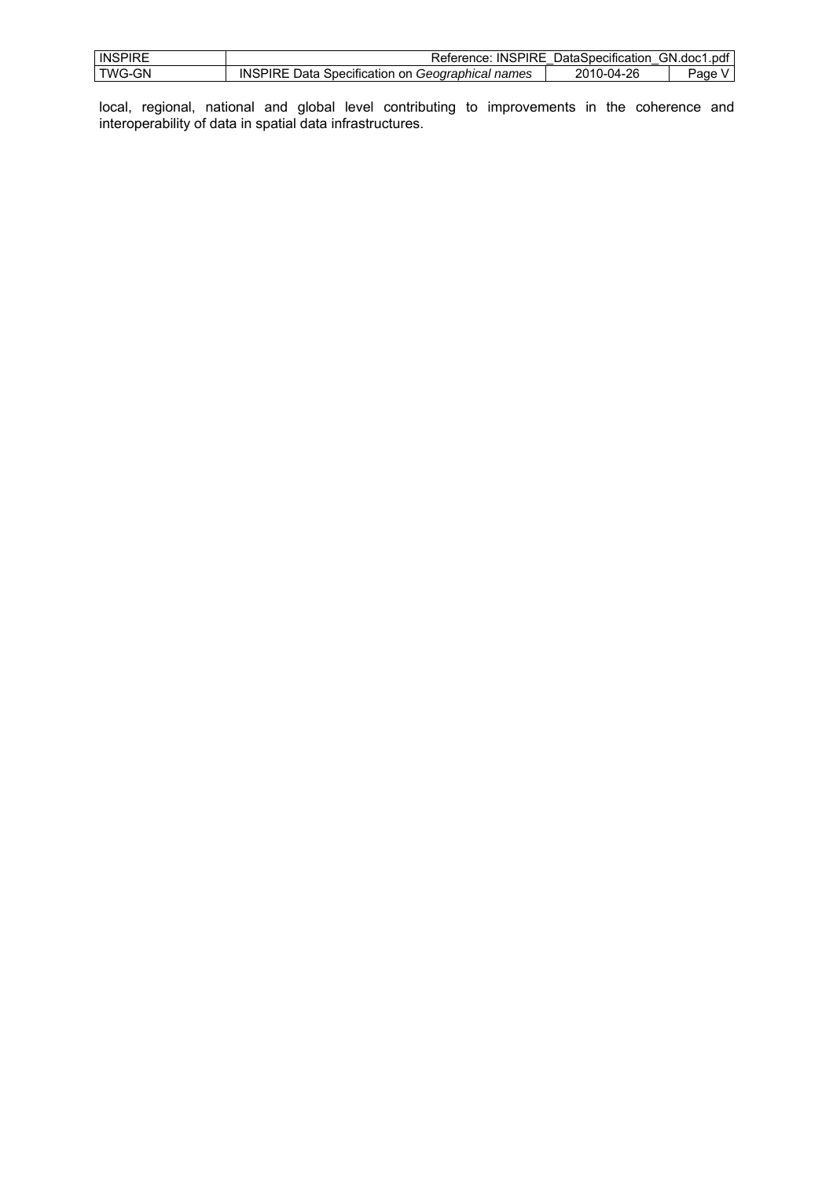local, regional, national and global level contributing to improvements in the coherence and interoperability of data in spatial data infrastructures.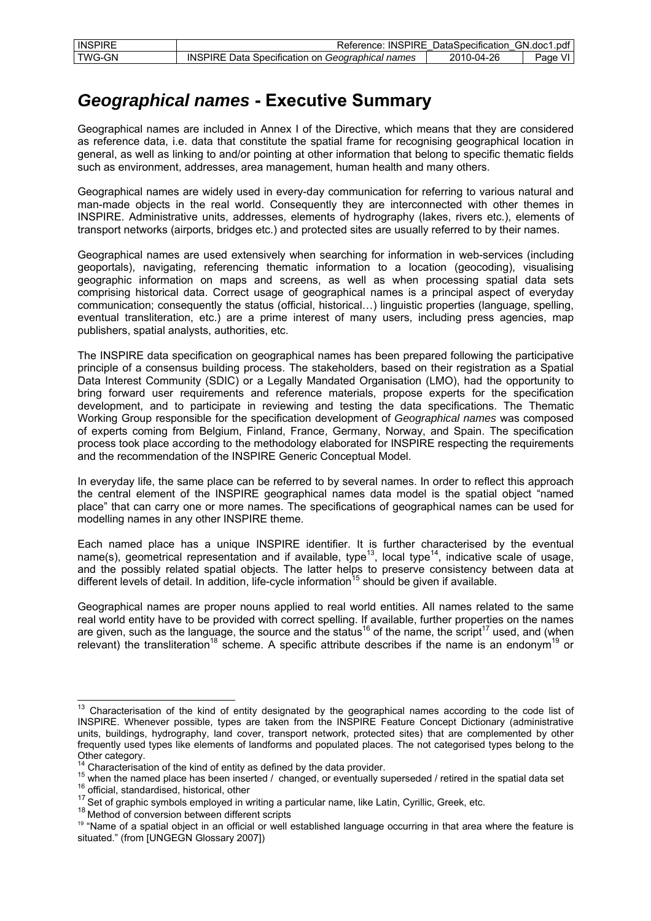# *Geographical names* - Executive Summary

Geographical names are included in Annex I of the Directive, which means that they are considered as reference data, i.e. data that constitute the spatial frame for recognising geographical location in general, as well as linking to and/or pointing at other information that belong to specific thematic fields such as environment, addresses, area management, human health and many others.

Geographical names are widely used in every-day communication for referring to various natural and man-made objects in the real world. Consequently they are interconnected with other themes in INSPIRE. Administrative units, addresses, elements of hydrography (lakes, rivers etc.), elements of transport networks (airports, bridges etc.) and protected sites are usually referred to by their names.

Geographical names are used extensively when searching for information in web-services (including geoportals), navigating, referencing thematic information to a location (geocoding), visualising geographic information on maps and screens, as well as when processing spatial data sets comprising historical data. Correct usage of geographical names is a principal aspect of everyday communication; consequently the status (official, historical…) linguistic properties (language, spelling, eventual transliteration, etc.) are a prime interest of many users, including press agencies, map publishers, spatial analysts, authorities, etc.

The INSPIRE data specification on geographical names has been prepared following the participative principle of a consensus building process. The stakeholders, based on their registration as a Spatial Data Interest Community (SDIC) or a Legally Mandated Organisation (LMO), had the opportunity to bring forward user requirements and reference materials, propose experts for the specification development, and to participate in reviewing and testing the data specifications. The Thematic Working Group responsible for the specification development of *Geographical names* was composed of experts coming from Belgium, Finland, France, Germany, Norway, and Spain. The specification process took place according to the methodology elaborated for INSPIRE respecting the requirements and the recommendation of the INSPIRE Generic Conceptual Model.

In everyday life, the same place can be referred to by several names. In order to reflect this approach the central element of the INSPIRE geographical names data model is the spatial object "named place" that can carry one or more names. The specifications of geographical names can be used for modelling names in any other INSPIRE theme.

Each named place has a unique INSPIRE identifier. It is further characterised by the eventual name(s), geometrical representation and if available, type[13], local type[14], indicative scale of usage, and the possibly related spatial objects. The latter helps to preserve consistency between data at different levels of detail. In addition, life-cycle information[15] should be given if available.

Geographical names are proper nouns applied to real world entities. All names related to the same real world entity have to be provided with correct spelling. If available, further properties on the names are given, such as the language, the source and the status[16] of the name, the script[17] used, and (when relevant) the transliteration[18] scheme. A specific attribute describes if the name is an endonym[19] or

---

[13] Characterisation of the kind of entity designated by the geographical names according to the code list of INSPIRE. Whenever possible, types are taken from the INSPIRE Feature Concept Dictionary (administrative units, buildings, hydrography, land cover, transport network, protected sites) that are complemented by other frequently used types like elements of landforms and populated places. The not categorised types belong to the Other category.

[14] Characterisation of the kind of entity as defined by the data provider.

[15] when the named place has been inserted / changed, or eventually superseded / retired in the spatial data set

[16] official, standardised, historical, other

[17] Set of graphic symbols employed in writing a particular name, like Latin, Cyrillic, Greek, etc.

[18] Method of conversion between different scripts

[19] "Name of a spatial object in an official or well established language occurring in that area where the feature is situated." (from [UNGEGN Glossary 2007])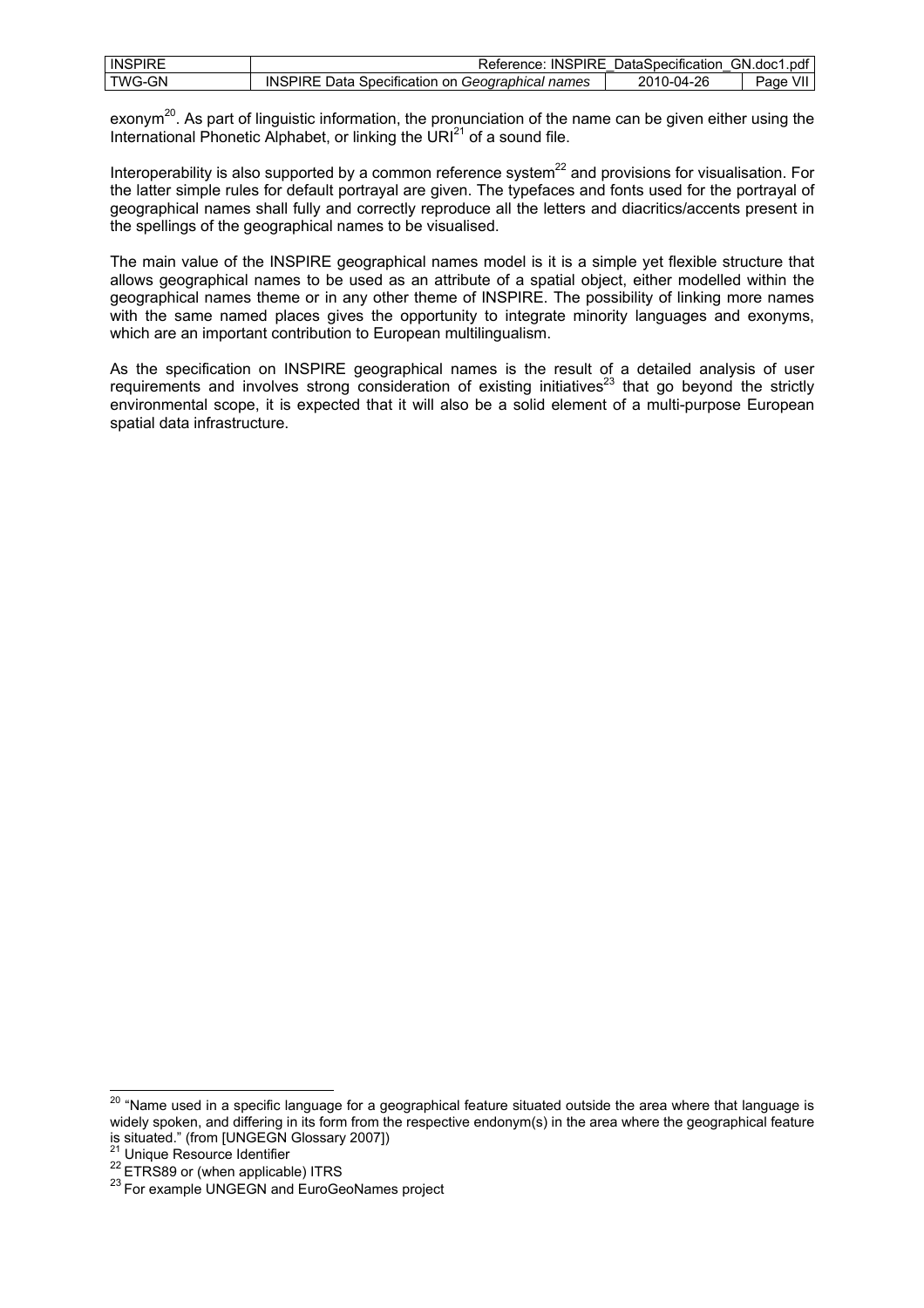exonym[20]. As part of linguistic information, the pronunciation of the name can be given either using the International Phonetic Alphabet, or linking the URI[21] of a sound file.

Interoperability is also supported by a common reference system[22] and provisions for visualisation. For the latter simple rules for default portrayal are given. The typefaces and fonts used for the portrayal of geographical names shall fully and correctly reproduce all the letters and diacritics/accents present in the spellings of the geographical names to be visualised.

The main value of the INSPIRE geographical names model is it is a simple yet flexible structure that allows geographical names to be used as an attribute of a spatial object, either modelled within the geographical names theme or in any other theme of INSPIRE. The possibility of linking more names with the same named places gives the opportunity to integrate minority languages and exonyms, which are an important contribution to European multilingualism.

As the specification on INSPIRE geographical names is the result of a detailed analysis of user requirements and involves strong consideration of existing initiatives[23] that go beyond the strictly environmental scope, it is expected that it will also be a solid element of a multi-purpose European spatial data infrastructure.

---

[20] "Name used in a specific language for a geographical feature situated outside the area where that language is widely spoken, and differing in its form from the respective endonym(s) in the area where the geographical feature is situated." (from [UNGEGN Glossary 2007])

[21] Unique Resource Identifier

[22] ETRS89 or (when applicable) ITRS

[23] For example UNGEGN and EuroGeoNames project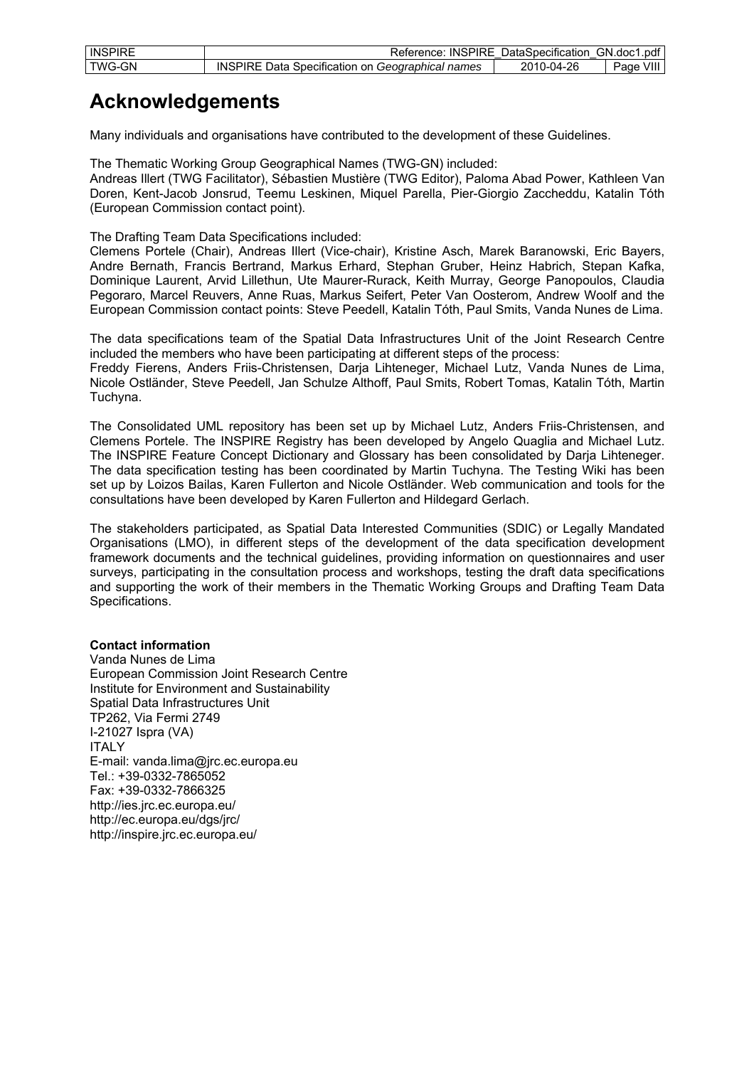# Acknowledgements

Many individuals and organisations have contributed to the development of these Guidelines.

The Thematic Working Group Geographical Names (TWG-GN) included:
Andreas Illert (TWG Facilitator), Sébastien Mustière (TWG Editor), Paloma Abad Power, Kathleen Van Doren, Kent-Jacob Jonsrud, Teemu Leskinen, Miquel Parella, Pier-Giorgio Zaccheddu, Katalin Tóth (European Commission contact point).

The Drafting Team Data Specifications included:
Clemens Portele (Chair), Andreas Illert (Vice-chair), Kristine Asch, Marek Baranowski, Eric Bayers, Andre Bernath, Francis Bertrand, Markus Erhard, Stephan Gruber, Heinz Habrich, Stepan Kafka, Dominique Laurent, Arvid Lillethun, Ute Maurer-Rurack, Keith Murray, George Panopoulos, Claudia Pegoraro, Marcel Reuvers, Anne Ruas, Markus Seifert, Peter Van Oosterom, Andrew Woolf and the European Commission contact points: Steve Peedell, Katalin Tóth, Paul Smits, Vanda Nunes de Lima.

The data specifications team of the Spatial Data Infrastructures Unit of the Joint Research Centre included the members who have been participating at different steps of the process:
Freddy Fierens, Anders Friis-Christensen, Darja Lihteneger, Michael Lutz, Vanda Nunes de Lima, Nicole Ostländer, Steve Peedell, Jan Schulze Althoff, Paul Smits, Robert Tomas, Katalin Tóth, Martin Tuchyna.

The Consolidated UML repository has been set up by Michael Lutz, Anders Friis-Christensen, and Clemens Portele. The INSPIRE Registry has been developed by Angelo Quaglia and Michael Lutz. The INSPIRE Feature Concept Dictionary and Glossary has been consolidated by Darja Lihteneger. The data specification testing has been coordinated by Martin Tuchyna. The Testing Wiki has been set up by Loizos Bailas, Karen Fullerton and Nicole Ostländer. Web communication and tools for the consultations have been developed by Karen Fullerton and Hildegard Gerlach.

The stakeholders participated, as Spatial Data Interested Communities (SDIC) or Legally Mandated Organisations (LMO), in different steps of the development of the data specification development framework documents and the technical guidelines, providing information on questionnaires and user surveys, participating in the consultation process and workshops, testing the draft data specifications and supporting the work of their members in the Thematic Working Groups and Drafting Team Data Specifications.

**Contact information**
Vanda Nunes de Lima
European Commission Joint Research Centre
Institute for Environment and Sustainability
Spatial Data Infrastructures Unit
TP262, Via Fermi 2749
I-21027 Ispra (VA)
ITALY
E-mail: vanda.lima@jrc.ec.europa.eu
Tel.: +39-0332-7865052
Fax: +39-0332-7866325
http://ies.jrc.ec.europa.eu/
http://ec.europa.eu/dgs/jrc/
http://inspire.jrc.ec.europa.eu/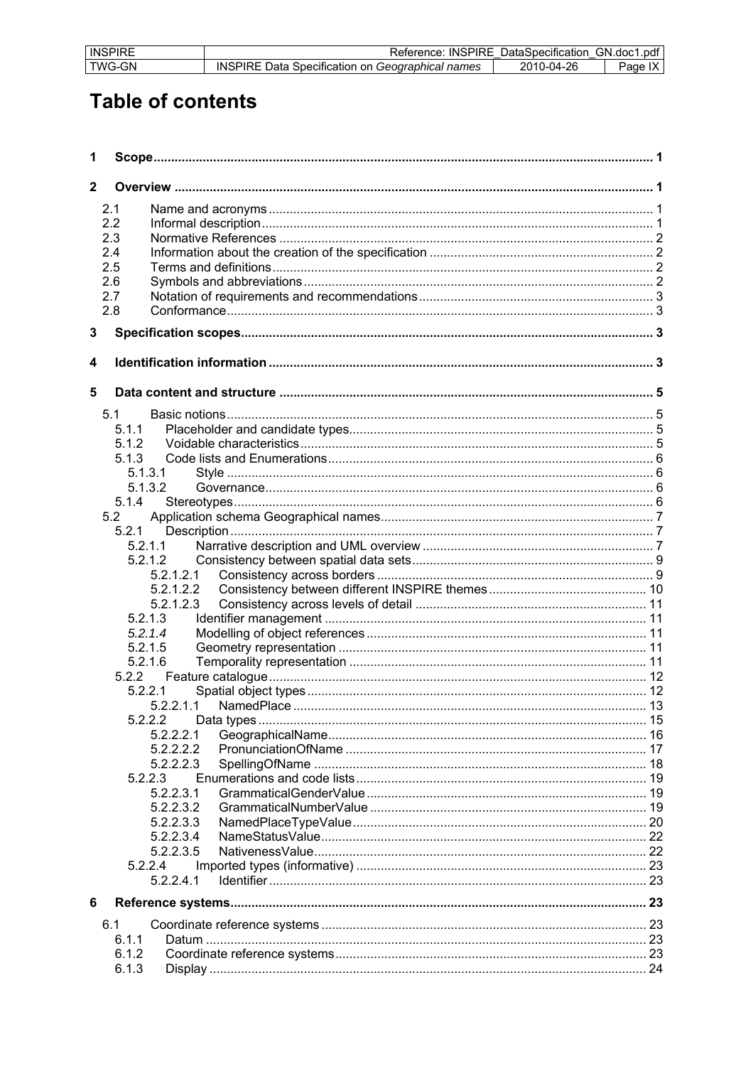# Table of contents

1 Scope .......... 1

2 Overview .......... 1

- 2.1 Name and acronyms .......... 1
- 2.2 Informal description .......... 1
- 2.3 Normative References .......... 2
- 2.4 Information about the creation of the specification .......... 2
- 2.5 Terms and definitions .......... 2
- 2.6 Symbols and abbreviations .......... 2
- 2.7 Notation of requirements and recommendations .......... 3
- 2.8 Conformance .......... 3

3 Specification scopes .......... 3

4 Identification information .......... 3

5 Data content and structure .......... 5

- 5.1 Basic notions .......... 5
  - 5.1.1 Placeholder and candidate types .......... 5
  - 5.1.2 Voidable characteristics .......... 5
  - 5.1.3 Code lists and Enumerations .......... 6
    - 5.1.3.1 Style .......... 6
    - 5.1.3.2 Governance .......... 6
  - 5.1.4 Stereotypes .......... 6
- 5.2 Application schema Geographical names .......... 7
  - 5.2.1 Description .......... 7
    - 5.2.1.1 Narrative description and UML overview .......... 7
    - 5.2.1.2 Consistency between spatial data sets .......... 9
      - 5.2.1.2.1 Consistency across borders .......... 9
      - 5.2.1.2.2 Consistency between different INSPIRE themes .......... 10
      - 5.2.1.2.3 Consistency across levels of detail .......... 11
    - 5.2.1.3 Identifier management .......... 11
    - *5.2.1.4* Modelling of object references .......... 11
    - 5.2.1.5 Geometry representation .......... 11
    - 5.2.1.6 Temporality representation .......... 11
  - 5.2.2 Feature catalogue .......... 12
    - 5.2.2.1 Spatial object types .......... 12
      - 5.2.2.1.1 NamedPlace .......... 13
    - 5.2.2.2 Data types .......... 15
      - 5.2.2.2.1 GeographicalName .......... 16
      - 5.2.2.2.2 PronunciationOfName .......... 17
      - 5.2.2.2.3 SpellingOfName .......... 18
    - 5.2.2.3 Enumerations and code lists .......... 19
      - 5.2.2.3.1 GrammaticalGenderValue .......... 19
      - 5.2.2.3.2 GrammaticalNumberValue .......... 19
      - 5.2.2.3.3 NamedPlaceTypeValue .......... 20
      - 5.2.2.3.4 NameStatusValue .......... 22
      - 5.2.2.3.5 NativenessValue .......... 22
    - 5.2.2.4 Imported types (informative) .......... 23
      - 5.2.2.4.1 Identifier .......... 23

6 Reference systems .......... 23

- 6.1 Coordinate reference systems .......... 23
  - 6.1.1 Datum .......... 23
  - 6.1.2 Coordinate reference systems .......... 23
  - 6.1.3 Display .......... 24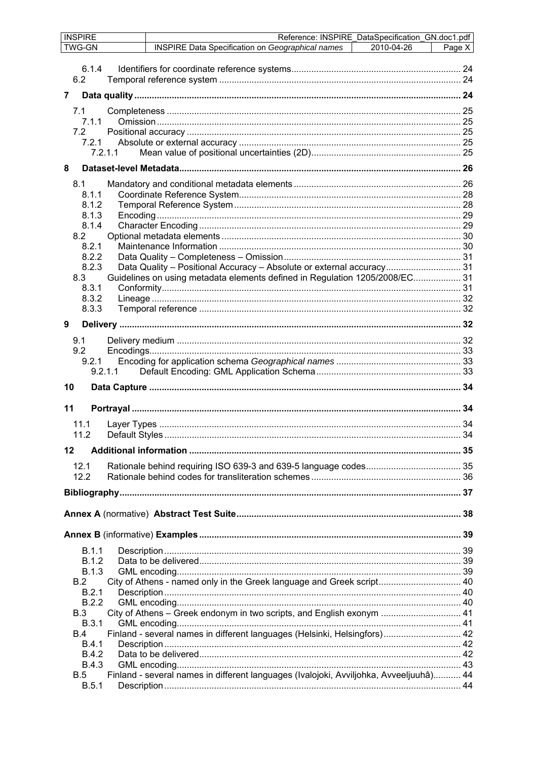6.1.4 Identifiers for coordinate reference systems ........ 24
6.2 Temporal reference system ........ 24

**7 Data quality ........ 24**

7.1 Completeness ........ 25
7.1.1 Omission ........ 25
7.2 Positional accuracy ........ 25
7.2.1 Absolute or external accuracy ........ 25
7.2.1.1 Mean value of positional uncertainties (2D) ........ 25

**8 Dataset-level Metadata ........ 26**

8.1 Mandatory and conditional metadata elements ........ 26
8.1.1 Coordinate Reference System ........ 28
8.1.2 Temporal Reference System ........ 28
8.1.3 Encoding ........ 29
8.1.4 Character Encoding ........ 29
8.2 Optional metadata elements ........ 30
8.2.1 Maintenance Information ........ 30
8.2.2 Data Quality – Completeness – Omission ........ 31
8.2.3 Data Quality – Positional Accuracy – Absolute or external accuracy ........ 31
8.3 Guidelines on using metadata elements defined in Regulation 1205/2008/EC ........ 31
8.3.1 Conformity ........ 31
8.3.2 Lineage ........ 32
8.3.3 Temporal reference ........ 32

**9 Delivery ........ 32**

9.1 Delivery medium ........ 32
9.2 Encodings ........ 33
9.2.1 Encoding for application schema *Geographical names* ........ 33
9.2.1.1 Default Encoding: GML Application Schema ........ 33

**10 Data Capture ........ 34**

**11 Portrayal ........ 34**

11.1 Layer Types ........ 34
11.2 Default Styles ........ 34

**12 Additional information ........ 35**

12.1 Rationale behind requiring ISO 639-3 and 639-5 language codes ........ 35
12.2 Rationale behind codes for transliteration schemes ........ 36

**Bibliography ........ 37**

**Annex A** (normative) **Abstract Test Suite ........ 38**

**Annex B** (informative) **Examples ........ 39**

B.1.1 Description ........ 39
B.1.2 Data to be delivered ........ 39
B.1.3 GML encoding ........ 39
B.2 City of Athens - named only in the Greek language and Greek script ........ 40
B.2.1 Description ........ 40
B.2.2 GML encoding ........ 40
B.3 City of Athens – Greek endonym in two scripts, and English exonym ........ 41
B.3.1 GML encoding ........ 41
B.4 Finland - several names in different languages (Helsinki, Helsingfors) ........ 42
B.4.1 Description ........ 42
B.4.2 Data to be delivered ........ 42
B.4.3 GML encoding ........ 43
B.5 Finland - several names in different languages (Ivalojoki, Avviljohka, Avveeljuuhâ) ........ 44
B.5.1 Description ........ 44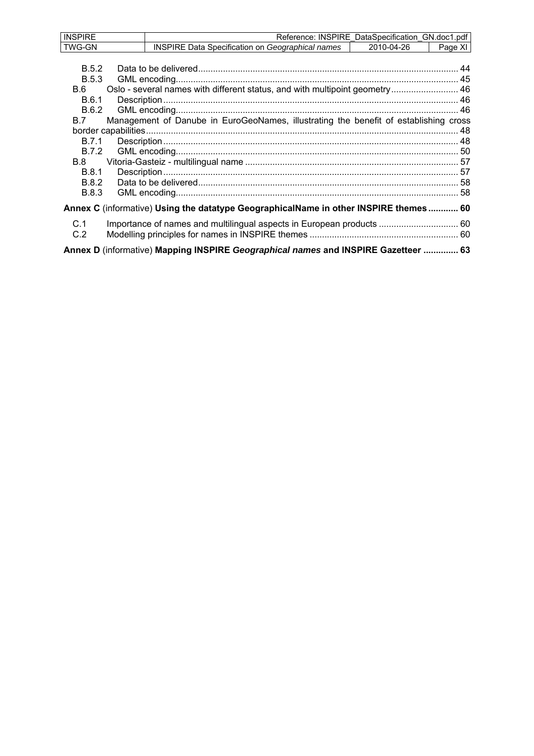B.5.2 Data to be delivered........................................................................................................ 44
B.5.3 GML encoding................................................................................................................. 45
B.6 Oslo - several names with different status, and with multipoint geometry........................... 46
B.6.1 Description...................................................................................................................... 46
B.6.2 GML encoding................................................................................................................. 46
B.7 Management of Danube in EuroGeoNames, illustrating the benefit of establishing cross border capabilities............................................................................................................................ 48
B.7.1 Description...................................................................................................................... 48
B.7.2 GML encoding................................................................................................................. 50
B.8 Vitoria-Gasteiz - multilingual name ..................................................................................... 57
B.8.1 Description...................................................................................................................... 57
B.8.2 Data to be delivered........................................................................................................ 58
B.8.3 GML encoding................................................................................................................. 58

**Annex C** (informative) **Using the datatype GeographicalName in other INSPIRE themes ............ 60**

C.1 Importance of names and multilingual aspects in European products ................................ 60
C.2 Modelling principles for names in INSPIRE themes ............................................................ 60

**Annex D** (informative) **Mapping INSPIRE *Geographical names* and INSPIRE Gazetteer .............. 63**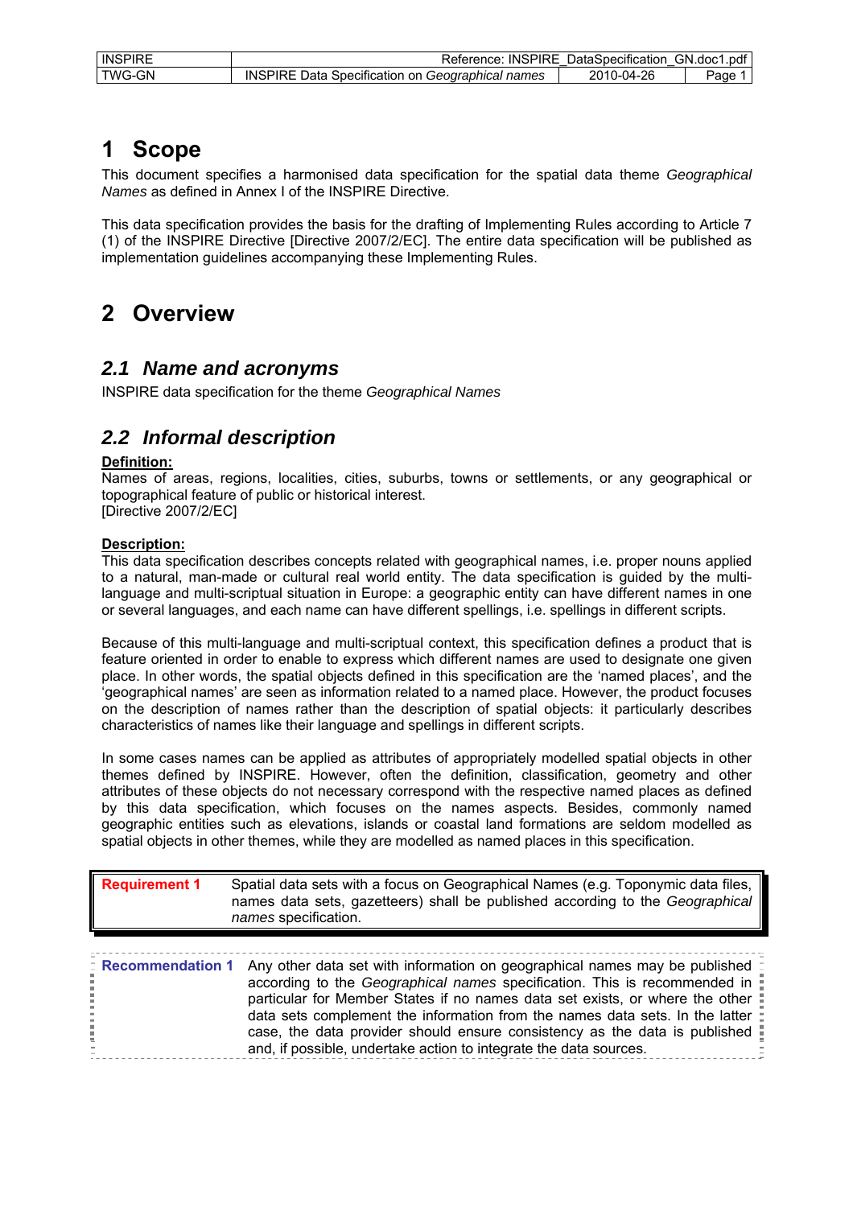# 1 Scope

This document specifies a harmonised data specification for the spatial data theme *Geographical Names* as defined in Annex I of the INSPIRE Directive.

This data specification provides the basis for the drafting of Implementing Rules according to Article 7 (1) of the INSPIRE Directive [Directive 2007/2/EC]. The entire data specification will be published as implementation guidelines accompanying these Implementing Rules.

# 2 Overview

## *2.1 Name and acronyms*

INSPIRE data specification for the theme *Geographical Names*

## *2.2 Informal description*

**Definition:**

Names of areas, regions, localities, cities, suburbs, towns or settlements, or any geographical or topographical feature of public or historical interest.
[Directive 2007/2/EC]

**Description:**

This data specification describes concepts related with geographical names, i.e. proper nouns applied to a natural, man-made or cultural real world entity. The data specification is guided by the multi-language and multi-scriptual situation in Europe: a geographic entity can have different names in one or several languages, and each name can have different spellings, i.e. spellings in different scripts.

Because of this multi-language and multi-scriptual context, this specification defines a product that is feature oriented in order to enable to express which different names are used to designate one given place. In other words, the spatial objects defined in this specification are the 'named places', and the 'geographical names' are seen as information related to a named place. However, the product focuses on the description of names rather than the description of spatial objects: it particularly describes characteristics of names like their language and spellings in different scripts.

In some cases names can be applied as attributes of appropriately modelled spatial objects in other themes defined by INSPIRE. However, often the definition, classification, geometry and other attributes of these objects do not necessary correspond with the respective named places as defined by this data specification, which focuses on the names aspects. Besides, commonly named geographic entities such as elevations, islands or coastal land formations are seldom modelled as spatial objects in other themes, while they are modelled as named places in this specification.

| | |
|---|---|
| **Requirement 1** | Spatial data sets with a focus on Geographical Names (e.g. Toponymic data files, names data sets, gazetteers) shall be published according to the *Geographical names* specification. |

| | |
|---|---|
| **Recommendation 1** | Any other data set with information on geographical names may be published according to the *Geographical names* specification. This is recommended in particular for Member States if no names data set exists, or where the other data sets complement the information from the names data sets. In the latter case, the data provider should ensure consistency as the data is published and, if possible, undertake action to integrate the data sources. |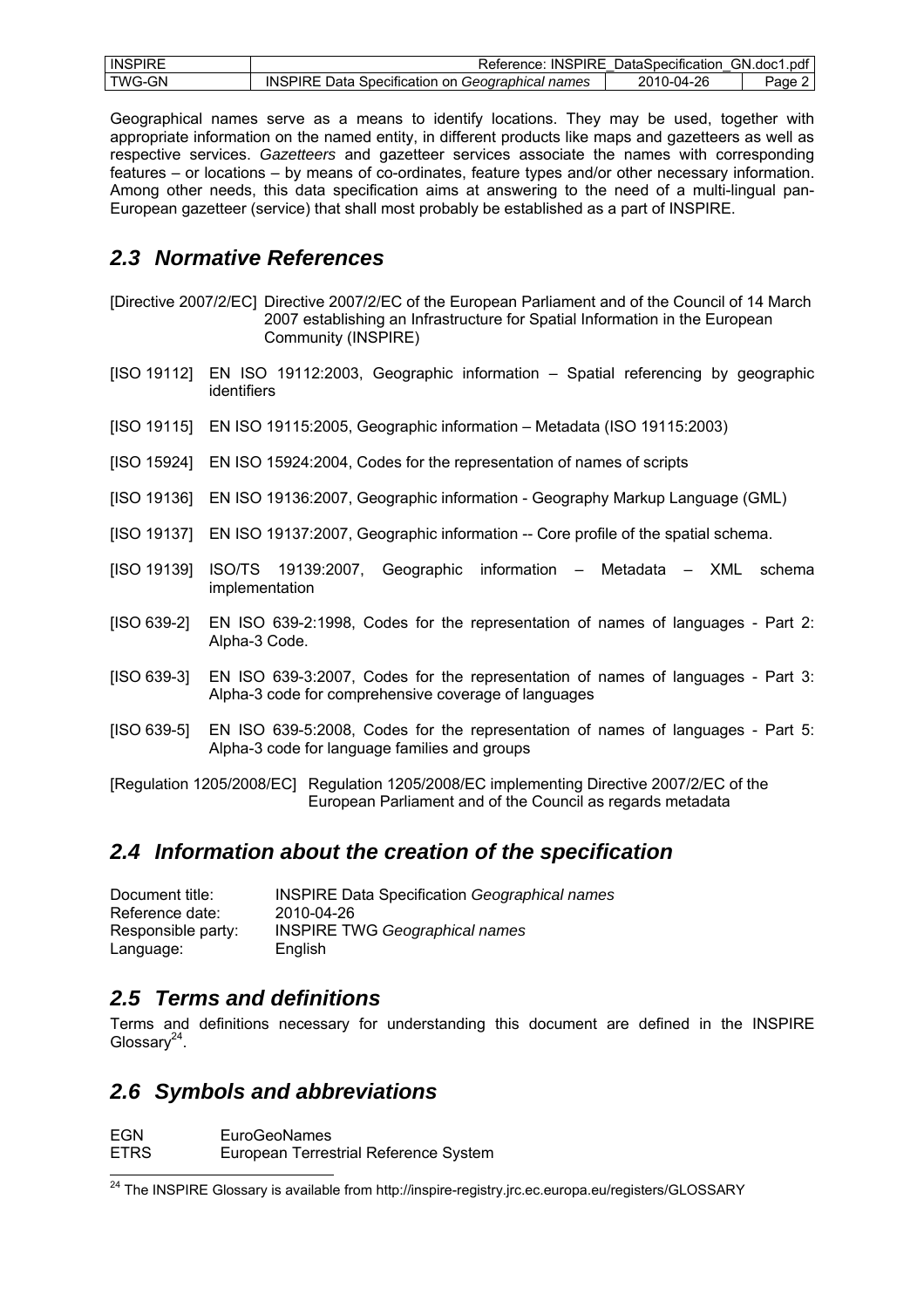Geographical names serve as a means to identify locations. They may be used, together with appropriate information on the named entity, in different products like maps and gazetteers as well as respective services. *Gazetteers* and gazetteer services associate the names with corresponding features – or locations – by means of co-ordinates, feature types and/or other necessary information. Among other needs, this data specification aims at answering to the need of a multi-lingual pan-European gazetteer (service) that shall most probably be established as a part of INSPIRE.

## *2.3 Normative References*

[Directive 2007/2/EC] Directive 2007/2/EC of the European Parliament and of the Council of 14 March 2007 establishing an Infrastructure for Spatial Information in the European Community (INSPIRE)

[ISO 19112] EN ISO 19112:2003, Geographic information – Spatial referencing by geographic identifiers

[ISO 19115] EN ISO 19115:2005, Geographic information – Metadata (ISO 19115:2003)

[ISO 15924] EN ISO 15924:2004, Codes for the representation of names of scripts

[ISO 19136] EN ISO 19136:2007, Geographic information - Geography Markup Language (GML)

[ISO 19137] EN ISO 19137:2007, Geographic information -- Core profile of the spatial schema.

[ISO 19139] ISO/TS 19139:2007, Geographic information – Metadata – XML schema implementation

[ISO 639-2] EN ISO 639-2:1998, Codes for the representation of names of languages - Part 2: Alpha-3 Code.

[ISO 639-3] EN ISO 639-3:2007, Codes for the representation of names of languages - Part 3: Alpha-3 code for comprehensive coverage of languages

[ISO 639-5] EN ISO 639-5:2008, Codes for the representation of names of languages - Part 5: Alpha-3 code for language families and groups

[Regulation 1205/2008/EC] Regulation 1205/2008/EC implementing Directive 2007/2/EC of the European Parliament and of the Council as regards metadata

## *2.4 Information about the creation of the specification*

Document title: INSPIRE Data Specification *Geographical names*
Reference date: 2010-04-26
Responsible party: INSPIRE TWG *Geographical names*
Language: English

## *2.5 Terms and definitions*

Terms and definitions necessary for understanding this document are defined in the INSPIRE Glossary[24].

## *2.6 Symbols and abbreviations*

EGN EuroGeoNames
ETRS European Terrestrial Reference System

[24] The INSPIRE Glossary is available from http://inspire-registry.jrc.ec.europa.eu/registers/GLOSSARY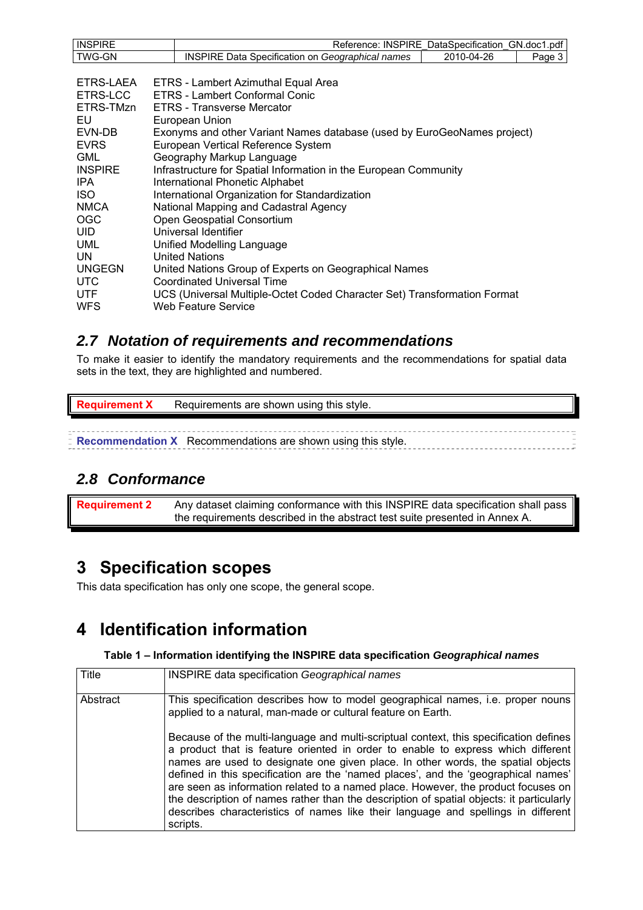| | |
|---|---|
| ETRS-LAEA | ETRS - Lambert Azimuthal Equal Area |
| ETRS-LCC | ETRS - Lambert Conformal Conic |
| ETRS-TMzn | ETRS - Transverse Mercator |
| EU | European Union |
| EVN-DB | Exonyms and other Variant Names database (used by EuroGeoNames project) |
| EVRS | European Vertical Reference System |
| GML | Geography Markup Language |
| INSPIRE | Infrastructure for Spatial Information in the European Community |
| IPA | International Phonetic Alphabet |
| ISO | International Organization for Standardization |
| NMCA | National Mapping and Cadastral Agency |
| OGC | Open Geospatial Consortium |
| UID | Universal Identifier |
| UML | Unified Modelling Language |
| UN | United Nations |
| UNGEGN | United Nations Group of Experts on Geographical Names |
| UTC | Coordinated Universal Time |
| UTF | UCS (Universal Multiple-Octet Coded Character Set) Transformation Format |
| WFS | Web Feature Service |

## 2.7 Notation of requirements and recommendations

To make it easier to identify the mandatory requirements and the recommendations for spatial data sets in the text, they are highlighted and numbered.

**Requirement X** Requirements are shown using this style.

**Recommendation X** Recommendations are shown using this style.

## 2.8 Conformance

**Requirement 2** Any dataset claiming conformance with this INSPIRE data specification shall pass the requirements described in the abstract test suite presented in Annex A.

# 3 Specification scopes

This data specification has only one scope, the general scope.

# 4 Identification information

**Table 1 – Information identifying the INSPIRE data specification *Geographical names***

| | |
|---|---|
| Title | INSPIRE data specification *Geographical names* |
| Abstract | This specification describes how to model geographical names, i.e. proper nouns applied to a natural, man-made or cultural feature on Earth.<br><br>Because of the multi-language and multi-scriptual context, this specification defines a product that is feature oriented in order to enable to express which different names are used to designate one given place. In other words, the spatial objects defined in this specification are the 'named places', and the 'geographical names' are seen as information related to a named place. However, the product focuses on the description of names rather than the description of spatial objects: it particularly describes characteristics of names like their language and spellings in different scripts. |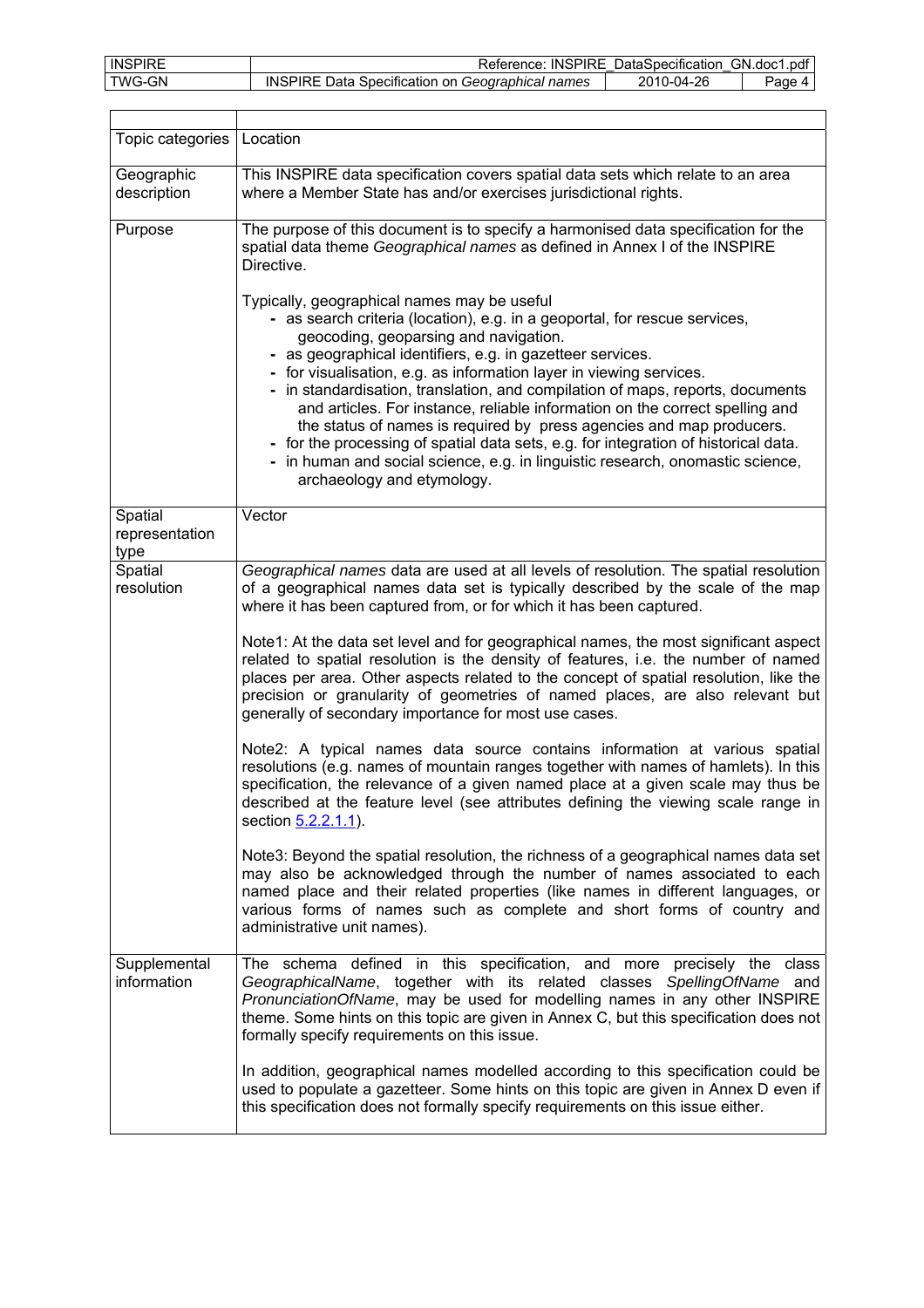| | |
|---|---|
| Topic categories | Location |
| Geographic description | This INSPIRE data specification covers spatial data sets which relate to an area where a Member State has and/or exercises jurisdictional rights. |
| Purpose | The purpose of this document is to specify a harmonised data specification for the spatial data theme *Geographical names* as defined in Annex I of the INSPIRE Directive.<br><br>Typically, geographical names may be useful<br>- as search criteria (location), e.g. in a geoportal, for rescue services, geocoding, geoparsing and navigation.<br>- as geographical identifiers, e.g. in gazetteer services.<br>- for visualisation, e.g. as information layer in viewing services.<br>- in standardisation, translation, and compilation of maps, reports, documents and articles. For instance, reliable information on the correct spelling and the status of names is required by press agencies and map producers.<br>- for the processing of spatial data sets, e.g. for integration of historical data.<br>- in human and social science, e.g. in linguistic research, onomastic science, archaeology and etymology. |
| Spatial representation type | Vector |
| Spatial resolution | *Geographical names* data are used at all levels of resolution. The spatial resolution of a geographical names data set is typically described by the scale of the map where it has been captured from, or for which it has been captured.<br><br>Note1: At the data set level and for geographical names, the most significant aspect related to spatial resolution is the density of features, i.e. the number of named places per area. Other aspects related to the concept of spatial resolution, like the precision or granularity of geometries of named places, are also relevant but generally of secondary importance for most use cases.<br><br>Note2: A typical names data source contains information at various spatial resolutions (e.g. names of mountain ranges together with names of hamlets). In this specification, the relevance of a given named place at a given scale may thus be described at the feature level (see attributes defining the viewing scale range in section 5.2.2.1.1).<br><br>Note3: Beyond the spatial resolution, the richness of a geographical names data set may also be acknowledged through the number of names associated to each named place and their related properties (like names in different languages, or various forms of names such as complete and short forms of country and administrative unit names). |
| Supplemental information | The schema defined in this specification, and more precisely the class *GeographicalName*, together with its related classes *SpellingOfName* and *PronunciationOfName*, may be used for modelling names in any other INSPIRE theme. Some hints on this topic are given in Annex C, but this specification does not formally specify requirements on this issue.<br><br>In addition, geographical names modelled according to this specification could be used to populate a gazetteer. Some hints on this topic are given in Annex D even if this specification does not formally specify requirements on this issue either. |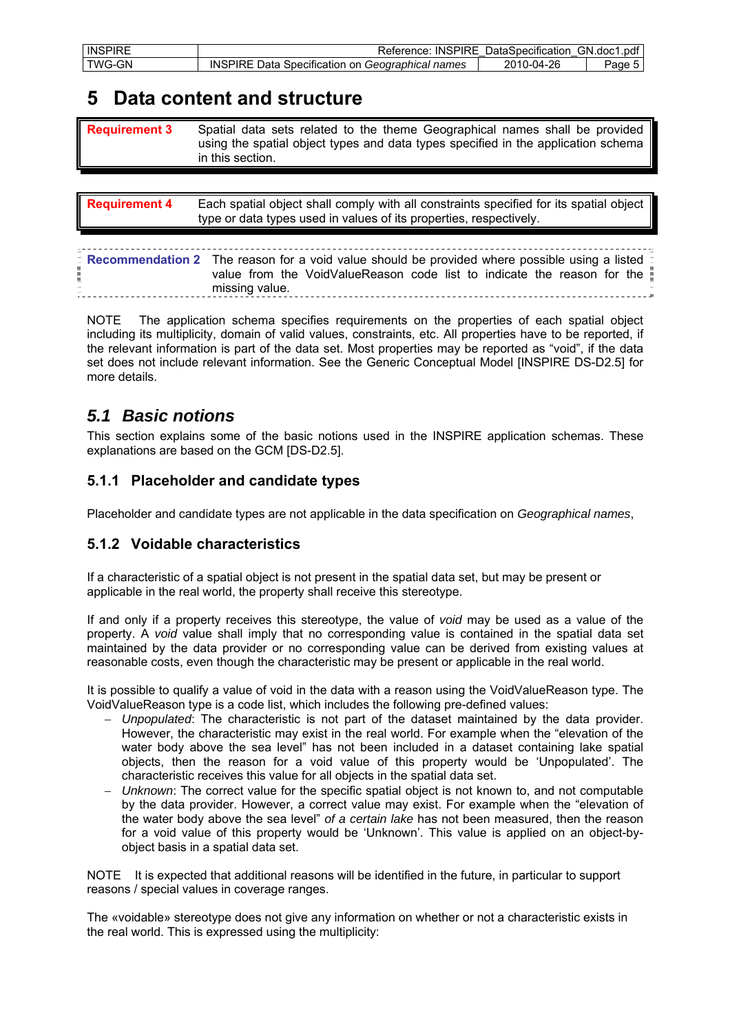# 5 Data content and structure

| | |
|---|---|
| **Requirement 3** | Spatial data sets related to the theme Geographical names shall be provided using the spatial object types and data types specified in the application schema in this section. |

| | |
|---|---|
| **Requirement 4** | Each spatial object shall comply with all constraints specified for its spatial object type or data types used in values of its properties, respectively. |

| | |
|---|---|
| **Recommendation 2** | The reason for a void value should be provided where possible using a listed value from the VoidValueReason code list to indicate the reason for the missing value. |

NOTE The application schema specifies requirements on the properties of each spatial object including its multiplicity, domain of valid values, constraints, etc. All properties have to be reported, if the relevant information is part of the data set. Most properties may be reported as "void", if the data set does not include relevant information. See the Generic Conceptual Model [INSPIRE DS-D2.5] for more details.

## *5.1 Basic notions*

This section explains some of the basic notions used in the INSPIRE application schemas. These explanations are based on the GCM [DS-D2.5].

### 5.1.1 Placeholder and candidate types

Placeholder and candidate types are not applicable in the data specification on *Geographical names*,

### 5.1.2 Voidable characteristics

If a characteristic of a spatial object is not present in the spatial data set, but may be present or applicable in the real world, the property shall receive this stereotype.

If and only if a property receives this stereotype, the value of *void* may be used as a value of the property. A *void* value shall imply that no corresponding value is contained in the spatial data set maintained by the data provider or no corresponding value can be derived from existing values at reasonable costs, even though the characteristic may be present or applicable in the real world.

It is possible to qualify a value of void in the data with a reason using the VoidValueReason type. The VoidValueReason type is a code list, which includes the following pre-defined values:

- *Unpopulated*: The characteristic is not part of the dataset maintained by the data provider. However, the characteristic may exist in the real world. For example when the "elevation of the water body above the sea level" has not been included in a dataset containing lake spatial objects, then the reason for a void value of this property would be 'Unpopulated'. The characteristic receives this value for all objects in the spatial data set.
- *Unknown*: The correct value for the specific spatial object is not known to, and not computable by the data provider. However, a correct value may exist. For example when the "elevation of the water body above the sea level" *of a certain lake* has not been measured, then the reason for a void value of this property would be 'Unknown'. This value is applied on an object-by-object basis in a spatial data set.

NOTE It is expected that additional reasons will be identified in the future, in particular to support reasons / special values in coverage ranges.

The «voidable» stereotype does not give any information on whether or not a characteristic exists in the real world. This is expressed using the multiplicity: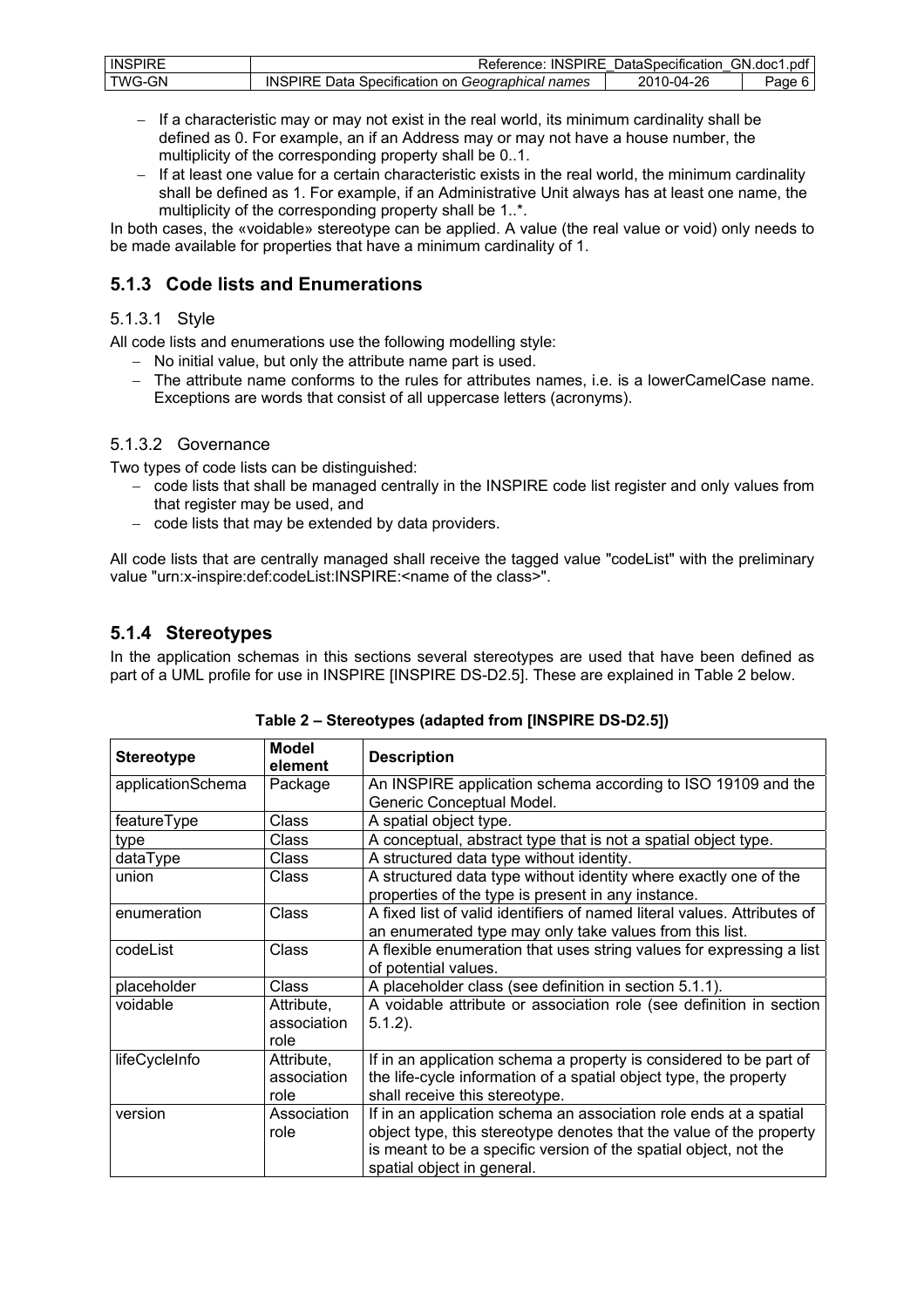- If a characteristic may or may not exist in the real world, its minimum cardinality shall be defined as 0. For example, an if an Address may or may not have a house number, the multiplicity of the corresponding property shall be 0..1.
- If at least one value for a certain characteristic exists in the real world, the minimum cardinality shall be defined as 1. For example, if an Administrative Unit always has at least one name, the multiplicity of the corresponding property shall be 1..*.

In both cases, the «voidable» stereotype can be applied. A value (the real value or void) only needs to be made available for properties that have a minimum cardinality of 1.

### 5.1.3 Code lists and Enumerations

#### 5.1.3.1 Style

All code lists and enumerations use the following modelling style:

- No initial value, but only the attribute name part is used.
- The attribute name conforms to the rules for attributes names, i.e. is a lowerCamelCase name. Exceptions are words that consist of all uppercase letters (acronyms).

#### 5.1.3.2 Governance

Two types of code lists can be distinguished:

- code lists that shall be managed centrally in the INSPIRE code list register and only values from that register may be used, and
- code lists that may be extended by data providers.

All code lists that are centrally managed shall receive the tagged value "codeList" with the preliminary value "urn:x-inspire:def:codeList:INSPIRE:<name of the class>".

### 5.1.4 Stereotypes

In the application schemas in this sections several stereotypes are used that have been defined as part of a UML profile for use in INSPIRE [INSPIRE DS-D2.5]. These are explained in Table 2 below.

**Table 2 – Stereotypes (adapted from [INSPIRE DS-D2.5])**

| Stereotype | Model element | Description |
|---|---|---|
| applicationSchema | Package | An INSPIRE application schema according to ISO 19109 and the Generic Conceptual Model. |
| featureType | Class | A spatial object type. |
| type | Class | A conceptual, abstract type that is not a spatial object type. |
| dataType | Class | A structured data type without identity. |
| union | Class | A structured data type without identity where exactly one of the properties of the type is present in any instance. |
| enumeration | Class | A fixed list of valid identifiers of named literal values. Attributes of an enumerated type may only take values from this list. |
| codeList | Class | A flexible enumeration that uses string values for expressing a list of potential values. |
| placeholder | Class | A placeholder class (see definition in section 5.1.1). |
| voidable | Attribute, association role | A voidable attribute or association role (see definition in section 5.1.2). |
| lifeCycleInfo | Attribute, association role | If in an application schema a property is considered to be part of the life-cycle information of a spatial object type, the property shall receive this stereotype. |
| version | Association role | If in an application schema an association role ends at a spatial object type, this stereotype denotes that the value of the property is meant to be a specific version of the spatial object, not the spatial object in general. |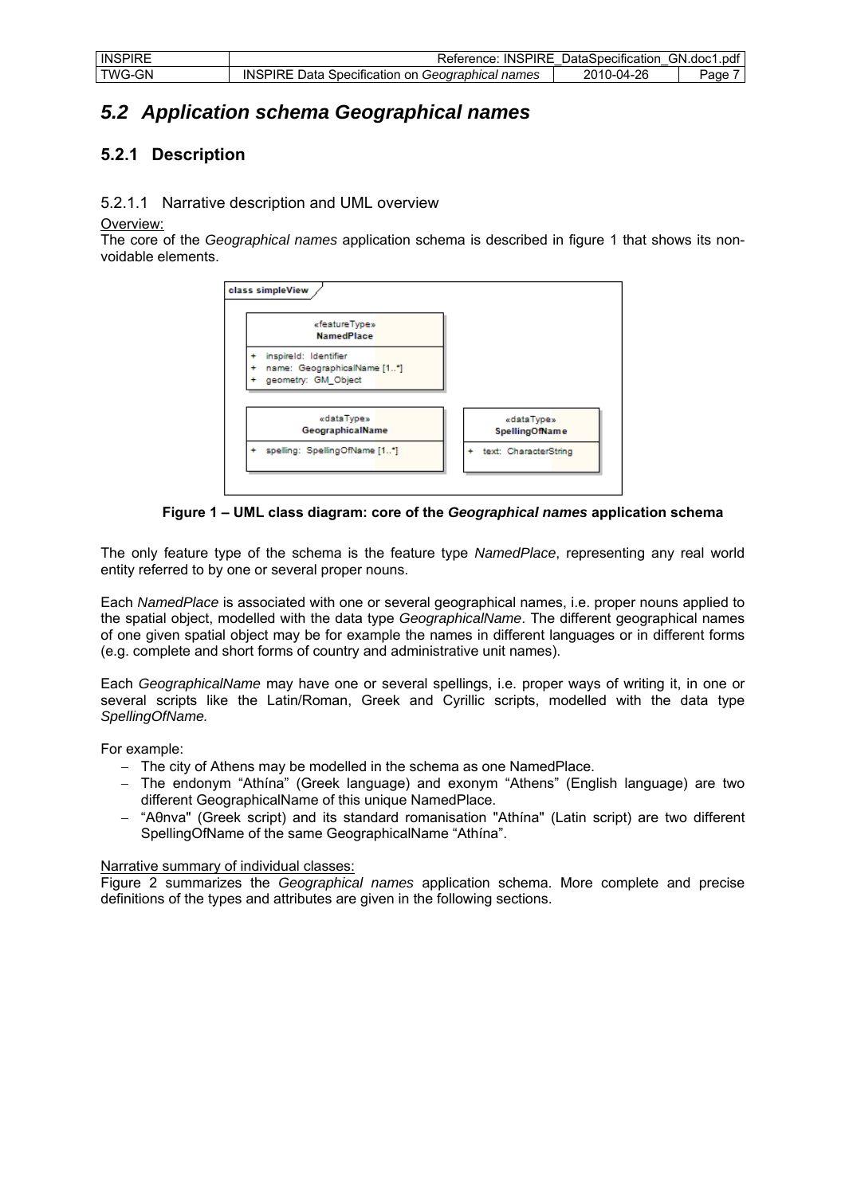## 5.2 Application schema Geographical names

### 5.2.1 Description

#### 5.2.1.1 Narrative description and UML overview

Overview:

The core of the *Geographical names* application schema is described in figure 1 that shows its non-voidable elements.

class simpleView

«featureType»
**NamedPlace**

+ inspireId: Identifier
+ name: GeographicalName [1..*]
+ geometry: GM_Object

«dataType»
**GeographicalName**

+ spelling: SpellingOfName [1..*]

«dataType»
**SpellingOfName**

+ text: CharacterString

**Figure 1 – UML class diagram: core of the *Geographical names* application schema**

The only feature type of the schema is the feature type *NamedPlace*, representing any real world entity referred to by one or several proper nouns.

Each *NamedPlace* is associated with one or several geographical names, i.e. proper nouns applied to the spatial object, modelled with the data type *GeographicalName*. The different geographical names of one given spatial object may be for example the names in different languages or in different forms (e.g. complete and short forms of country and administrative unit names).

Each *GeographicalName* may have one or several spellings, i.e. proper ways of writing it, in one or several scripts like the Latin/Roman, Greek and Cyrillic scripts, modelled with the data type *SpellingOfName.*

For example:

- The city of Athens may be modelled in the schema as one NamedPlace.
- The endonym "Athína" (Greek language) and exonym "Athens" (English language) are two different GeographicalName of this unique NamedPlace.
- "Aθnva" (Greek script) and its standard romanisation "Athína" (Latin script) are two different SpellingOfName of the same GeographicalName "Athína".

Narrative summary of individual classes:

Figure 2 summarizes the *Geographical names* application schema. More complete and precise definitions of the types and attributes are given in the following sections.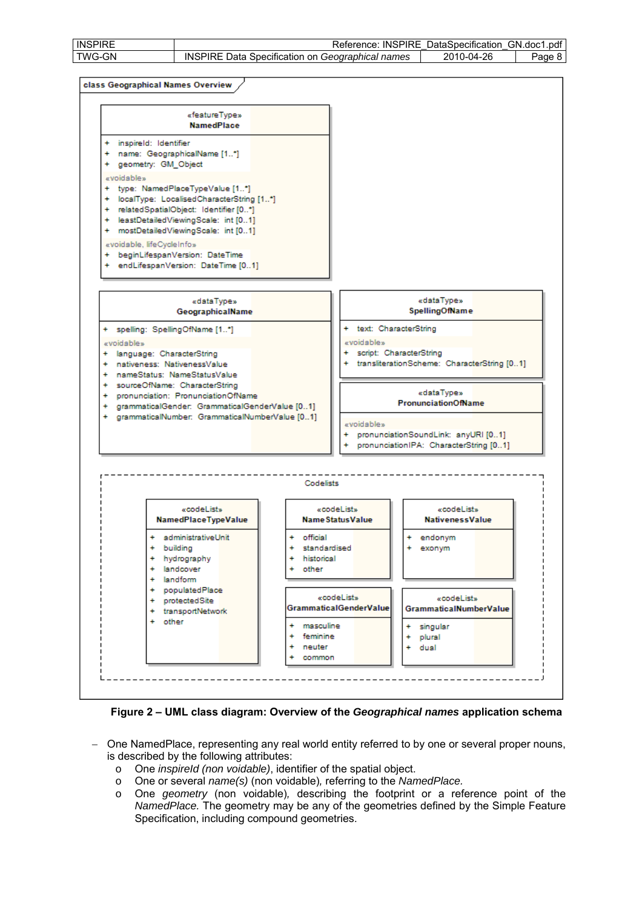class Geographical Names Overview

«featureType»
NamedPlace

+ inspireId: Identifier
+ name: GeographicalName [1..*]
+ geometry: GM_Object

«voidable»
+ type: NamedPlaceTypeValue [1..*]
+ localType: LocalisedCharacterString [1..*]
+ relatedSpatialObject: Identifier [0..*]
+ leastDetailedViewingScale: int [0..1]
+ mostDetailedViewingScale: int [0..1]

«voidable, lifeCycleInfo»
+ beginLifespanVersion: DateTime
+ endLifespanVersion: DateTime [0..1]

«dataType»
GeographicalName

+ spelling: SpellingOfName [1..*]

«voidable»
+ language: CharacterString
+ nativeness: NativenessValue
+ nameStatus: NameStatusValue
+ sourceOfName: CharacterString
+ pronunciation: PronunciationOfName
+ grammaticalGender: GrammaticalGenderValue [0..1]
+ grammaticalNumber: GrammaticalNumberValue [0..1]

«dataType»
SpellingOfName

+ text: CharacterString

«voidable»
+ script: CharacterString
+ transliterationScheme: CharacterString [0..1]

«dataType»
PronunciationOfName

«voidable»
+ pronunciationSoundLink: anyURI [0..1]
+ pronunciationIPA: CharacterString [0..1]

Codelists

«codeList»
NamedPlaceTypeValue

+ administrativeUnit
+ building
+ hydrography
+ landcover
+ landform
+ populatedPlace
+ protectedSite
+ transportNetwork
+ other

«codeList»
NameStatusValue

+ official
+ standardised
+ historical
+ other

«codeList»
NativenessValue

+ endonym
+ exonym

«codeList»
GrammaticalGenderValue

+ masculine
+ feminine
+ neuter
+ common

«codeList»
GrammaticalNumberValue

+ singular
+ plural
+ dual

**Figure 2 – UML class diagram: Overview of the *Geographical names* application schema**

- One NamedPlace, representing any real world entity referred to by one or several proper nouns, is described by the following attributes:
  - One *inspireId (non voidable)*, identifier of the spatial object.
  - One or several *name(s)* (non voidable), referring to the *NamedPlace.*
  - One *geometry* (non voidable), describing the footprint or a reference point of the *NamedPlace.* The geometry may be any of the geometries defined by the Simple Feature Specification, including compound geometries.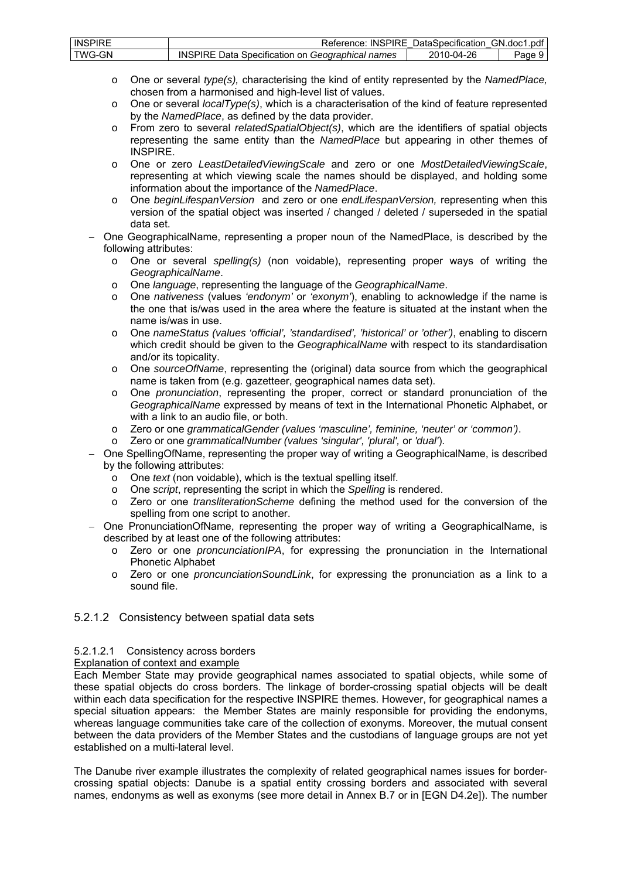- One or several *type(s),* characterising the kind of entity represented by the *NamedPlace,* chosen from a harmonised and high-level list of values.
  - One or several *localType(s)*, which is a characterisation of the kind of feature represented by the *NamedPlace*, as defined by the data provider.
  - From zero to several *relatedSpatialObject(s)*, which are the identifiers of spatial objects representing the same entity than the *NamedPlace* but appearing in other themes of INSPIRE.
  - One or zero *LeastDetailedViewingScale* and zero or one *MostDetailedViewingScale*, representing at which viewing scale the names should be displayed, and holding some information about the importance of the *NamedPlace*.
  - One *beginLifespanVersion* and zero or one *endLifespanVersion,* representing when this version of the spatial object was inserted / changed / deleted / superseded in the spatial data set.
- One GeographicalName, representing a proper noun of the NamedPlace, is described by the following attributes:
  - One or several *spelling(s)* (non voidable), representing proper ways of writing the *GeographicalName*.
  - One *language*, representing the language of the *GeographicalName*.
  - One *nativeness* (values *'endonym'* or *'exonym'*), enabling to acknowledge if the name is the one that is/was used in the area where the feature is situated at the instant when the name is/was in use.
  - One *nameStatus (values 'official', 'standardised', 'historical' or 'other')*, enabling to discern which credit should be given to the *GeographicalName* with respect to its standardisation and/or its topicality.
  - One *sourceOfName*, representing the (original) data source from which the geographical name is taken from (e.g. gazetteer, geographical names data set).
  - One *pronunciation*, representing the proper, correct or standard pronunciation of the *GeographicalName* expressed by means of text in the International Phonetic Alphabet, or with a link to an audio file, or both.
  - Zero or one *grammaticalGender (values 'masculine', feminine, 'neuter' or 'common')*.
  - Zero or one *grammaticalNumber (values 'singular', 'plural',* or *'dual'*).
- One SpellingOfName, representing the proper way of writing a GeographicalName, is described by the following attributes:
  - One *text* (non voidable), which is the textual spelling itself.
  - One *script*, representing the script in which the *Spelling* is rendered.
  - Zero or one *transliterationScheme* defining the method used for the conversion of the spelling from one script to another.
- One PronunciationOfName, representing the proper way of writing a GeographicalName, is described by at least one of the following attributes:
  - Zero or one *proncunciationIPA*, for expressing the pronunciation in the International Phonetic Alphabet
  - Zero or one *proncunciationSoundLink*, for expressing the pronunciation as a link to a sound file.

### 5.2.1.2 Consistency between spatial data sets

#### 5.2.1.2.1 Consistency across borders

Explanation of context and example

Each Member State may provide geographical names associated to spatial objects, while some of these spatial objects do cross borders. The linkage of border-crossing spatial objects will be dealt within each data specification for the respective INSPIRE themes. However, for geographical names a special situation appears: the Member States are mainly responsible for providing the endonyms, whereas language communities take care of the collection of exonyms. Moreover, the mutual consent between the data providers of the Member States and the custodians of language groups are not yet established on a multi-lateral level.

The Danube river example illustrates the complexity of related geographical names issues for border-crossing spatial objects: Danube is a spatial entity crossing borders and associated with several names, endonyms as well as exonyms (see more detail in Annex B.7 or in [EGN D4.2e]). The number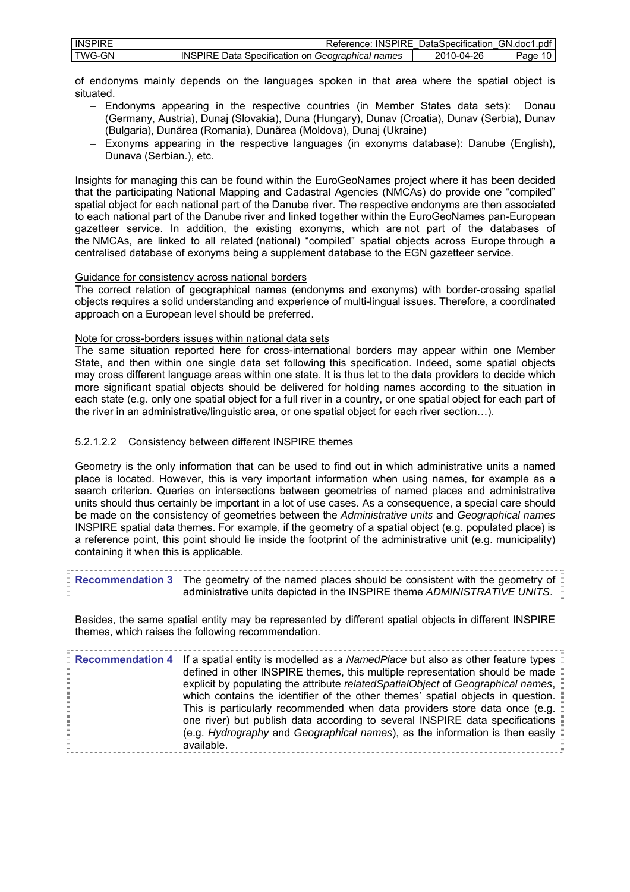of endonyms mainly depends on the languages spoken in that area where the spatial object is situated.

- Endonyms appearing in the respective countries (in Member States data sets): Donau (Germany, Austria), Dunaj (Slovakia), Duna (Hungary), Dunav (Croatia), Dunav (Serbia), Dunav (Bulgaria), Dunărea (Romania), Dunărea (Moldova), Dunaj (Ukraine)
- Exonyms appearing in the respective languages (in exonyms database): Danube (English), Dunava (Serbian.), etc.

Insights for managing this can be found within the EuroGeoNames project where it has been decided that the participating National Mapping and Cadastral Agencies (NMCAs) do provide one "compiled" spatial object for each national part of the Danube river. The respective endonyms are then associated to each national part of the Danube river and linked together within the EuroGeoNames pan-European gazetteer service. In addition, the existing exonyms, which are not part of the databases of the NMCAs, are linked to all related (national) "compiled" spatial objects across Europe through a centralised database of exonyms being a supplement database to the EGN gazetteer service.

Guidance for consistency across national borders

The correct relation of geographical names (endonyms and exonyms) with border-crossing spatial objects requires a solid understanding and experience of multi-lingual issues. Therefore, a coordinated approach on a European level should be preferred.

Note for cross-borders issues within national data sets

The same situation reported here for cross-international borders may appear within one Member State, and then within one single data set following this specification. Indeed, some spatial objects may cross different language areas within one state. It is thus let to the data providers to decide which more significant spatial objects should be delivered for holding names according to the situation in each state (e.g. only one spatial object for a full river in a country, or one spatial object for each part of the river in an administrative/linguistic area, or one spatial object for each river section…).

#### 5.2.1.2.2 Consistency between different INSPIRE themes

Geometry is the only information that can be used to find out in which administrative units a named place is located. However, this is very important information when using names, for example as a search criterion. Queries on intersections between geometries of named places and administrative units should thus certainly be important in a lot of use cases. As a consequence, a special care should be made on the consistency of geometries between the *Administrative units* and *Geographical names* INSPIRE spatial data themes. For example, if the geometry of a spatial object (e.g. populated place) is a reference point, this point should lie inside the footprint of the administrative unit (e.g. municipality) containing it when this is applicable.

**Recommendation 3** The geometry of the named places should be consistent with the geometry of administrative units depicted in the INSPIRE theme *ADMINISTRATIVE UNITS*.

Besides, the same spatial entity may be represented by different spatial objects in different INSPIRE themes, which raises the following recommendation.

**Recommendation 4** If a spatial entity is modelled as a *NamedPlace* but also as other feature types defined in other INSPIRE themes, this multiple representation should be made explicit by populating the attribute *relatedSpatialObject* of *Geographical names*, which contains the identifier of the other themes' spatial objects in question. This is particularly recommended when data providers store data once (e.g. one river) but publish data according to several INSPIRE data specifications (e.g. *Hydrography* and *Geographical names*), as the information is then easily available.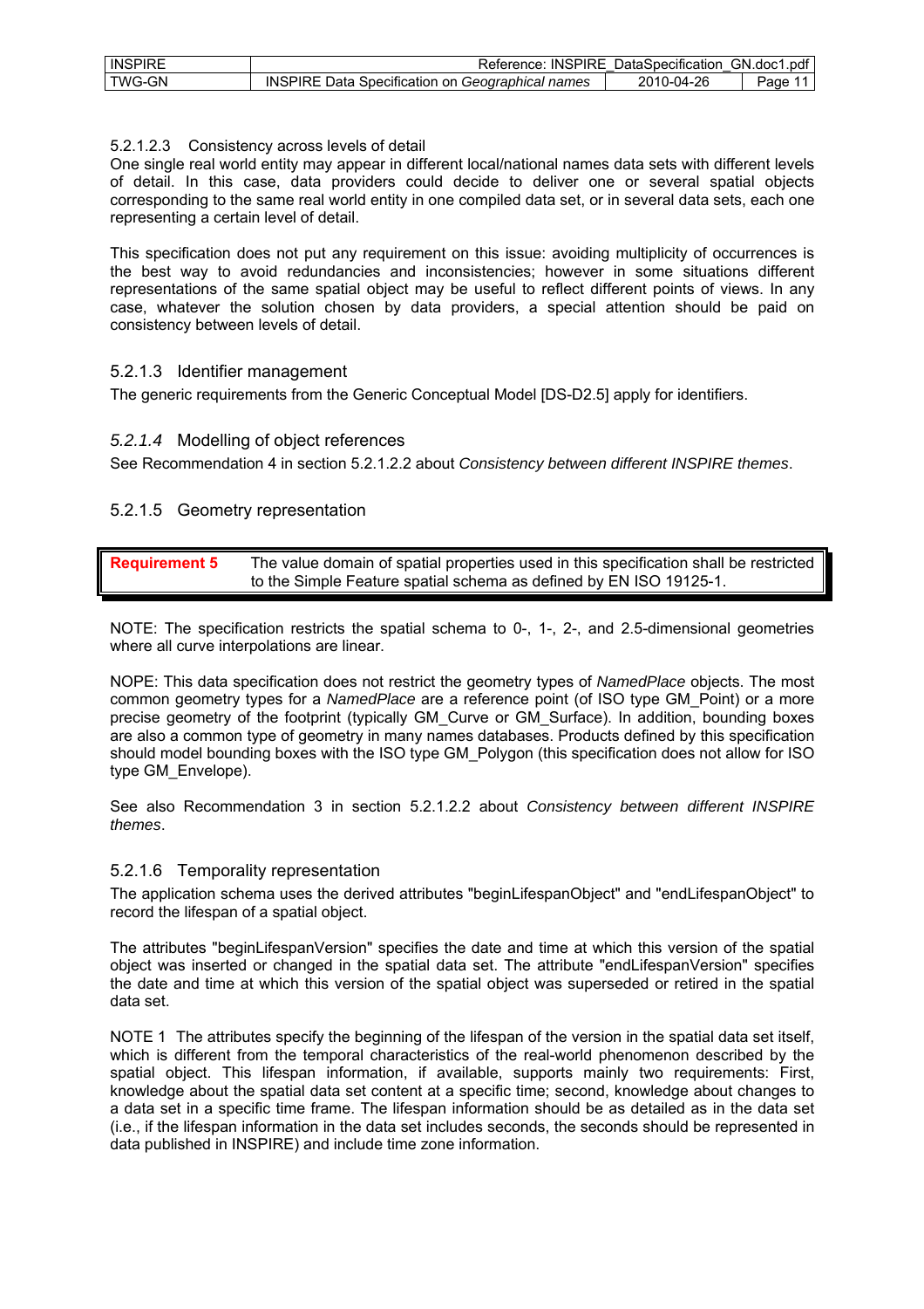#### 5.2.1.2.3 Consistency across levels of detail

One single real world entity may appear in different local/national names data sets with different levels of detail. In this case, data providers could decide to deliver one or several spatial objects corresponding to the same real world entity in one compiled data set, or in several data sets, each one representing a certain level of detail.

This specification does not put any requirement on this issue: avoiding multiplicity of occurrences is the best way to avoid redundancies and inconsistencies; however in some situations different representations of the same spatial object may be useful to reflect different points of views. In any case, whatever the solution chosen by data providers, a special attention should be paid on consistency between levels of detail.

### 5.2.1.3 Identifier management

The generic requirements from the Generic Conceptual Model [DS-D2.5] apply for identifiers.

### *5.2.1.4* Modelling of object references

See Recommendation 4 in section 5.2.1.2.2 about *Consistency between different INSPIRE themes*.

### 5.2.1.5 Geometry representation

| | |
|---|---|
| **Requirement 5** | The value domain of spatial properties used in this specification shall be restricted to the Simple Feature spatial schema as defined by EN ISO 19125-1. |

NOTE: The specification restricts the spatial schema to 0-, 1-, 2-, and 2.5-dimensional geometries where all curve interpolations are linear.

NOPE: This data specification does not restrict the geometry types of *NamedPlace* objects. The most common geometry types for a *NamedPlace* are a reference point (of ISO type GM_Point) or a more precise geometry of the footprint (typically GM_Curve or GM_Surface). In addition, bounding boxes are also a common type of geometry in many names databases. Products defined by this specification should model bounding boxes with the ISO type GM_Polygon (this specification does not allow for ISO type GM_Envelope).

See also Recommendation 3 in section 5.2.1.2.2 about *Consistency between different INSPIRE themes*.

### 5.2.1.6 Temporality representation

The application schema uses the derived attributes "beginLifespanObject" and "endLifespanObject" to record the lifespan of a spatial object.

The attributes "beginLifespanVersion" specifies the date and time at which this version of the spatial object was inserted or changed in the spatial data set. The attribute "endLifespanVersion" specifies the date and time at which this version of the spatial object was superseded or retired in the spatial data set.

NOTE 1 The attributes specify the beginning of the lifespan of the version in the spatial data set itself, which is different from the temporal characteristics of the real-world phenomenon described by the spatial object. This lifespan information, if available, supports mainly two requirements: First, knowledge about the spatial data set content at a specific time; second, knowledge about changes to a data set in a specific time frame. The lifespan information should be as detailed as in the data set (i.e., if the lifespan information in the data set includes seconds, the seconds should be represented in data published in INSPIRE) and include time zone information.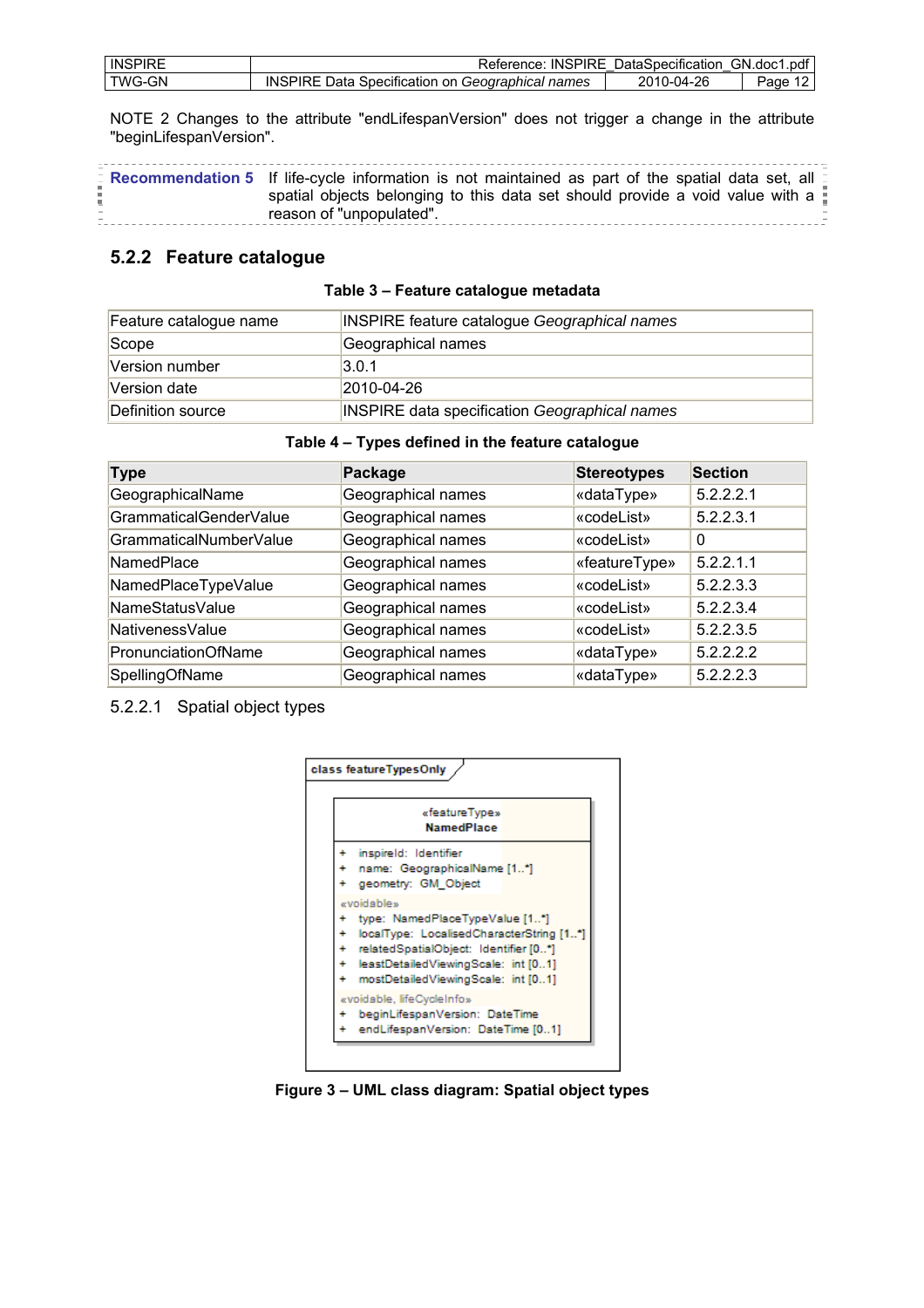NOTE 2 Changes to the attribute "endLifespanVersion" does not trigger a change in the attribute "beginLifespanVersion".

**Recommendation 5** If life-cycle information is not maintained as part of the spatial data set, all spatial objects belonging to this data set should provide a void value with a reason of "unpopulated".

### 5.2.2 Feature catalogue

**Table 3 – Feature catalogue metadata**

| | |
|---|---|
| Feature catalogue name | INSPIRE feature catalogue *Geographical names* |
| Scope | Geographical names |
| Version number | 3.0.1 |
| Version date | 2010-04-26 |
| Definition source | INSPIRE data specification *Geographical names* |

**Table 4 – Types defined in the feature catalogue**

| Type | Package | Stereotypes | Section |
|---|---|---|---|
| GeographicalName | Geographical names | «dataType» | 5.2.2.2.1 |
| GrammaticalGenderValue | Geographical names | «codeList» | 5.2.2.3.1 |
| GrammaticalNumberValue | Geographical names | «codeList» | 0 |
| NamedPlace | Geographical names | «featureType» | 5.2.2.1.1 |
| NamedPlaceTypeValue | Geographical names | «codeList» | 5.2.2.3.3 |
| NameStatusValue | Geographical names | «codeList» | 5.2.2.3.4 |
| NativenessValue | Geographical names | «codeList» | 5.2.2.3.5 |
| PronunciationOfName | Geographical names | «dataType» | 5.2.2.2.2 |
| SpellingOfName | Geographical names | «dataType» | 5.2.2.2.3 |

#### 5.2.2.1 Spatial object types

```
class featureTypesOnly

«featureType»
NamedPlace

+ inspireId: Identifier
+ name: GeographicalName [1..*]
+ geometry: GM_Object
«voidable»
+ type: NamedPlaceTypeValue [1..*]
+ localType: LocalisedCharacterString [1..*]
+ relatedSpatialObject: Identifier [0..*]
+ leastDetailedViewingScale: int [0..1]
+ mostDetailedViewingScale: int [0..1]
«voidable, lifeCycleInfo»
+ beginLifespanVersion: DateTime
+ endLifespanVersion: DateTime [0..1]
```

**Figure 3 – UML class diagram: Spatial object types**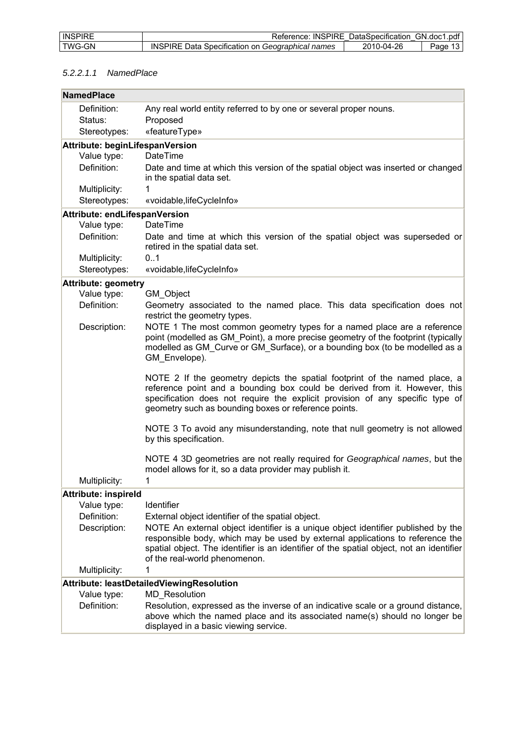#### *5.2.2.1.1 NamedPlace*

| **NamedPlace** | |
|---|---|
| Definition: | Any real world entity referred to by one or several proper nouns. |
| Status: | Proposed |
| Stereotypes: | «featureType» |
| **Attribute: beginLifespanVersion** | |
| Value type: | DateTime |
| Definition: | Date and time at which this version of the spatial object was inserted or changed in the spatial data set. |
| Multiplicity: | 1 |
| Stereotypes: | «voidable,lifeCycleInfo» |
| **Attribute: endLifespanVersion** | |
| Value type: | DateTime |
| Definition: | Date and time at which this version of the spatial object was superseded or retired in the spatial data set. |
| Multiplicity: | 0..1 |
| Stereotypes: | «voidable,lifeCycleInfo» |
| **Attribute: geometry** | |
| Value type: | GM_Object |
| Definition: | Geometry associated to the named place. This data specification does not restrict the geometry types. |
| Description: | NOTE 1 The most common geometry types for a named place are a reference point (modelled as GM_Point), a more precise geometry of the footprint (typically modelled as GM_Curve or GM_Surface), or a bounding box (to be modelled as a GM_Envelope).<br><br>NOTE 2 If the geometry depicts the spatial footprint of the named place, a reference point and a bounding box could be derived from it. However, this specification does not require the explicit provision of any specific type of geometry such as bounding boxes or reference points.<br><br>NOTE 3 To avoid any misunderstanding, note that null geometry is not allowed by this specification.<br><br>NOTE 4 3D geometries are not really required for *Geographical names*, but the model allows for it, so a data provider may publish it. |
| Multiplicity: | 1 |
| **Attribute: inspireId** | |
| Value type: | Identifier |
| Definition: | External object identifier of the spatial object. |
| Description: | NOTE An external object identifier is a unique object identifier published by the responsible body, which may be used by external applications to reference the spatial object. The identifier is an identifier of the spatial object, not an identifier of the real-world phenomenon. |
| Multiplicity: | 1 |
| **Attribute: leastDetailedViewingResolution** | |
| Value type: | MD_Resolution |
| Definition: | Resolution, expressed as the inverse of an indicative scale or a ground distance, above which the named place and its associated name(s) should no longer be displayed in a basic viewing service. |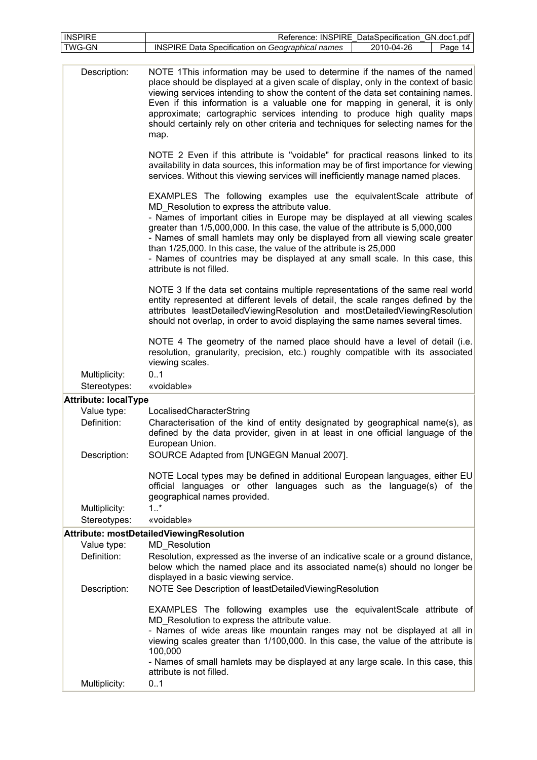| | |
|---|---|
| Description: | NOTE 1This information may be used to determine if the names of the named place should be displayed at a given scale of display, only in the context of basic viewing services intending to show the content of the data set containing names. Even if this information is a valuable one for mapping in general, it is only approximate; cartographic services intending to produce high quality maps should certainly rely on other criteria and techniques for selecting names for the map.<br><br>NOTE 2 Even if this attribute is "voidable" for practical reasons linked to its availability in data sources, this information may be of first importance for viewing services. Without this viewing services will inefficiently manage named places.<br><br>EXAMPLES The following examples use the equivalentScale attribute of MD_Resolution to express the attribute value.<br>- Names of important cities in Europe may be displayed at all viewing scales greater than 1/5,000,000. In this case, the value of the attribute is 5,000,000<br>- Names of small hamlets may only be displayed from all viewing scale greater than 1/25,000. In this case, the value of the attribute is 25,000<br>- Names of countries may be displayed at any small scale. In this case, this attribute is not filled.<br><br>NOTE 3 If the data set contains multiple representations of the same real world entity represented at different levels of detail, the scale ranges defined by the attributes leastDetailedViewingResolution and mostDetailedViewingResolution should not overlap, in order to avoid displaying the same names several times.<br><br>NOTE 4 The geometry of the named place should have a level of detail (i.e. resolution, granularity, precision, etc.) roughly compatible with its associated viewing scales. |
| Multiplicity: | 0..1 |
| Stereotypes: | «voidable» |
| **Attribute: localType** | |
| Value type: | LocalisedCharacterString |
| Definition: | Characterisation of the kind of entity designated by geographical name(s), as defined by the data provider, given in at least in one official language of the European Union. |
| Description: | SOURCE Adapted from [UNGEGN Manual 2007].<br><br>NOTE Local types may be defined in additional European languages, either EU official languages or other languages such as the language(s) of the geographical names provided. |
| Multiplicity: | 1..* |
| Stereotypes: | «voidable» |
| **Attribute: mostDetailedViewingResolution** | |
| Value type: | MD_Resolution |
| Definition: | Resolution, expressed as the inverse of an indicative scale or a ground distance, below which the named place and its associated name(s) should no longer be displayed in a basic viewing service. |
| Description: | NOTE See Description of leastDetailedViewingResolution<br><br>EXAMPLES The following examples use the equivalentScale attribute of MD_Resolution to express the attribute value.<br>- Names of wide areas like mountain ranges may not be displayed at all in viewing scales greater than 1/100,000. In this case, the value of the attribute is 100,000<br>- Names of small hamlets may be displayed at any large scale. In this case, this attribute is not filled. |
| Multiplicity: | 0..1 |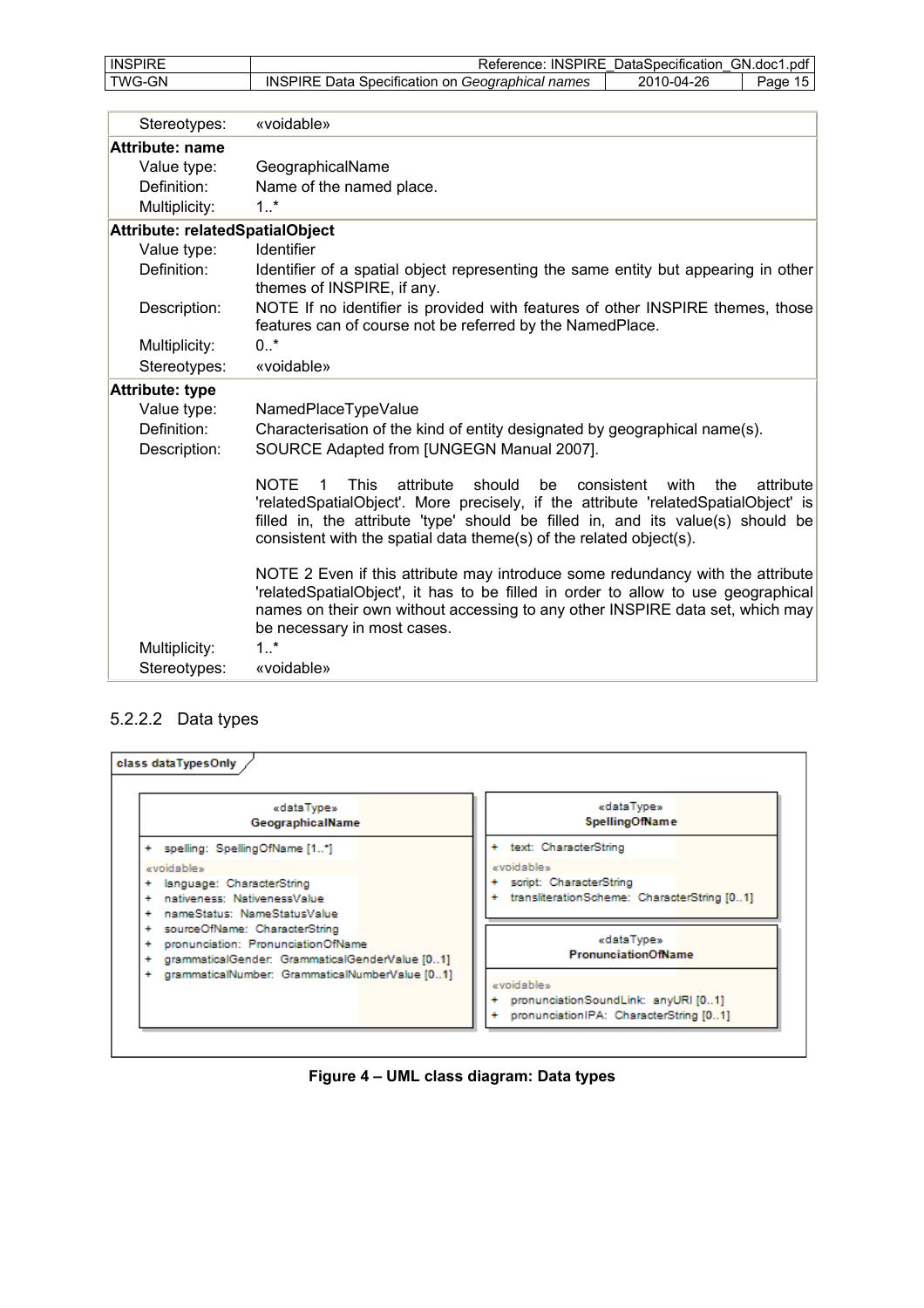| | |
|---|---|
| Stereotypes: | «voidable» |
| **Attribute: name** | |
| Value type: | GeographicalName |
| Definition: | Name of the named place. |
| Multiplicity: | 1..* |
| **Attribute: relatedSpatialObject** | |
| Value type: | Identifier |
| Definition: | Identifier of a spatial object representing the same entity but appearing in other themes of INSPIRE, if any. |
| Description: | NOTE If no identifier is provided with features of other INSPIRE themes, those features can of course not be referred by the NamedPlace. |
| Multiplicity: | 0..* |
| Stereotypes: | «voidable» |
| **Attribute: type** | |
| Value type: | NamedPlaceTypeValue |
| Definition: | Characterisation of the kind of entity designated by geographical name(s). |
| Description: | SOURCE Adapted from [UNGEGN Manual 2007]. <br><br> NOTE 1 This attribute should be consistent with the attribute 'relatedSpatialObject'. More precisely, if the attribute 'relatedSpatialObject' is filled in, the attribute 'type' should be filled in, and its value(s) should be consistent with the spatial data theme(s) of the related object(s). <br><br> NOTE 2 Even if this attribute may introduce some redundancy with the attribute 'relatedSpatialObject', it has to be filled in order to allow to use geographical names on their own without accessing to any other INSPIRE data set, which may be necessary in most cases. |
| Multiplicity: | 1..* |
| Stereotypes: | «voidable» |

### 5.2.2.2 Data types

class dataTypesOnly

«dataType»
**GeographicalName**

+ spelling: SpellingOfName [1..*]

«voidable»
+ language: CharacterString
+ nativeness: NativenessValue
+ nameStatus: NameStatusValue
+ sourceOfName: CharacterString
+ pronunciation: PronunciationOfName
+ grammaticalGender: GrammaticalGenderValue [0..1]
+ grammaticalNumber: GrammaticalNumberValue [0..1]

«dataType»
**SpellingOfName**

+ text: CharacterString

«voidable»
+ script: CharacterString
+ transliterationScheme: CharacterString [0..1]

«dataType»
**PronunciationOfName**

«voidable»
+ pronunciationSoundLink: anyURI [0..1]
+ pronunciationIPA: CharacterString [0..1]

**Figure 4 – UML class diagram: Data types**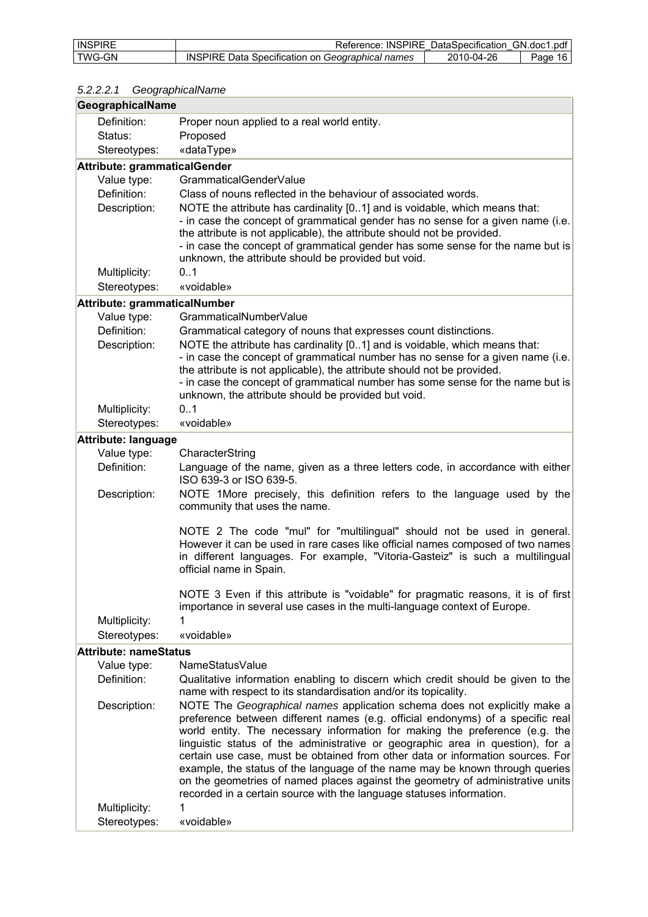#### 5.2.2.2.1 GeographicalName

| **GeographicalName** | |
|---|---|
| Definition: | Proper noun applied to a real world entity. |
| Status: | Proposed |
| Stereotypes: | «dataType» |
| **Attribute: grammaticalGender** | |
| Value type: | GrammaticalGenderValue |
| Definition: | Class of nouns reflected in the behaviour of associated words. |
| Description: | NOTE the attribute has cardinality [0..1] and is voidable, which means that:<br>- in case the concept of grammatical gender has no sense for a given name (i.e. the attribute is not applicable), the attribute should not be provided.<br>- in case the concept of grammatical gender has some sense for the name but is unknown, the attribute should be provided but void. |
| Multiplicity: | 0..1 |
| Stereotypes: | «voidable» |
| **Attribute: grammaticalNumber** | |
| Value type: | GrammaticalNumberValue |
| Definition: | Grammatical category of nouns that expresses count distinctions. |
| Description: | NOTE the attribute has cardinality [0..1] and is voidable, which means that:<br>- in case the concept of grammatical number has no sense for a given name (i.e. the attribute is not applicable), the attribute should not be provided.<br>- in case the concept of grammatical number has some sense for the name but is unknown, the attribute should be provided but void. |
| Multiplicity: | 0..1 |
| Stereotypes: | «voidable» |
| **Attribute: language** | |
| Value type: | CharacterString |
| Definition: | Language of the name, given as a three letters code, in accordance with either ISO 639-3 or ISO 639-5. |
| Description: | NOTE 1More precisely, this definition refers to the language used by the community that uses the name.<br><br>NOTE 2 The code "mul" for "multilingual" should not be used in general. However it can be used in rare cases like official names composed of two names in different languages. For example, "Vitoria-Gasteiz" is such a multilingual official name in Spain.<br><br>NOTE 3 Even if this attribute is "voidable" for pragmatic reasons, it is of first importance in several use cases in the multi-language context of Europe. |
| Multiplicity: | 1 |
| Stereotypes: | «voidable» |
| **Attribute: nameStatus** | |
| Value type: | NameStatusValue |
| Definition: | Qualitative information enabling to discern which credit should be given to the name with respect to its standardisation and/or its topicality. |
| Description: | NOTE The *Geographical names* application schema does not explicitly make a preference between different names (e.g. official endonyms) of a specific real world entity. The necessary information for making the preference (e.g. the linguistic status of the administrative or geographic area in question), for a certain use case, must be obtained from other data or information sources. For example, the status of the language of the name may be known through queries on the geometries of named places against the geometry of administrative units recorded in a certain source with the language statuses information. |
| Multiplicity: | 1 |
| Stereotypes: | «voidable» |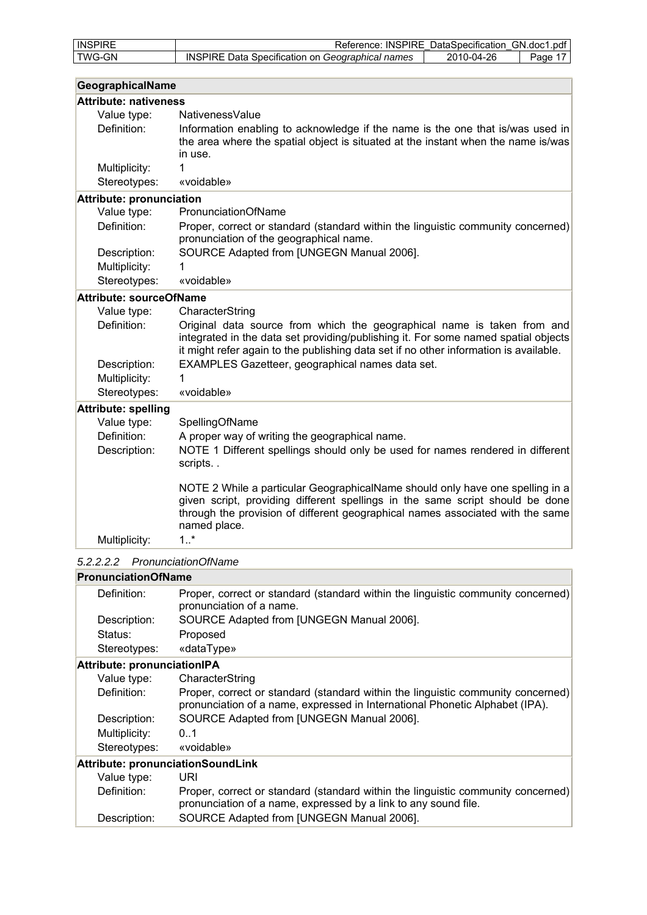| GeographicalName | |
|---|---|
| **Attribute: nativeness** | |
| Value type: | NativenessValue |
| Definition: | Information enabling to acknowledge if the name is the one that is/was used in the area where the spatial object is situated at the instant when the name is/was in use. |
| Multiplicity: | 1 |
| Stereotypes: | «voidable» |
| **Attribute: pronunciation** | |
| Value type: | PronunciationOfName |
| Definition: | Proper, correct or standard (standard within the linguistic community concerned) pronunciation of the geographical name. |
| Description: | SOURCE Adapted from [UNGEGN Manual 2006]. |
| Multiplicity: | 1 |
| Stereotypes: | «voidable» |
| **Attribute: sourceOfName** | |
| Value type: | CharacterString |
| Definition: | Original data source from which the geographical name is taken from and integrated in the data set providing/publishing it. For some named spatial objects it might refer again to the publishing data set if no other information is available. |
| Description: | EXAMPLES Gazetteer, geographical names data set. |
| Multiplicity: | 1 |
| Stereotypes: | «voidable» |
| **Attribute: spelling** | |
| Value type: | SpellingOfName |
| Definition: | A proper way of writing the geographical name. |
| Description: | NOTE 1 Different spellings should only be used for names rendered in different scripts. .<br><br>NOTE 2 While a particular GeographicalName should only have one spelling in a given script, providing different spellings in the same script should be done through the provision of different geographical names associated with the same named place. |
| Multiplicity: | 1..* |

*5.2.2.2.2 PronunciationOfName*

| PronunciationOfName | |
|---|---|
| Definition: | Proper, correct or standard (standard within the linguistic community concerned) pronunciation of a name. |
| Description: | SOURCE Adapted from [UNGEGN Manual 2006]. |
| Status: | Proposed |
| Stereotypes: | «dataType» |
| **Attribute: pronunciationIPA** | |
| Value type: | CharacterString |
| Definition: | Proper, correct or standard (standard within the linguistic community concerned) pronunciation of a name, expressed in International Phonetic Alphabet (IPA). |
| Description: | SOURCE Adapted from [UNGEGN Manual 2006]. |
| Multiplicity: | 0..1 |
| Stereotypes: | «voidable» |
| **Attribute: pronunciationSoundLink** | |
| Value type: | URI |
| Definition: | Proper, correct or standard (standard within the linguistic community concerned) pronunciation of a name, expressed by a link to any sound file. |
| Description: | SOURCE Adapted from [UNGEGN Manual 2006]. |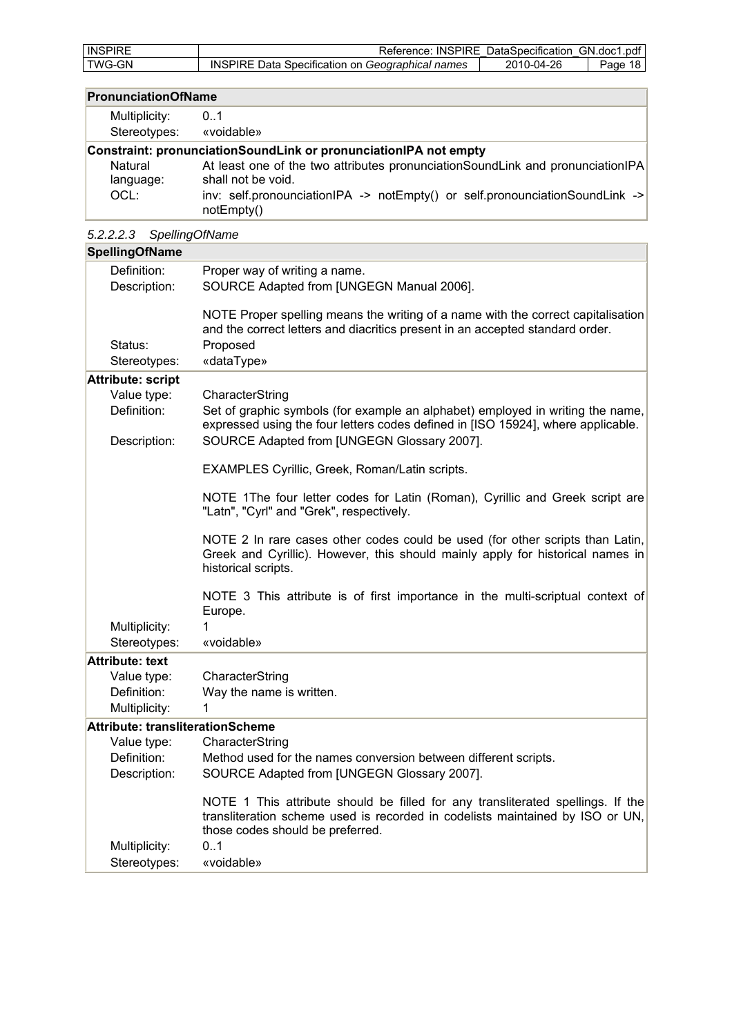| **PronunciationOfName** | |
|---|---|
| Multiplicity: | 0..1 |
| Stereotypes: | «voidable» |
| **Constraint: pronunciationSoundLink or pronunciationIPA not empty** | |
| Natural language: | At least one of the two attributes pronunciationSoundLink and pronunciationIPA shall not be void. |
| OCL: | inv: self.pronounciationIPA -> notEmpty() or self.pronounciationSoundLink -> notEmpty() |

##### 5.2.2.2.3 SpellingOfName

| **SpellingOfName** | |
|---|---|
| Definition: | Proper way of writing a name. |
| Description: | SOURCE Adapted from [UNGEGN Manual 2006].<br><br>NOTE Proper spelling means the writing of a name with the correct capitalisation and the correct letters and diacritics present in an accepted standard order. |
| Status: | Proposed |
| Stereotypes: | «dataType» |
| **Attribute: script** | |
| Value type: | CharacterString |
| Definition: | Set of graphic symbols (for example an alphabet) employed in writing the name, expressed using the four letters codes defined in [ISO 15924], where applicable. |
| Description: | SOURCE Adapted from [UNGEGN Glossary 2007].<br><br>EXAMPLES Cyrillic, Greek, Roman/Latin scripts.<br><br>NOTE 1The four letter codes for Latin (Roman), Cyrillic and Greek script are "Latn", "Cyrl" and "Grek", respectively.<br><br>NOTE 2 In rare cases other codes could be used (for other scripts than Latin, Greek and Cyrillic). However, this should mainly apply for historical names in historical scripts.<br><br>NOTE 3 This attribute is of first importance in the multi-scriptual context of Europe. |
| Multiplicity: | 1 |
| Stereotypes: | «voidable» |
| **Attribute: text** | |
| Value type: | CharacterString |
| Definition: | Way the name is written. |
| Multiplicity: | 1 |
| **Attribute: transliterationScheme** | |
| Value type: | CharacterString |
| Definition: | Method used for the names conversion between different scripts. |
| Description: | SOURCE Adapted from [UNGEGN Glossary 2007].<br><br>NOTE 1 This attribute should be filled for any transliterated spellings. If the transliteration scheme used is recorded in codelists maintained by ISO or UN, those codes should be preferred. |
| Multiplicity: | 0..1 |
| Stereotypes: | «voidable» |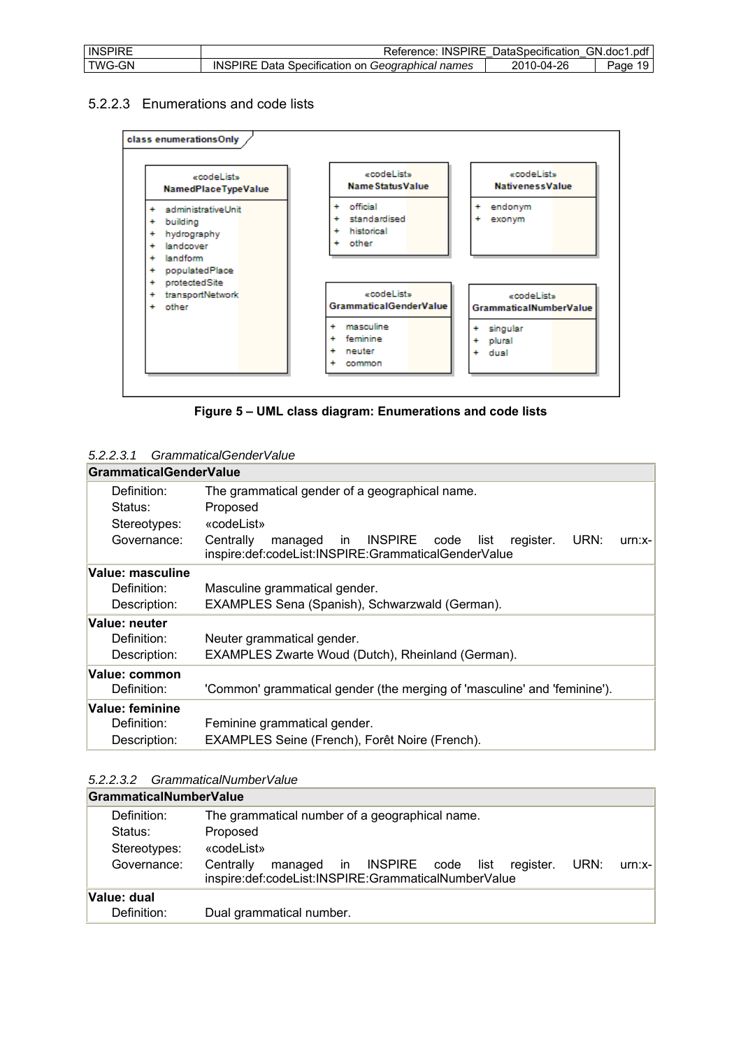### 5.2.2.3 Enumerations and code lists

class enumerationsOnly

«codeList»
NamedPlaceTypeValue
+ administrativeUnit
+ building
+ hydrography
+ landcover
+ landform
+ populatedPlace
+ protectedSite
+ transportNetwork
+ other

«codeList»
NameStatusValue
+ official
+ standardised
+ historical
+ other

«codeList»
NativenessValue
+ endonym
+ exonym

«codeList»
GrammaticalGenderValue
+ masculine
+ feminine
+ neuter
+ common

«codeList»
GrammaticalNumberValue
+ singular
+ plural
+ dual

**Figure 5 – UML class diagram: Enumerations and code lists**

#### *5.2.2.3.1 GrammaticalGenderValue*

| **GrammaticalGenderValue** | |
|---|---|
| Definition: | The grammatical gender of a geographical name. |
| Status: | Proposed |
| Stereotypes: | «codeList» |
| Governance: | Centrally managed in INSPIRE code list register. URN: urn:x-inspire:def:codeList:INSPIRE:GrammaticalGenderValue |
| **Value: masculine** | |
| Definition: | Masculine grammatical gender. |
| Description: | EXAMPLES Sena (Spanish), Schwarzwald (German). |
| **Value: neuter** | |
| Definition: | Neuter grammatical gender. |
| Description: | EXAMPLES Zwarte Woud (Dutch), Rheinland (German). |
| **Value: common** | |
| Definition: | 'Common' grammatical gender (the merging of 'masculine' and 'feminine'). |
| **Value: feminine** | |
| Definition: | Feminine grammatical gender. |
| Description: | EXAMPLES Seine (French), Forêt Noire (French). |

#### *5.2.2.3.2 GrammaticalNumberValue*

| **GrammaticalNumberValue** | |
|---|---|
| Definition: | The grammatical number of a geographical name. |
| Status: | Proposed |
| Stereotypes: | «codeList» |
| Governance: | Centrally managed in INSPIRE code list register. URN: urn:x-inspire:def:codeList:INSPIRE:GrammaticalNumberValue |
| **Value: dual** | |
| Definition: | Dual grammatical number. |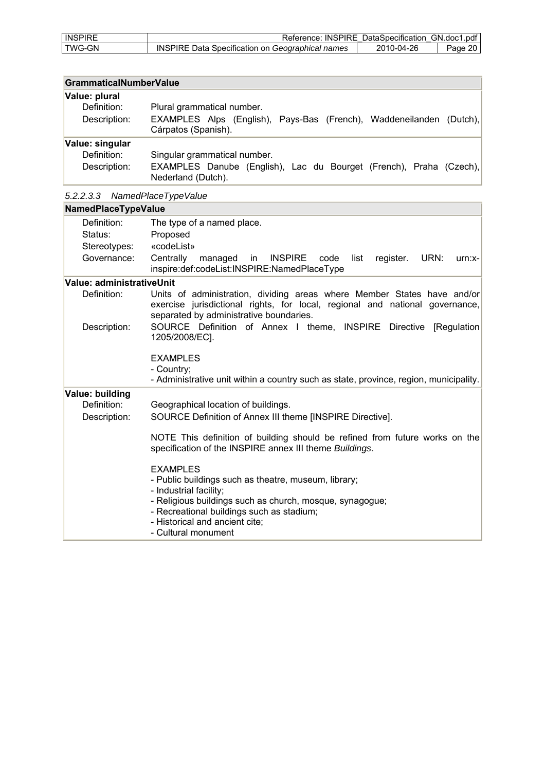| GrammaticalNumberValue | |
|---|---|
| **Value: plural** | |
| Definition: | Plural grammatical number. |
| Description: | EXAMPLES Alps (English), Pays-Bas (French), Waddeneilanden (Dutch), Cárpatos (Spanish). |
| **Value: singular** | |
| Definition: | Singular grammatical number. |
| Description: | EXAMPLES Danube (English), Lac du Bourget (French), Praha (Czech), Nederland (Dutch). |

##### *5.2.2.3.3 NamedPlaceTypeValue*

| NamedPlaceTypeValue | |
|---|---|
| Definition: | The type of a named place. |
| Status: | Proposed |
| Stereotypes: | «codeList» |
| Governance: | Centrally managed in INSPIRE code list register. URN: urn:x-inspire:def:codeList:INSPIRE:NamedPlaceType |
| **Value: administrativeUnit** | |
| Definition: | Units of administration, dividing areas where Member States have and/or exercise jurisdictional rights, for local, regional and national governance, separated by administrative boundaries. |
| Description: | SOURCE Definition of Annex I theme, INSPIRE Directive [Regulation 1205/2008/EC].<br><br>EXAMPLES<br>- Country;<br>- Administrative unit within a country such as state, province, region, municipality. |
| **Value: building** | |
| Definition: | Geographical location of buildings. |
| Description: | SOURCE Definition of Annex III theme [INSPIRE Directive].<br><br>NOTE This definition of building should be refined from future works on the specification of the INSPIRE annex III theme *Buildings*.<br><br>EXAMPLES<br>- Public buildings such as theatre, museum, library;<br>- Industrial facility;<br>- Religious buildings such as church, mosque, synagogue;<br>- Recreational buildings such as stadium;<br>- Historical and ancient cite;<br>- Cultural monument |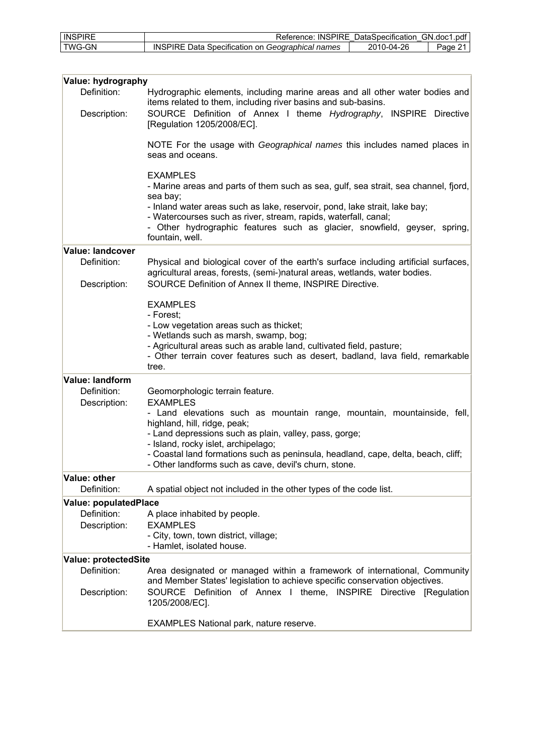| | |
|---|---|
| **Value: hydrography** | |
| Definition: | Hydrographic elements, including marine areas and all other water bodies and items related to them, including river basins and sub-basins. |
| Description: | SOURCE Definition of Annex I theme *Hydrography*, INSPIRE Directive [Regulation 1205/2008/EC].<br><br>NOTE For the usage with *Geographical names* this includes named places in seas and oceans.<br><br>EXAMPLES<br>- Marine areas and parts of them such as sea, gulf, sea strait, sea channel, fjord, sea bay;<br>- Inland water areas such as lake, reservoir, pond, lake strait, lake bay;<br>- Watercourses such as river, stream, rapids, waterfall, canal;<br>- Other hydrographic features such as glacier, snowfield, geyser, spring, fountain, well. |
| **Value: landcover** | |
| Definition: | Physical and biological cover of the earth's surface including artificial surfaces, agricultural areas, forests, (semi-)natural areas, wetlands, water bodies. |
| Description: | SOURCE Definition of Annex II theme, INSPIRE Directive.<br><br>EXAMPLES<br>- Forest;<br>- Low vegetation areas such as thicket;<br>- Wetlands such as marsh, swamp, bog;<br>- Agricultural areas such as arable land, cultivated field, pasture;<br>- Other terrain cover features such as desert, badland, lava field, remarkable tree. |
| **Value: landform** | |
| Definition: | Geomorphologic terrain feature. |
| Description: | EXAMPLES<br>- Land elevations such as mountain range, mountain, mountainside, fell, highland, hill, ridge, peak;<br>- Land depressions such as plain, valley, pass, gorge;<br>- Island, rocky islet, archipelago;<br>- Coastal land formations such as peninsula, headland, cape, delta, beach, cliff;<br>- Other landforms such as cave, devil's churn, stone. |
| **Value: other** | |
| Definition: | A spatial object not included in the other types of the code list. |
| **Value: populatedPlace** | |
| Definition: | A place inhabited by people. |
| Description: | EXAMPLES<br>- City, town, town district, village;<br>- Hamlet, isolated house. |
| **Value: protectedSite** | |
| Definition: | Area designated or managed within a framework of international, Community and Member States' legislation to achieve specific conservation objectives. |
| Description: | SOURCE Definition of Annex I theme, INSPIRE Directive [Regulation 1205/2008/EC].<br><br>EXAMPLES National park, nature reserve. |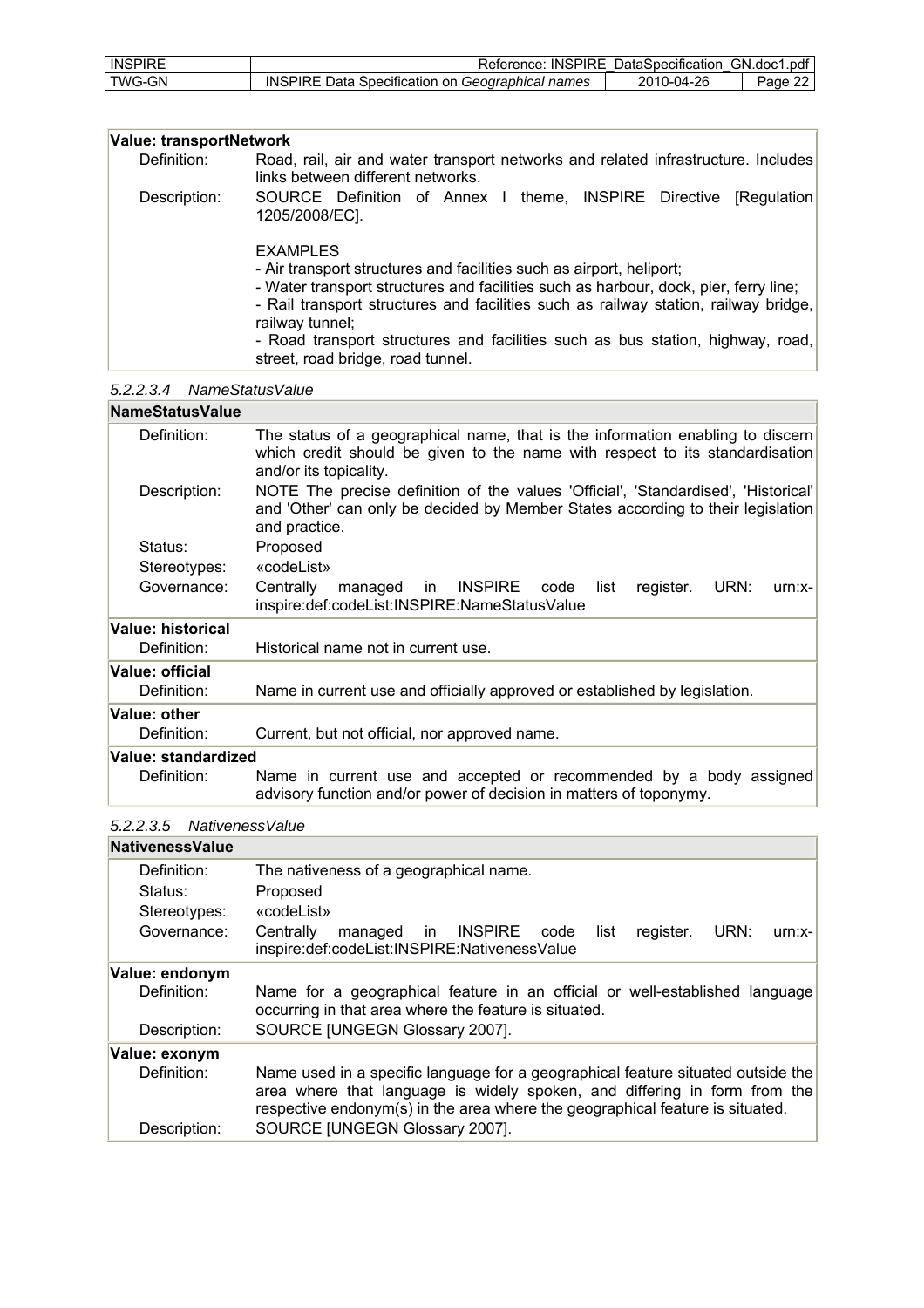| **Value: transportNetwork** | |
|---|---|
| Definition: | Road, rail, air and water transport networks and related infrastructure. Includes links between different networks. |
| Description: | SOURCE Definition of Annex I theme, INSPIRE Directive [Regulation 1205/2008/EC].<br><br>EXAMPLES<br>- Air transport structures and facilities such as airport, heliport;<br>- Water transport structures and facilities such as harbour, dock, pier, ferry line;<br>- Rail transport structures and facilities such as railway station, railway bridge, railway tunnel;<br>- Road transport structures and facilities such as bus station, highway, road, street, road bridge, road tunnel. |

##### *5.2.2.3.4 NameStatusValue*

| **NameStatusValue** | |
|---|---|
| Definition: | The status of a geographical name, that is the information enabling to discern which credit should be given to the name with respect to its standardisation and/or its topicality. |
| Description: | NOTE The precise definition of the values 'Official', 'Standardised', 'Historical' and 'Other' can only be decided by Member States according to their legislation and practice. |
| Status: | Proposed |
| Stereotypes: | «codeList» |
| Governance: | Centrally managed in INSPIRE code list register. URN: urn:x-inspire:def:codeList:INSPIRE:NameStatusValue |
| **Value: historical** | |
| Definition: | Historical name not in current use. |
| **Value: official** | |
| Definition: | Name in current use and officially approved or established by legislation. |
| **Value: other** | |
| Definition: | Current, but not official, nor approved name. |
| **Value: standardized** | |
| Definition: | Name in current use and accepted or recommended by a body assigned advisory function and/or power of decision in matters of toponymy. |

##### *5.2.2.3.5 NativenessValue*

| **NativenessValue** | |
|---|---|
| Definition: | The nativeness of a geographical name. |
| Status: | Proposed |
| Stereotypes: | «codeList» |
| Governance: | Centrally managed in INSPIRE code list register. URN: urn:x-inspire:def:codeList:INSPIRE:NativenessValue |
| **Value: endonym** | |
| Definition: | Name for a geographical feature in an official or well-established language occurring in that area where the feature is situated. |
| Description: | SOURCE [UNGEGN Glossary 2007]. |
| **Value: exonym** | |
| Definition: | Name used in a specific language for a geographical feature situated outside the area where that language is widely spoken, and differing in form from the respective endonym(s) in the area where the geographical feature is situated. |
| Description: | SOURCE [UNGEGN Glossary 2007]. |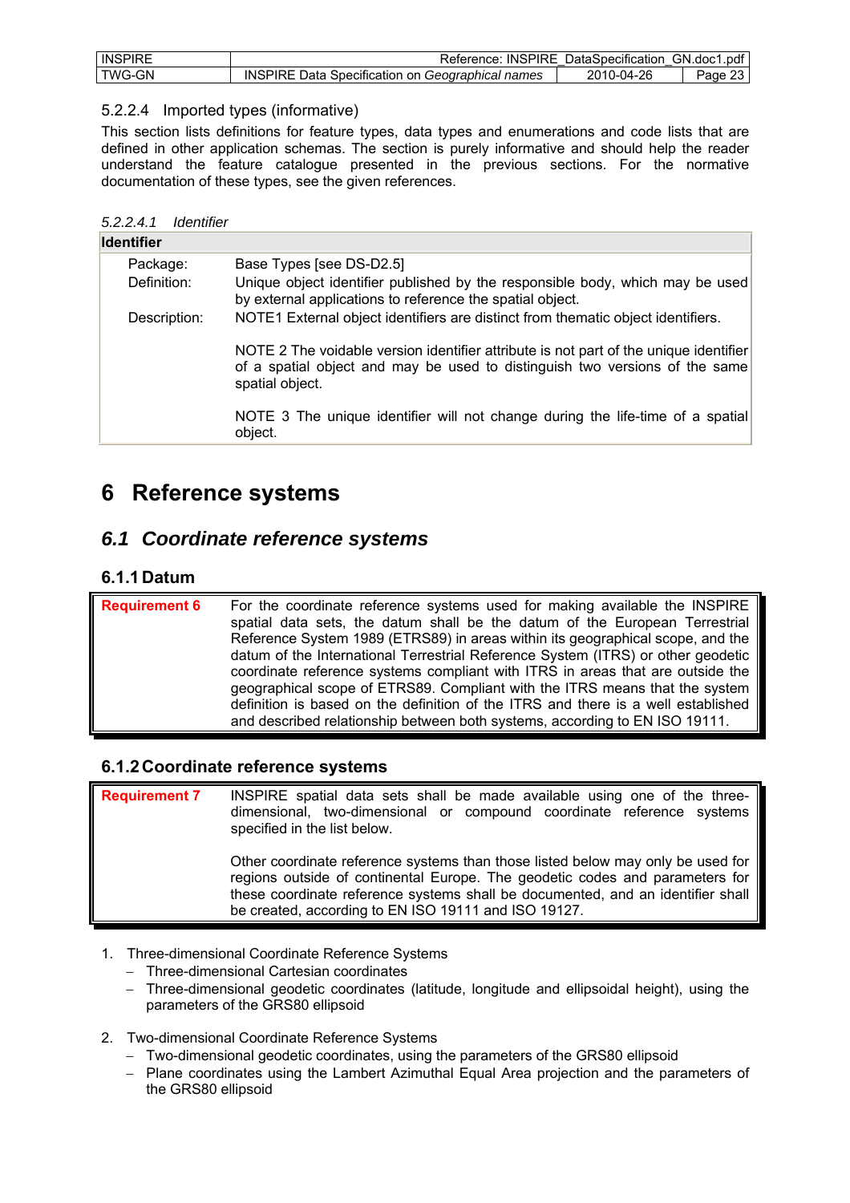#### 5.2.2.4 Imported types (informative)

This section lists definitions for feature types, data types and enumerations and code lists that are defined in other application schemas. The section is purely informative and should help the reader understand the feature catalogue presented in the previous sections. For the normative documentation of these types, see the given references.

##### *5.2.2.4.1 Identifier*

| **Identifier** | |
|---|---|
| Package: | Base Types [see DS-D2.5] |
| Definition: | Unique object identifier published by the responsible body, which may be used by external applications to reference the spatial object. |
| Description: | NOTE1 External object identifiers are distinct from thematic object identifiers.<br><br>NOTE 2 The voidable version identifier attribute is not part of the unique identifier of a spatial object and may be used to distinguish two versions of the same spatial object.<br><br>NOTE 3 The unique identifier will not change during the life-time of a spatial object. |

# 6 Reference systems

## *6.1 Coordinate reference systems*

### 6.1.1 Datum

| | |
|---|---|
| **Requirement 6** | For the coordinate reference systems used for making available the INSPIRE spatial data sets, the datum shall be the datum of the European Terrestrial Reference System 1989 (ETRS89) in areas within its geographical scope, and the datum of the International Terrestrial Reference System (ITRS) or other geodetic coordinate reference systems compliant with ITRS in areas that are outside the geographical scope of ETRS89. Compliant with the ITRS means that the system definition is based on the definition of the ITRS and there is a well established and described relationship between both systems, according to EN ISO 19111. |

### 6.1.2 Coordinate reference systems

| | |
|---|---|
| **Requirement 7** | INSPIRE spatial data sets shall be made available using one of the three-dimensional, two-dimensional or compound coordinate reference systems specified in the list below.<br><br>Other coordinate reference systems than those listed below may only be used for regions outside of continental Europe. The geodetic codes and parameters for these coordinate reference systems shall be documented, and an identifier shall be created, according to EN ISO 19111 and ISO 19127. |

1. Three-dimensional Coordinate Reference Systems
   - Three-dimensional Cartesian coordinates
   - Three-dimensional geodetic coordinates (latitude, longitude and ellipsoidal height), using the parameters of the GRS80 ellipsoid

2. Two-dimensional Coordinate Reference Systems
   - Two-dimensional geodetic coordinates, using the parameters of the GRS80 ellipsoid
   - Plane coordinates using the Lambert Azimuthal Equal Area projection and the parameters of the GRS80 ellipsoid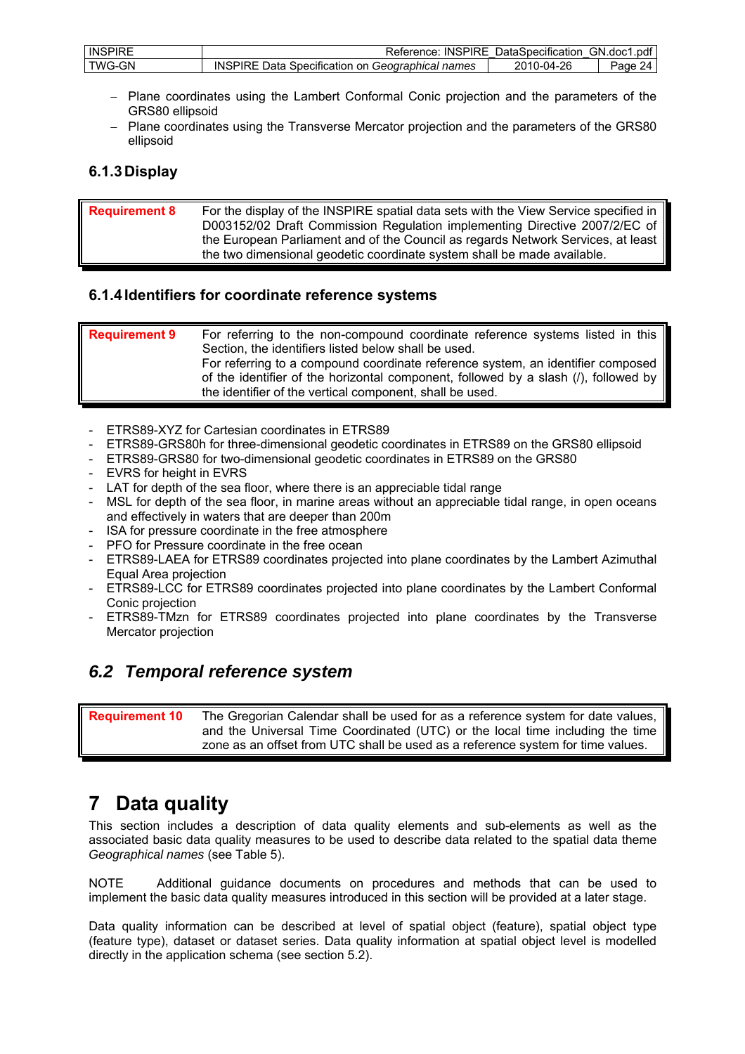- Plane coordinates using the Lambert Conformal Conic projection and the parameters of the GRS80 ellipsoid
- Plane coordinates using the Transverse Mercator projection and the parameters of the GRS80 ellipsoid

### 6.1.3 Display

| | |
|---|---|
| **Requirement 8** | For the display of the INSPIRE spatial data sets with the View Service specified in D003152/02 Draft Commission Regulation implementing Directive 2007/2/EC of the European Parliament and of the Council as regards Network Services, at least the two dimensional geodetic coordinate system shall be made available. |

### 6.1.4 Identifiers for coordinate reference systems

| | |
|---|---|
| **Requirement 9** | For referring to the non-compound coordinate reference systems listed in this Section, the identifiers listed below shall be used. For referring to a compound coordinate reference system, an identifier composed of the identifier of the horizontal component, followed by a slash (/), followed by the identifier of the vertical component, shall be used. |

- ETRS89-XYZ for Cartesian coordinates in ETRS89
- ETRS89-GRS80h for three-dimensional geodetic coordinates in ETRS89 on the GRS80 ellipsoid
- ETRS89-GRS80 for two-dimensional geodetic coordinates in ETRS89 on the GRS80
- EVRS for height in EVRS
- LAT for depth of the sea floor, where there is an appreciable tidal range
- MSL for depth of the sea floor, in marine areas without an appreciable tidal range, in open oceans and effectively in waters that are deeper than 200m
- ISA for pressure coordinate in the free atmosphere
- PFO for Pressure coordinate in the free ocean
- ETRS89-LAEA for ETRS89 coordinates projected into plane coordinates by the Lambert Azimuthal Equal Area projection
- ETRS89-LCC for ETRS89 coordinates projected into plane coordinates by the Lambert Conformal Conic projection
- ETRS89-TMzn for ETRS89 coordinates projected into plane coordinates by the Transverse Mercator projection

## *6.2 Temporal reference system*

| | |
|---|---|
| **Requirement 10** | The Gregorian Calendar shall be used for as a reference system for date values, and the Universal Time Coordinated (UTC) or the local time including the time zone as an offset from UTC shall be used as a reference system for time values. |

# 7 Data quality

This section includes a description of data quality elements and sub-elements as well as the associated basic data quality measures to be used to describe data related to the spatial data theme *Geographical names* (see Table 5).

NOTE Additional guidance documents on procedures and methods that can be used to implement the basic data quality measures introduced in this section will be provided at a later stage.

Data quality information can be described at level of spatial object (feature), spatial object type (feature type), dataset or dataset series. Data quality information at spatial object level is modelled directly in the application schema (see section 5.2).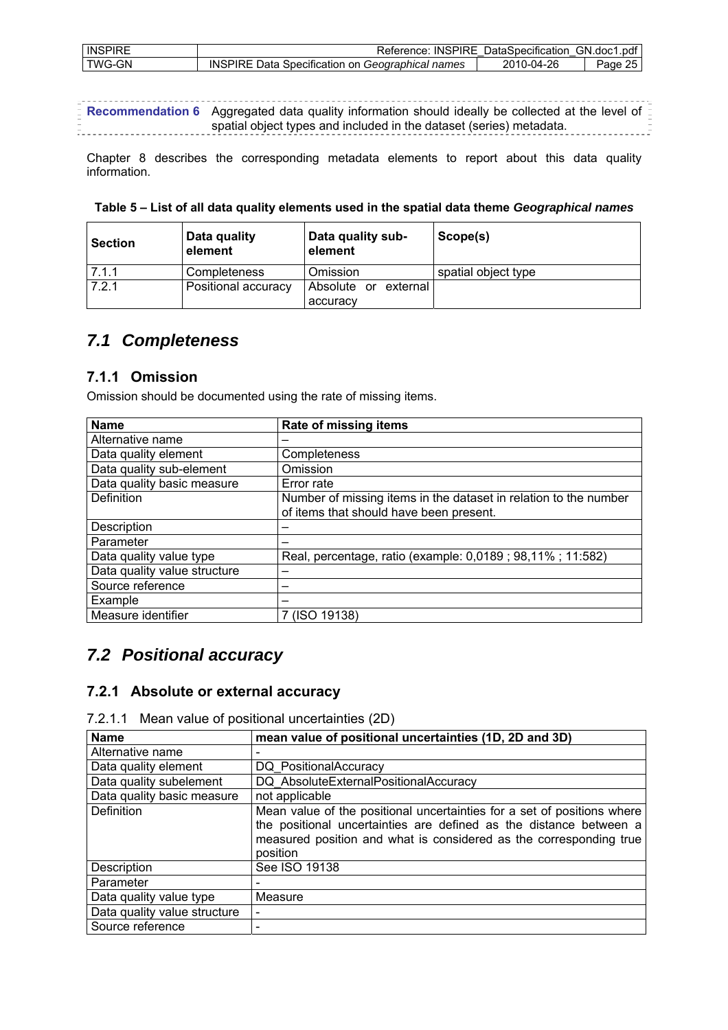**Recommendation 6** Aggregated data quality information should ideally be collected at the level of spatial object types and included in the dataset (series) metadata.

Chapter 8 describes the corresponding metadata elements to report about this data quality information.

**Table 5 – List of all data quality elements used in the spatial data theme *Geographical names***

| Section | Data quality element | Data quality sub-element | Scope(s) |
|---|---|---|---|
| 7.1.1 | Completeness | Omission | spatial object type |
| 7.2.1 | Positional accuracy | Absolute or external accuracy | |

## *7.1 Completeness*

### 7.1.1 Omission

Omission should be documented using the rate of missing items.

| Name | Rate of missing items |
|---|---|
| Alternative name | – |
| Data quality element | Completeness |
| Data quality sub-element | Omission |
| Data quality basic measure | Error rate |
| Definition | Number of missing items in the dataset in relation to the number of items that should have been present. |
| Description | – |
| Parameter | – |
| Data quality value type | Real, percentage, ratio (example: 0,0189 ; 98,11% ; 11:582) |
| Data quality value structure | – |
| Source reference | – |
| Example | – |
| Measure identifier | 7 (ISO 19138) |

## *7.2 Positional accuracy*

### 7.2.1 Absolute or external accuracy

#### 7.2.1.1 Mean value of positional uncertainties (2D)

| Name | mean value of positional uncertainties (1D, 2D and 3D) |
|---|---|
| Alternative name | - |
| Data quality element | DQ_PositionalAccuracy |
| Data quality subelement | DQ_AbsoluteExternalPositionalAccuracy |
| Data quality basic measure | not applicable |
| Definition | Mean value of the positional uncertainties for a set of positions where the positional uncertainties are defined as the distance between a measured position and what is considered as the corresponding true position |
| Description | See ISO 19138 |
| Parameter | - |
| Data quality value type | Measure |
| Data quality value structure | - |
| Source reference | - |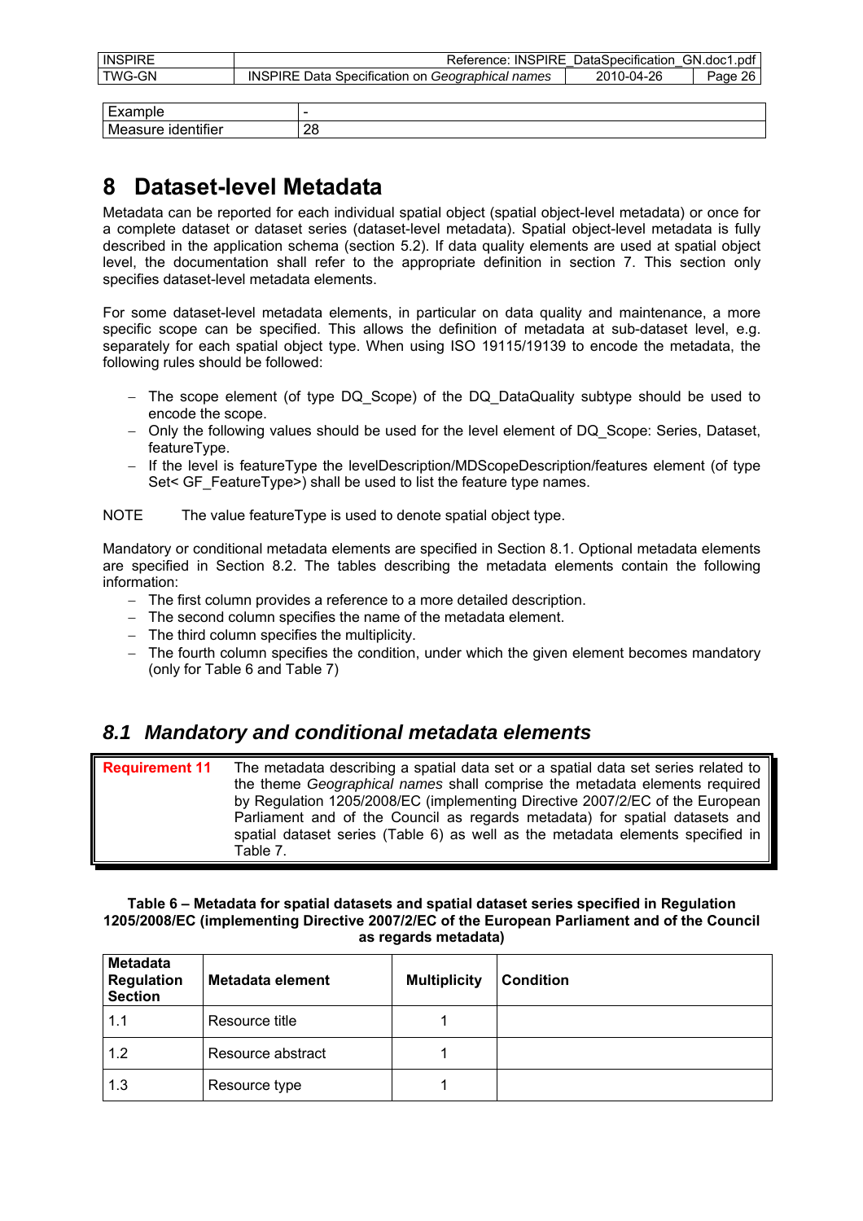| | |
|---|---|
| Example | - |
| Measure identifier | 28 |

# 8 Dataset-level Metadata

Metadata can be reported for each individual spatial object (spatial object-level metadata) or once for a complete dataset or dataset series (dataset-level metadata). Spatial object-level metadata is fully described in the application schema (section 5.2). If data quality elements are used at spatial object level, the documentation shall refer to the appropriate definition in section 7. This section only specifies dataset-level metadata elements.

For some dataset-level metadata elements, in particular on data quality and maintenance, a more specific scope can be specified. This allows the definition of metadata at sub-dataset level, e.g. separately for each spatial object type. When using ISO 19115/19139 to encode the metadata, the following rules should be followed:

- The scope element (of type DQ_Scope) of the DQ_DataQuality subtype should be used to encode the scope.
- Only the following values should be used for the level element of DQ_Scope: Series, Dataset, featureType.
- If the level is featureType the levelDescription/MDScopeDescription/features element (of type Set< GF_FeatureType>) shall be used to list the feature type names.

NOTE The value featureType is used to denote spatial object type.

Mandatory or conditional metadata elements are specified in Section 8.1. Optional metadata elements are specified in Section 8.2. The tables describing the metadata elements contain the following information:

- The first column provides a reference to a more detailed description.
- The second column specifies the name of the metadata element.
- The third column specifies the multiplicity.
- The fourth column specifies the condition, under which the given element becomes mandatory (only for Table 6 and Table 7)

## 8.1 Mandatory and conditional metadata elements

| | |
|---|---|
| **Requirement 11** | The metadata describing a spatial data set or a spatial data set series related to the theme *Geographical names* shall comprise the metadata elements required by Regulation 1205/2008/EC (implementing Directive 2007/2/EC of the European Parliament and of the Council as regards metadata) for spatial datasets and spatial dataset series (Table 6) as well as the metadata elements specified in Table 7. |

**Table 6 – Metadata for spatial datasets and spatial dataset series specified in Regulation 1205/2008/EC (implementing Directive 2007/2/EC of the European Parliament and of the Council as regards metadata)**

| Metadata Regulation Section | Metadata element | Multiplicity | Condition |
|---|---|---|---|
| 1.1 | Resource title | 1 | |
| 1.2 | Resource abstract | 1 | |
| 1.3 | Resource type | 1 | |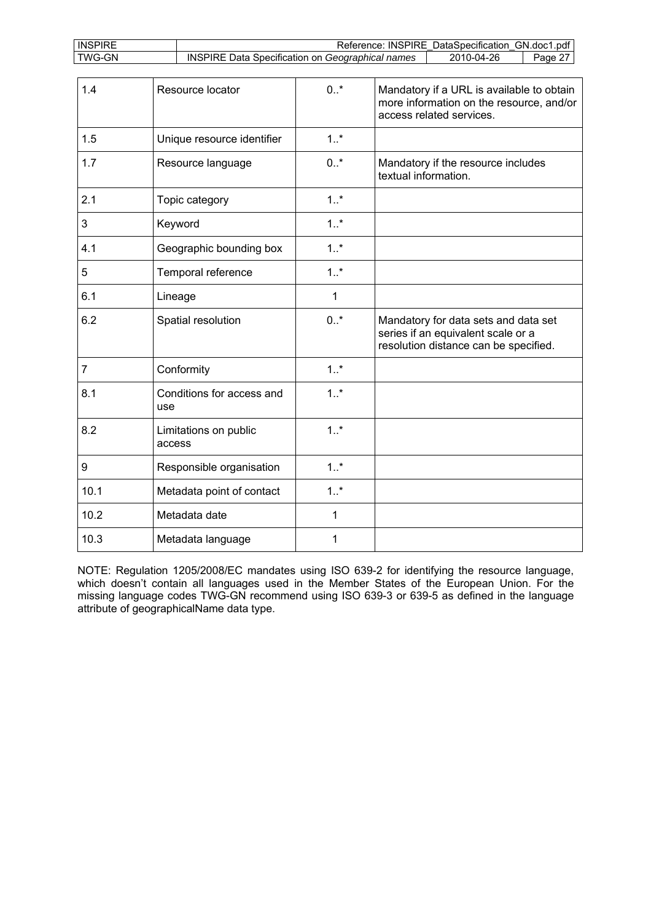| | | | |
|---|---|---|---|
| 1.4 | Resource locator | 0..* | Mandatory if a URL is available to obtain more information on the resource, and/or access related services. |
| 1.5 | Unique resource identifier | 1..* | |
| 1.7 | Resource language | 0..* | Mandatory if the resource includes textual information. |
| 2.1 | Topic category | 1..* | |
| 3 | Keyword | 1..* | |
| 4.1 | Geographic bounding box | 1..* | |
| 5 | Temporal reference | 1..* | |
| 6.1 | Lineage | 1 | |
| 6.2 | Spatial resolution | 0..* | Mandatory for data sets and data set series if an equivalent scale or a resolution distance can be specified. |
| 7 | Conformity | 1..* | |
| 8.1 | Conditions for access and use | 1..* | |
| 8.2 | Limitations on public access | 1..* | |
| 9 | Responsible organisation | 1..* | |
| 10.1 | Metadata point of contact | 1..* | |
| 10.2 | Metadata date | 1 | |
| 10.3 | Metadata language | 1 | |

NOTE: Regulation 1205/2008/EC mandates using ISO 639-2 for identifying the resource language, which doesn't contain all languages used in the Member States of the European Union. For the missing language codes TWG-GN recommend using ISO 639-3 or 639-5 as defined in the language attribute of geographicalName data type.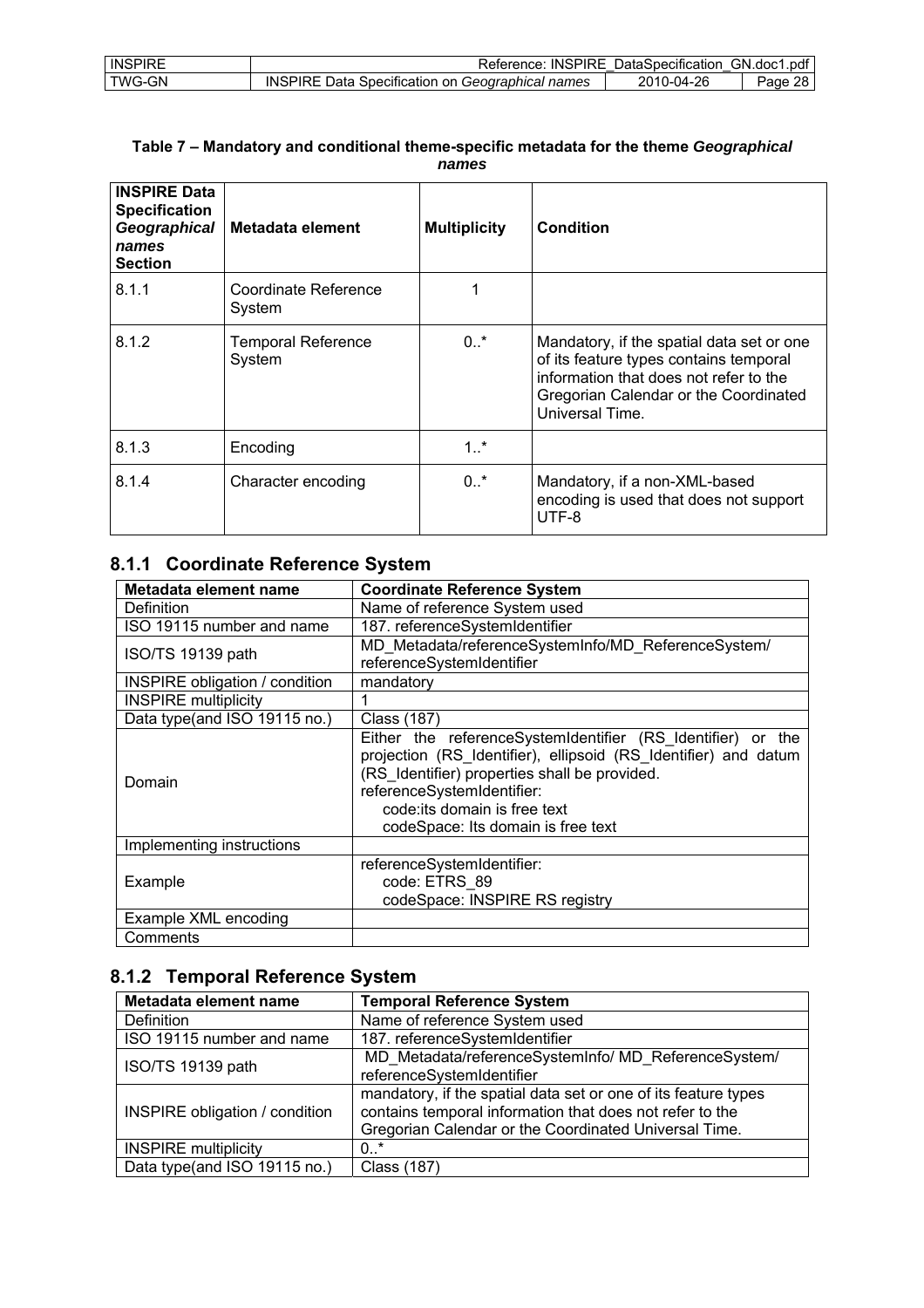**Table 7 – Mandatory and conditional theme-specific metadata for the theme *Geographical names***

| INSPIRE Data Specification *Geographical names* Section | Metadata element | Multiplicity | Condition |
|---|---|---|---|
| 8.1.1 | Coordinate Reference System | 1 | |
| 8.1.2 | Temporal Reference System | 0..* | Mandatory, if the spatial data set or one of its feature types contains temporal information that does not refer to the Gregorian Calendar or the Coordinated Universal Time. |
| 8.1.3 | Encoding | 1..* | |
| 8.1.4 | Character encoding | 0..* | Mandatory, if a non-XML-based encoding is used that does not support UTF-8 |

## 8.1.1 Coordinate Reference System

| Metadata element name | Coordinate Reference System |
|---|---|
| Definition | Name of reference System used |
| ISO 19115 number and name | 187. referenceSystemIdentifier |
| ISO/TS 19139 path | MD_Metadata/referenceSystemInfo/MD_ReferenceSystem/ referenceSystemIdentifier |
| INSPIRE obligation / condition | mandatory |
| INSPIRE multiplicity | 1 |
| Data type(and ISO 19115 no.) | Class (187) |
| Domain | Either the referenceSystemIdentifier (RS_Identifier) or the projection (RS_Identifier), ellipsoid (RS_Identifier) and datum (RS_Identifier) properties shall be provided.<br>referenceSystemIdentifier:<br>code:its domain is free text<br>codeSpace: Its domain is free text |
| Implementing instructions | |
| Example | referenceSystemIdentifier:<br>code: ETRS_89<br>codeSpace: INSPIRE RS registry |
| Example XML encoding | |
| Comments | |

## 8.1.2 Temporal Reference System

| Metadata element name | Temporal Reference System |
|---|---|
| Definition | Name of reference System used |
| ISO 19115 number and name | 187. referenceSystemIdentifier |
| ISO/TS 19139 path | MD_Metadata/referenceSystemInfo/ MD_ReferenceSystem/ referenceSystemIdentifier |
| INSPIRE obligation / condition | mandatory, if the spatial data set or one of its feature types contains temporal information that does not refer to the Gregorian Calendar or the Coordinated Universal Time. |
| INSPIRE multiplicity | 0..* |
| Data type(and ISO 19115 no.) | Class (187) |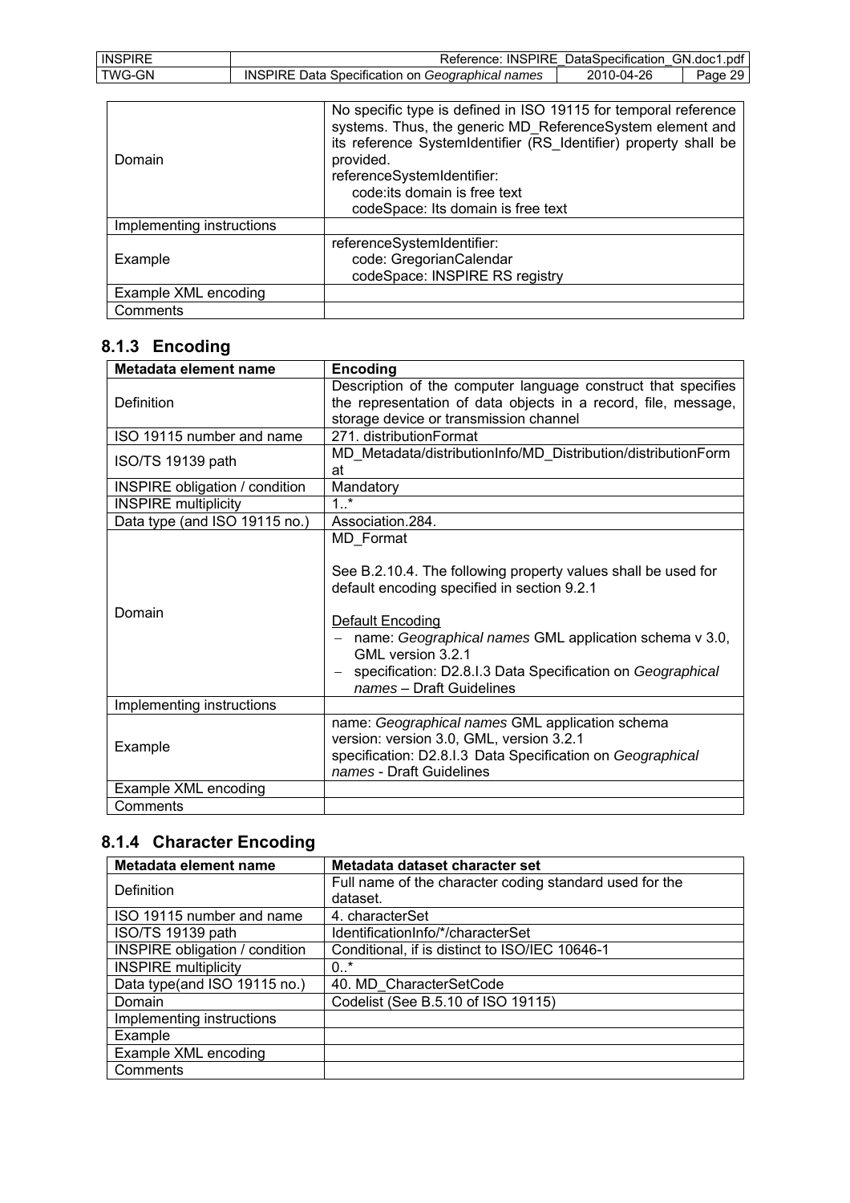| | |
|---|---|
| Domain | No specific type is defined in ISO 19115 for temporal reference systems. Thus, the generic MD_ReferenceSystem element and its reference SystemIdentifier (RS_Identifier) property shall be provided.<br>referenceSystemIdentifier:<br>code:its domain is free text<br>codeSpace: Its domain is free text |
| Implementing instructions | |
| Example | referenceSystemIdentifier:<br>code: GregorianCalendar<br>codeSpace: INSPIRE RS registry |
| Example XML encoding | |
| Comments | |

### 8.1.3 Encoding

| **Metadata element name** | **Encoding** |
|---|---|
| Definition | Description of the computer language construct that specifies the representation of data objects in a record, file, message, storage device or transmission channel |
| ISO 19115 number and name | 271. distributionFormat |
| ISO/TS 19139 path | MD_Metadata/distributionInfo/MD_Distribution/distributionFormat |
| INSPIRE obligation / condition | Mandatory |
| INSPIRE multiplicity | 1..* |
| Data type (and ISO 19115 no.) | Association.284. |
| Domain | MD_Format<br><br>See B.2.10.4. The following property values shall be used for default encoding specified in section 9.2.1<br><br>Default Encoding<br>– name: *Geographical names* GML application schema v 3.0, GML version 3.2.1<br>– specification: D2.8.I.3 Data Specification on *Geographical names* – Draft Guidelines |
| Implementing instructions | |
| Example | name: *Geographical names* GML application schema<br>version: version 3.0, GML, version 3.2.1<br>specification: D2.8.I.3 Data Specification on *Geographical names* - Draft Guidelines |
| Example XML encoding | |
| Comments | |

### 8.1.4 Character Encoding

| **Metadata element name** | **Metadata dataset character set** |
|---|---|
| Definition | Full name of the character coding standard used for the dataset. |
| ISO 19115 number and name | 4. characterSet |
| ISO/TS 19139 path | IdentificationInfo/*/characterSet |
| INSPIRE obligation / condition | Conditional, if is distinct to ISO/IEC 10646-1 |
| INSPIRE multiplicity | 0..* |
| Data type(and ISO 19115 no.) | 40. MD_CharacterSetCode |
| Domain | Codelist (See B.5.10 of ISO 19115) |
| Implementing instructions | |
| Example | |
| Example XML encoding | |
| Comments | |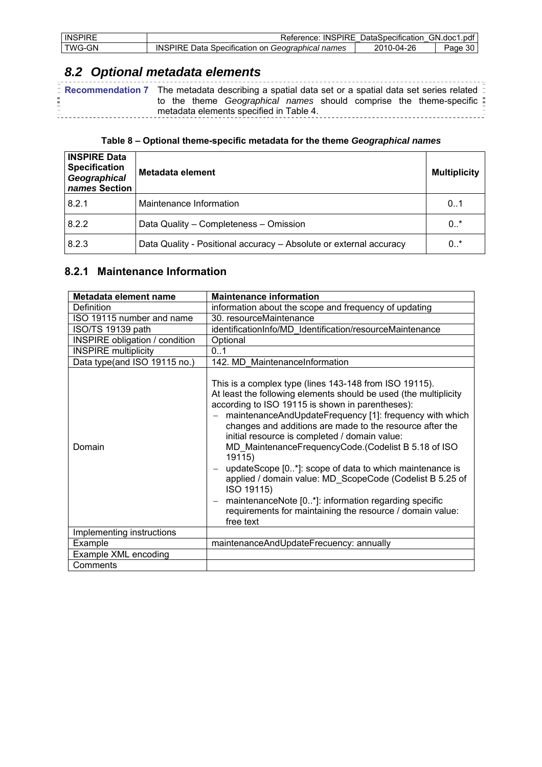## 8.2 Optional metadata elements

**Recommendation 7** The metadata describing a spatial data set or a spatial data set series related to the theme *Geographical names* should comprise the theme-specific metadata elements specified in Table 4.

**Table 8 – Optional theme-specific metadata for the theme *Geographical names***

| INSPIRE Data Specification *Geographical names* Section | Metadata element | Multiplicity |
|---|---|---|
| 8.2.1 | Maintenance Information | 0..1 |
| 8.2.2 | Data Quality – Completeness – Omission | 0..* |
| 8.2.3 | Data Quality - Positional accuracy – Absolute or external accuracy | 0..* |

### 8.2.1 Maintenance Information

| Metadata element name | Maintenance information |
|---|---|
| Definition | information about the scope and frequency of updating |
| ISO 19115 number and name | 30. resourceMaintenance |
| ISO/TS 19139 path | identificationInfo/MD_Identification/resourceMaintenance |
| INSPIRE obligation / condition | Optional |
| INSPIRE multiplicity | 0..1 |
| Data type(and ISO 19115 no.) | 142. MD_MaintenanceInformation |
| Domain | This is a complex type (lines 143-148 from ISO 19115).<br>At least the following elements should be used (the multiplicity according to ISO 19115 is shown in parentheses):<br>– maintenanceAndUpdateFrequency [1]: frequency with which changes and additions are made to the resource after the initial resource is completed / domain value: MD_MaintenanceFrequencyCode.(Codelist B 5.18 of ISO 19115)<br>– updateScope [0..*]: scope of data to which maintenance is applied / domain value: MD_ScopeCode (Codelist B 5.25 of ISO 19115)<br>– maintenanceNote [0..*]: information regarding specific requirements for maintaining the resource / domain value: free text |
| Implementing instructions | |
| Example | maintenanceAndUpdateFrecuency: annually |
| Example XML encoding | |
| Comments | |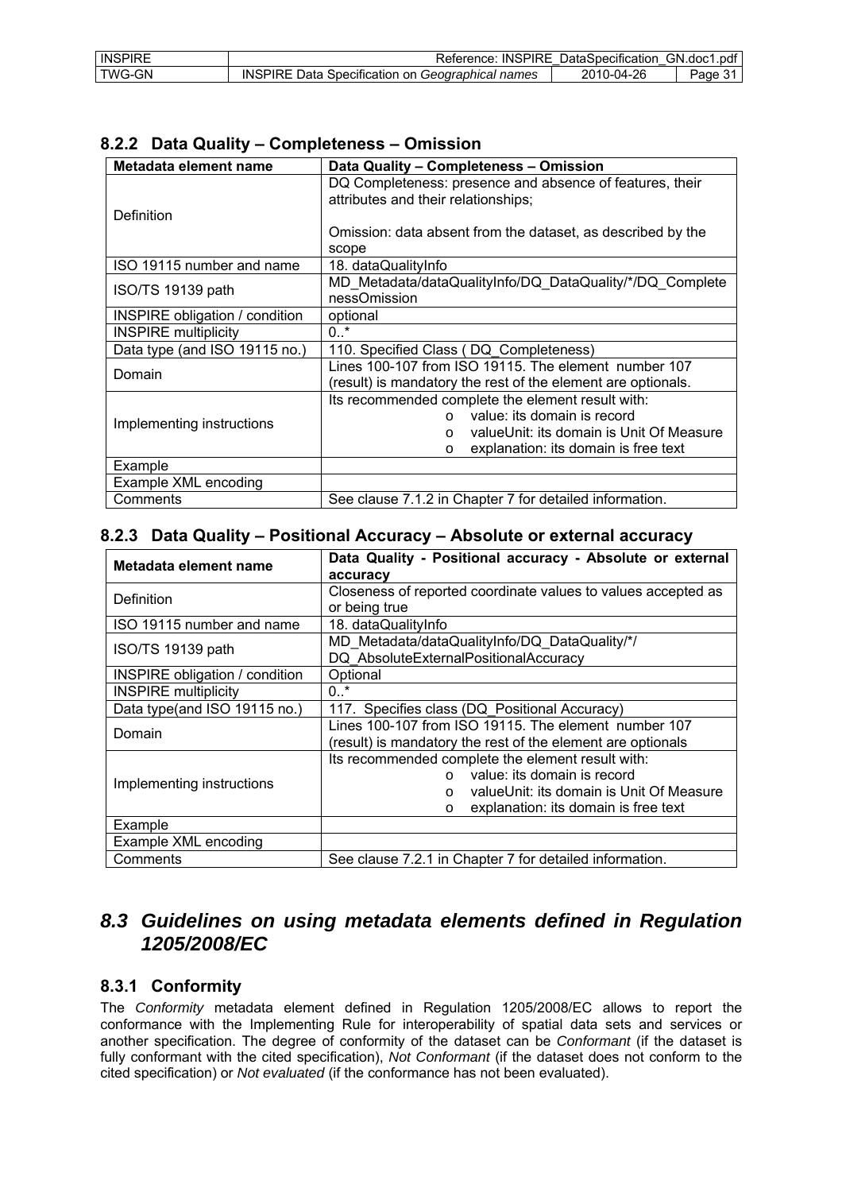### 8.2.2 Data Quality – Completeness – Omission

| Metadata element name | Data Quality – Completeness – Omission |
|---|---|
| Definition | DQ Completeness: presence and absence of features, their attributes and their relationships;<br><br>Omission: data absent from the dataset, as described by the scope |
| ISO 19115 number and name | 18. dataQualityInfo |
| ISO/TS 19139 path | MD_Metadata/dataQualityInfo/DQ_DataQuality/*/DQ_CompletenessOmission |
| INSPIRE obligation / condition | optional |
| INSPIRE multiplicity | 0..* |
| Data type (and ISO 19115 no.) | 110. Specified Class ( DQ_Completeness) |
| Domain | Lines 100-107 from ISO 19115. The element number 107 (result) is mandatory the rest of the element are optionals. |
| Implementing instructions | Its recommended complete the element result with:<br>o value: its domain is record<br>o valueUnit: its domain is Unit Of Measure<br>o explanation: its domain is free text |
| Example | |
| Example XML encoding | |
| Comments | See clause 7.1.2 in Chapter 7 for detailed information. |

### 8.2.3 Data Quality – Positional Accuracy – Absolute or external accuracy

| Metadata element name | Data Quality - Positional accuracy - Absolute or external accuracy |
|---|---|
| Definition | Closeness of reported coordinate values to values accepted as or being true |
| ISO 19115 number and name | 18. dataQualityInfo |
| ISO/TS 19139 path | MD_Metadata/dataQualityInfo/DQ_DataQuality/*/ DQ_AbsoluteExternalPositionalAccuracy |
| INSPIRE obligation / condition | Optional |
| INSPIRE multiplicity | 0..* |
| Data type(and ISO 19115 no.) | 117. Specifies class (DQ_Positional Accuracy) |
| Domain | Lines 100-107 from ISO 19115. The element number 107 (result) is mandatory the rest of the element are optionals |
| Implementing instructions | Its recommended complete the element result with:<br>o value: its domain is record<br>o valueUnit: its domain is Unit Of Measure<br>o explanation: its domain is free text |
| Example | |
| Example XML encoding | |
| Comments | See clause 7.2.1 in Chapter 7 for detailed information. |

## *8.3 Guidelines on using metadata elements defined in Regulation 1205/2008/EC*

### 8.3.1 Conformity

The *Conformity* metadata element defined in Regulation 1205/2008/EC allows to report the conformance with the Implementing Rule for interoperability of spatial data sets and services or another specification. The degree of conformity of the dataset can be *Conformant* (if the dataset is fully conformant with the cited specification), *Not Conformant* (if the dataset does not conform to the cited specification) or *Not evaluated* (if the conformance has not been evaluated).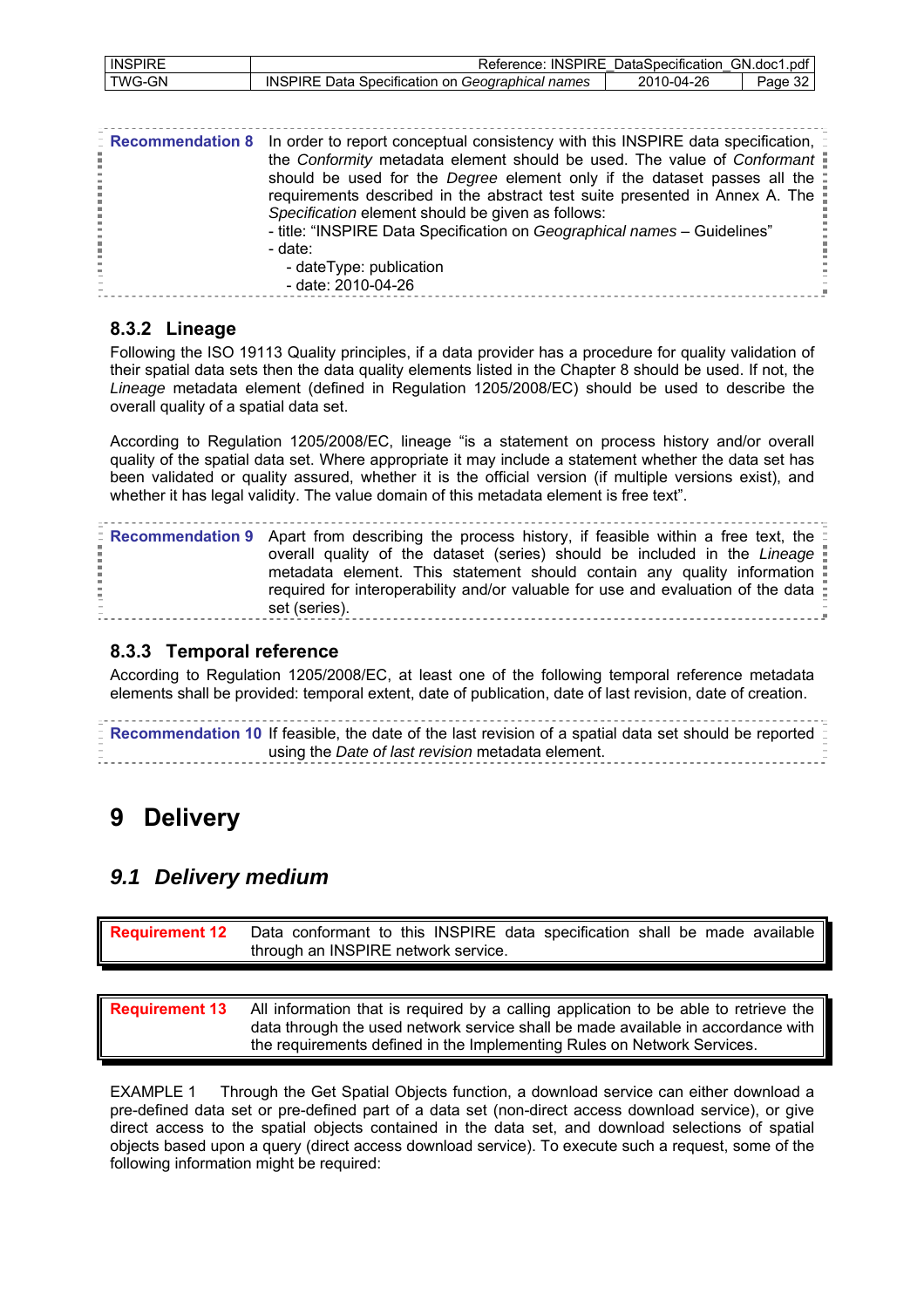**Recommendation 8** In order to report conceptual consistency with this INSPIRE data specification, the *Conformity* metadata element should be used. The value of *Conformant* should be used for the *Degree* element only if the dataset passes all the requirements described in the abstract test suite presented in Annex A. The *Specification* element should be given as follows:
- title: "INSPIRE Data Specification on *Geographical names* – Guidelines"
- date:
  - dateType: publication
  - date: 2010-04-26

### 8.3.2 Lineage

Following the ISO 19113 Quality principles, if a data provider has a procedure for quality validation of their spatial data sets then the data quality elements listed in the Chapter 8 should be used. If not, the *Lineage* metadata element (defined in Regulation 1205/2008/EC) should be used to describe the overall quality of a spatial data set.

According to Regulation 1205/2008/EC, lineage "is a statement on process history and/or overall quality of the spatial data set. Where appropriate it may include a statement whether the data set has been validated or quality assured, whether it is the official version (if multiple versions exist), and whether it has legal validity. The value domain of this metadata element is free text".

**Recommendation 9** Apart from describing the process history, if feasible within a free text, the overall quality of the dataset (series) should be included in the *Lineage* metadata element. This statement should contain any quality information required for interoperability and/or valuable for use and evaluation of the data set (series).

### 8.3.3 Temporal reference

According to Regulation 1205/2008/EC, at least one of the following temporal reference metadata elements shall be provided: temporal extent, date of publication, date of last revision, date of creation.

**Recommendation 10** If feasible, the date of the last revision of a spatial data set should be reported using the *Date of last revision* metadata element.

# 9 Delivery

## *9.1 Delivery medium*

**Requirement 12** Data conformant to this INSPIRE data specification shall be made available through an INSPIRE network service.

**Requirement 13** All information that is required by a calling application to be able to retrieve the data through the used network service shall be made available in accordance with the requirements defined in the Implementing Rules on Network Services.

EXAMPLE 1 Through the Get Spatial Objects function, a download service can either download a pre-defined data set or pre-defined part of a data set (non-direct access download service), or give direct access to the spatial objects contained in the data set, and download selections of spatial objects based upon a query (direct access download service). To execute such a request, some of the following information might be required: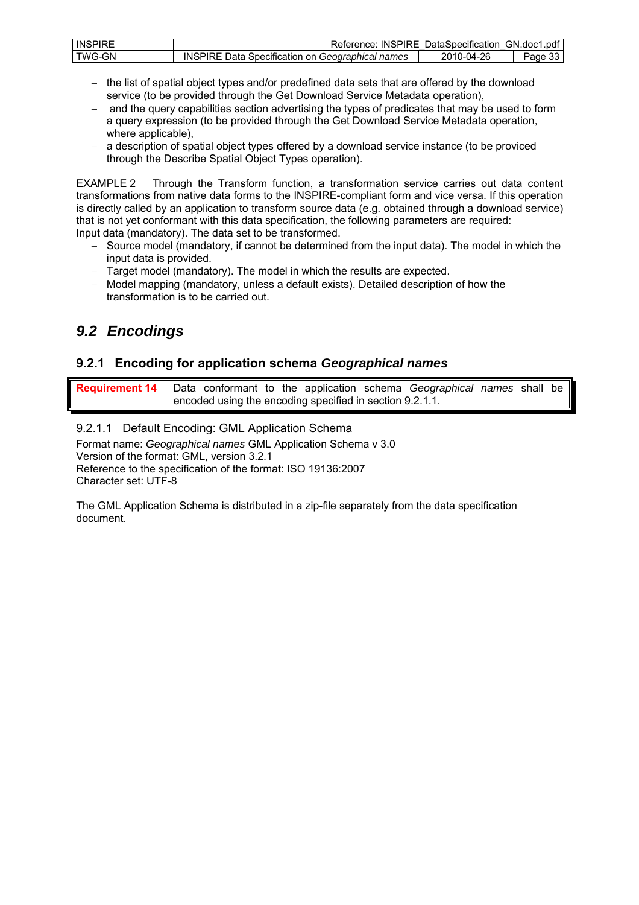- the list of spatial object types and/or predefined data sets that are offered by the download service (to be provided through the Get Download Service Metadata operation),
- and the query capabilities section advertising the types of predicates that may be used to form a query expression (to be provided through the Get Download Service Metadata operation, where applicable),
- a description of spatial object types offered by a download service instance (to be proviced through the Describe Spatial Object Types operation).

EXAMPLE 2 Through the Transform function, a transformation service carries out data content transformations from native data forms to the INSPIRE-compliant form and vice versa. If this operation is directly called by an application to transform source data (e.g. obtained through a download service) that is not yet conformant with this data specification, the following parameters are required:
Input data (mandatory). The data set to be transformed.

- Source model (mandatory, if cannot be determined from the input data). The model in which the input data is provided.
- Target model (mandatory). The model in which the results are expected.
- Model mapping (mandatory, unless a default exists). Detailed description of how the transformation is to be carried out.

## *9.2 Encodings*

### 9.2.1 Encoding for application schema *Geographical names*

| | |
|---|---|
| **Requirement 14** | Data conformant to the application schema *Geographical names* shall be encoded using the encoding specified in section 9.2.1.1. |

#### 9.2.1.1 Default Encoding: GML Application Schema

Format name: *Geographical names* GML Application Schema v 3.0
Version of the format: GML, version 3.2.1
Reference to the specification of the format: ISO 19136:2007
Character set: UTF-8

The GML Application Schema is distributed in a zip-file separately from the data specification document.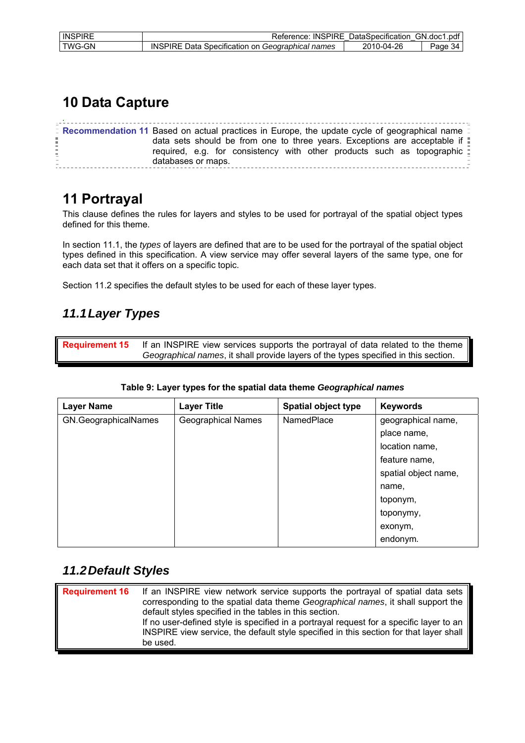# 10 Data Capture

**Recommendation 11** Based on actual practices in Europe, the update cycle of geographical name data sets should be from one to three years. Exceptions are acceptable if required, e.g. for consistency with other products such as topographic databases or maps.

# 11 Portrayal

This clause defines the rules for layers and styles to be used for portrayal of the spatial object types defined for this theme.

In section 11.1, the *types* of layers are defined that are to be used for the portrayal of the spatial object types defined in this specification. A view service may offer several layers of the same type, one for each data set that it offers on a specific topic.

Section 11.2 specifies the default styles to be used for each of these layer types.

## 11.1 Layer Types

**Requirement 15** If an INSPIRE view services supports the portrayal of data related to the theme *Geographical names*, it shall provide layers of the types specified in this section.

**Table 9: Layer types for the spatial data theme *Geographical names***

| Layer Name | Layer Title | Spatial object type | Keywords |
|---|---|---|---|
| GN.GeographicalNames | Geographical Names | NamedPlace | geographical name, place name, location name, feature name, spatial object name, name, toponym, toponymy, exonym, endonym. |

## 11.2 Default Styles

**Requirement 16** If an INSPIRE view network service supports the portrayal of spatial data sets corresponding to the spatial data theme *Geographical names*, it shall support the default styles specified in the tables in this section.
If no user-defined style is specified in a portrayal request for a specific layer to an INSPIRE view service, the default style specified in this section for that layer shall be used.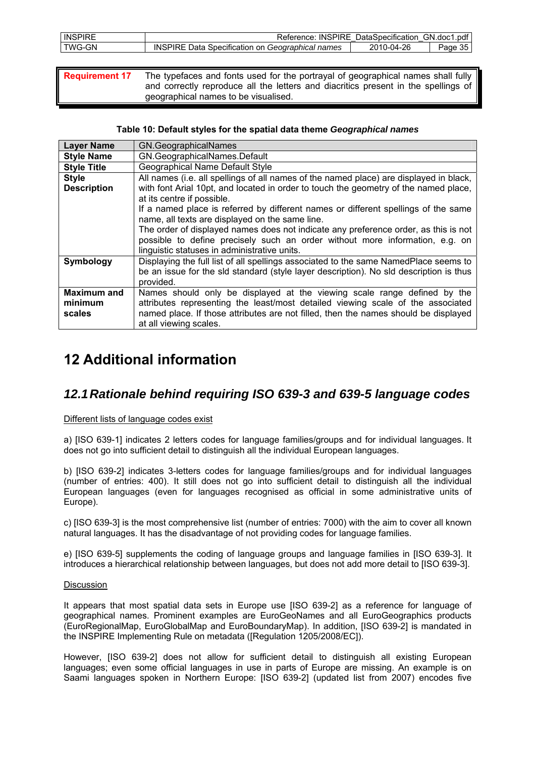| | |
|---|---|
| **Requirement 17** | The typefaces and fonts used for the portrayal of geographical names shall fully and correctly reproduce all the letters and diacritics present in the spellings of geographical names to be visualised. |

**Table 10: Default styles for the spatial data theme *Geographical names***

| | |
|---|---|
| **Layer Name** | GN.GeographicalNames |
| **Style Name** | GN.GeographicalNames.Default |
| **Style Title** | Geographical Name Default Style |
| **Style Description** | All names (i.e. all spellings of all names of the named place) are displayed in black, with font Arial 10pt, and located in order to touch the geometry of the named place, at its centre if possible.<br>If a named place is referred by different names or different spellings of the same name, all texts are displayed on the same line.<br>The order of displayed names does not indicate any preference order, as this is not possible to define precisely such an order without more information, e.g. on linguistic statuses in administrative units. |
| **Symbology** | Displaying the full list of all spellings associated to the same NamedPlace seems to be an issue for the sld standard (style layer description). No sld description is thus provided. |
| **Maximum and minimum scales** | Names should only be displayed at the viewing scale range defined by the attributes representing the least/most detailed viewing scale of the associated named place. If those attributes are not filled, then the names should be displayed at all viewing scales. |

# 12 Additional information

## *12.1 Rationale behind requiring ISO 639-3 and 639-5 language codes*

Different lists of language codes exist

a) [ISO 639-1] indicates 2 letters codes for language families/groups and for individual languages. It does not go into sufficient detail to distinguish all the individual European languages.

b) [ISO 639-2] indicates 3-letters codes for language families/groups and for individual languages (number of entries: 400). It still does not go into sufficient detail to distinguish all the individual European languages (even for languages recognised as official in some administrative units of Europe).

c) [ISO 639-3] is the most comprehensive list (number of entries: 7000) with the aim to cover all known natural languages. It has the disadvantage of not providing codes for language families.

e) [ISO 639-5] supplements the coding of language groups and language families in [ISO 639-3]. It introduces a hierarchical relationship between languages, but does not add more detail to [ISO 639-3].

Discussion

It appears that most spatial data sets in Europe use [ISO 639-2] as a reference for language of geographical names. Prominent examples are EuroGeoNames and all EuroGeographics products (EuroRegionalMap, EuroGlobalMap and EuroBoundaryMap). In addition, [ISO 639-2] is mandated in the INSPIRE Implementing Rule on metadata ([Regulation 1205/2008/EC]).

However, [ISO 639-2] does not allow for sufficient detail to distinguish all existing European languages; even some official languages in use in parts of Europe are missing. An example is on Saami languages spoken in Northern Europe: [ISO 639-2] (updated list from 2007) encodes five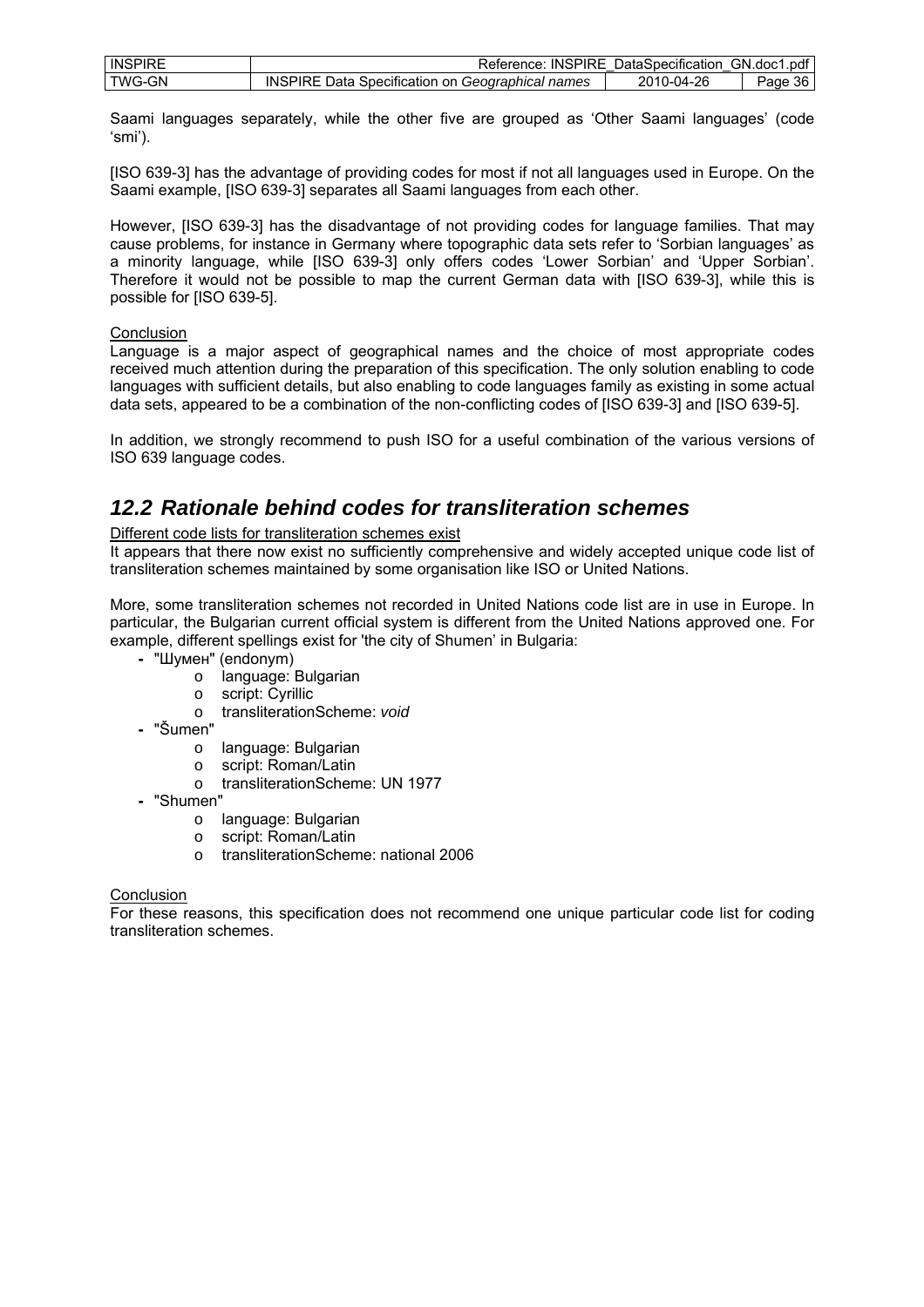Saami languages separately, while the other five are grouped as ‘Other Saami languages’ (code ‘smi’).

[ISO 639-3] has the advantage of providing codes for most if not all languages used in Europe. On the Saami example, [ISO 639-3] separates all Saami languages from each other.

However, [ISO 639-3] has the disadvantage of not providing codes for language families. That may cause problems, for instance in Germany where topographic data sets refer to ‘Sorbian languages’ as a minority language, while [ISO 639-3] only offers codes ‘Lower Sorbian’ and ‘Upper Sorbian’. Therefore it would not be possible to map the current German data with [ISO 639-3], while this is possible for [ISO 639-5].

Conclusion

Language is a major aspect of geographical names and the choice of most appropriate codes received much attention during the preparation of this specification. The only solution enabling to code languages with sufficient details, but also enabling to code languages family as existing in some actual data sets, appeared to be a combination of the non-conflicting codes of [ISO 639-3] and [ISO 639-5].

In addition, we strongly recommend to push ISO for a useful combination of the various versions of ISO 639 language codes.

## 12.2 Rationale behind codes for transliteration schemes

Different code lists for transliteration schemes exist

It appears that there now exist no sufficiently comprehensive and widely accepted unique code list of transliteration schemes maintained by some organisation like ISO or United Nations.

More, some transliteration schemes not recorded in United Nations code list are in use in Europe. In particular, the Bulgarian current official system is different from the United Nations approved one. For example, different spellings exist for 'the city of Shumen’ in Bulgaria:

- "Шумен" (endonym)
  - language: Bulgarian
  - script: Cyrillic
  - transliterationScheme: *void*
- "Šumen"
  - language: Bulgarian
  - script: Roman/Latin
  - transliterationScheme: UN 1977
- "Shumen"
  - language: Bulgarian
  - script: Roman/Latin
  - transliterationScheme: national 2006

Conclusion

For these reasons, this specification does not recommend one unique particular code list for coding transliteration schemes.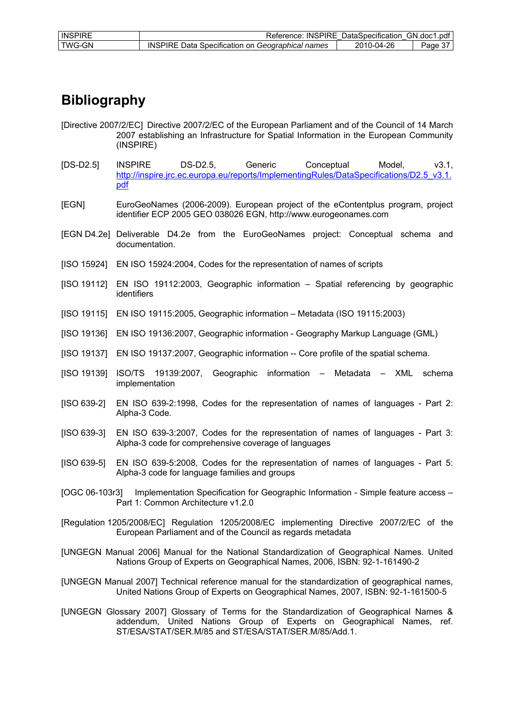# Bibliography

[Directive 2007/2/EC] Directive 2007/2/EC of the European Parliament and of the Council of 14 March 2007 establishing an Infrastructure for Spatial Information in the European Community (INSPIRE)

[DS-D2.5] INSPIRE DS-D2.5, Generic Conceptual Model, v3.1, http://inspire.jrc.ec.europa.eu/reports/ImplementingRules/DataSpecifications/D2.5_v3.1.pdf

[EGN] EuroGeoNames (2006-2009). European project of the eContentplus program, project identifier ECP 2005 GEO 038026 EGN, http://www.eurogeonames.com

[EGN D4.2e] Deliverable D4.2e from the EuroGeoNames project: Conceptual schema and documentation.

[ISO 15924] EN ISO 15924:2004, Codes for the representation of names of scripts

[ISO 19112] EN ISO 19112:2003, Geographic information – Spatial referencing by geographic identifiers

[ISO 19115] EN ISO 19115:2005, Geographic information – Metadata (ISO 19115:2003)

[ISO 19136] EN ISO 19136:2007, Geographic information - Geography Markup Language (GML)

[ISO 19137] EN ISO 19137:2007, Geographic information -- Core profile of the spatial schema.

[ISO 19139] ISO/TS 19139:2007, Geographic information – Metadata – XML schema implementation

[ISO 639-2] EN ISO 639-2:1998, Codes for the representation of names of languages - Part 2: Alpha-3 Code.

[ISO 639-3] EN ISO 639-3:2007, Codes for the representation of names of languages - Part 3: Alpha-3 code for comprehensive coverage of languages

[ISO 639-5] EN ISO 639-5:2008, Codes for the representation of names of languages - Part 5: Alpha-3 code for language families and groups

[OGC 06-103r3] Implementation Specification for Geographic Information - Simple feature access – Part 1: Common Architecture v1.2.0

[Regulation 1205/2008/EC] Regulation 1205/2008/EC implementing Directive 2007/2/EC of the European Parliament and of the Council as regards metadata

[UNGEGN Manual 2006] Manual for the National Standardization of Geographical Names. United Nations Group of Experts on Geographical Names, 2006, ISBN: 92-1-161490-2

[UNGEGN Manual 2007] Technical reference manual for the standardization of geographical names, United Nations Group of Experts on Geographical Names, 2007, ISBN: 92-1-161500-5

[UNGEGN Glossary 2007] Glossary of Terms for the Standardization of Geographical Names & addendum, United Nations Group of Experts on Geographical Names, ref. ST/ESA/STAT/SER.M/85 and ST/ESA/STAT/SER.M/85/Add.1.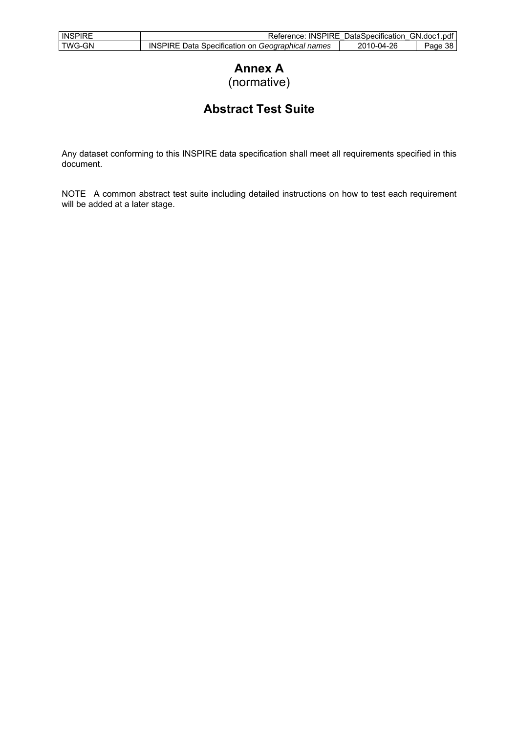# Annex A
(normative)

## Abstract Test Suite

Any dataset conforming to this INSPIRE data specification shall meet all requirements specified in this document.

NOTE A common abstract test suite including detailed instructions on how to test each requirement will be added at a later stage.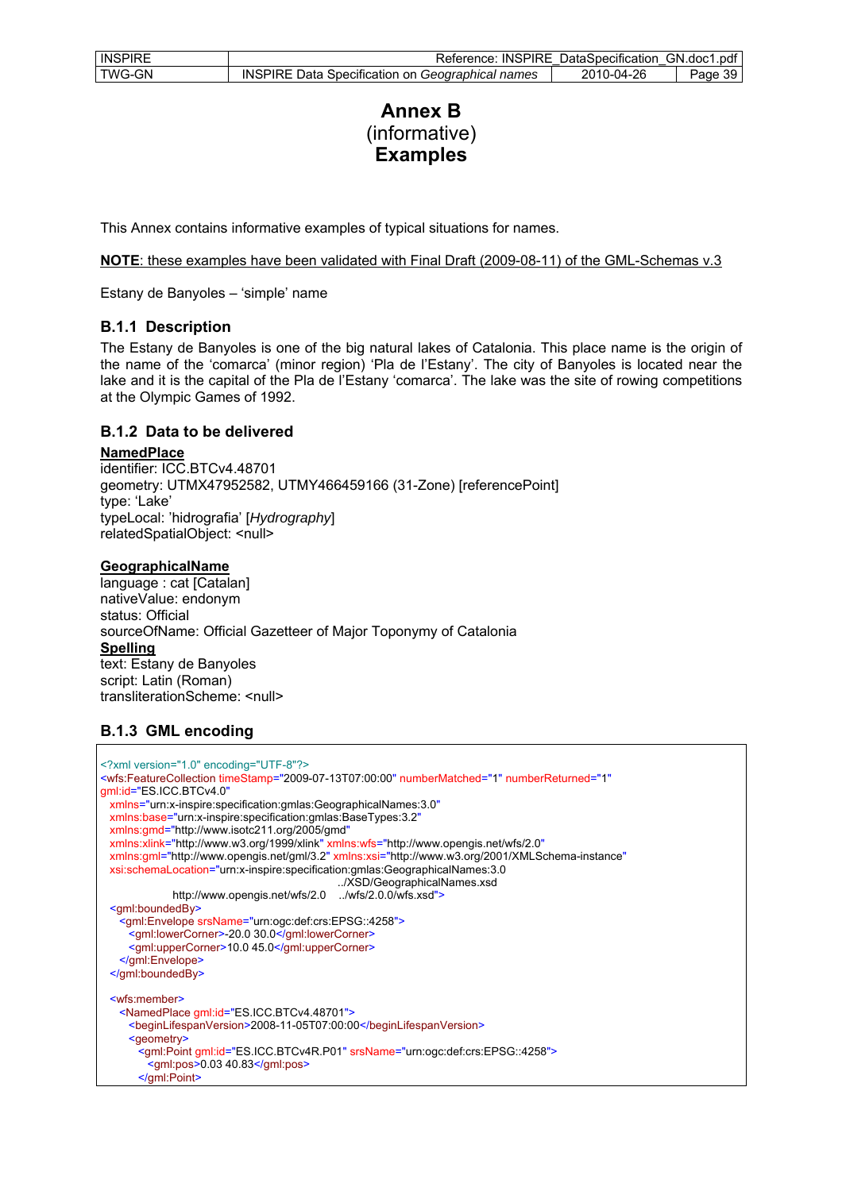# Annex B
(informative)
# Examples

This Annex contains informative examples of typical situations for names.

**NOTE**: these examples have been validated with Final Draft (2009-08-11) of the GML-Schemas v.3

Estany de Banyoles – 'simple' name

### B.1.1 Description

The Estany de Banyoles is one of the big natural lakes of Catalonia. This place name is the origin of the name of the 'comarca' (minor region) 'Pla de l'Estany'. The city of Banyoles is located near the lake and it is the capital of the Pla de l'Estany 'comarca'. The lake was the site of rowing competitions at the Olympic Games of 1992.

### B.1.2 Data to be delivered

**NamedPlace**
identifier: ICC.BTCv4.48701
geometry: UTMX47952582, UTMY466459166 (31-Zone) [referencePoint]
type: 'Lake'
typeLocal: 'hidrografia' [*Hydrography*]
relatedSpatialObject: <null>

**GeographicalName**
language : cat [Catalan]
nativeValue: endonym
status: Official
sourceOfName: Official Gazetteer of Major Toponymy of Catalonia
**Spelling**
text: Estany de Banyoles
script: Latin (Roman)
transliterationScheme: <null>

### B.1.3 GML encoding

```
<?xml version="1.0" encoding="UTF-8"?>
<wfs:FeatureCollection timeStamp="2009-07-13T07:00:00" numberMatched="1" numberReturned="1"
gml:id="ES.ICC.BTCv4.0"
  xmlns="urn:x-inspire:specification:gmlas:GeographicalNames:3.0"
  xmlns:base="urn:x-inspire:specification:gmlas:BaseTypes:3.2"
  xmlns:gmd="http://www.isotc211.org/2005/gmd"
  xmlns:xlink="http://www.w3.org/1999/xlink" xmlns:wfs="http://www.opengis.net/wfs/2.0"
  xmlns:gml="http://www.opengis.net/gml/3.2" xmlns:xsi="http://www.w3.org/2001/XMLSchema-instance"
  xsi:schemaLocation="urn:x-inspire:specification:gmlas:GeographicalNames:3.0
                                          ../XSD/GeographicalNames.xsd
              http://www.opengis.net/wfs/2.0    ../wfs/2.0.0/wfs.xsd">
  <gml:boundedBy>
    <gml:Envelope srsName="urn:ogc:def:crs:EPSG::4258">
      <gml:lowerCorner>-20.0 30.0</gml:lowerCorner>
      <gml:upperCorner>10.0 45.0</gml:upperCorner>
    </gml:Envelope>
  </gml:boundedBy>

  <wfs:member>
    <NamedPlace gml:id="ES.ICC.BTCv4.48701">
      <beginLifespanVersion>2008-11-05T07:00:00</beginLifespanVersion>
      <geometry>
        <gml:Point gml:id="ES.ICC.BTCv4R.P01" srsName="urn:ogc:def:crs:EPSG::4258">
          <gml:pos>0.03 40.83</gml:pos>
        </gml:Point>
```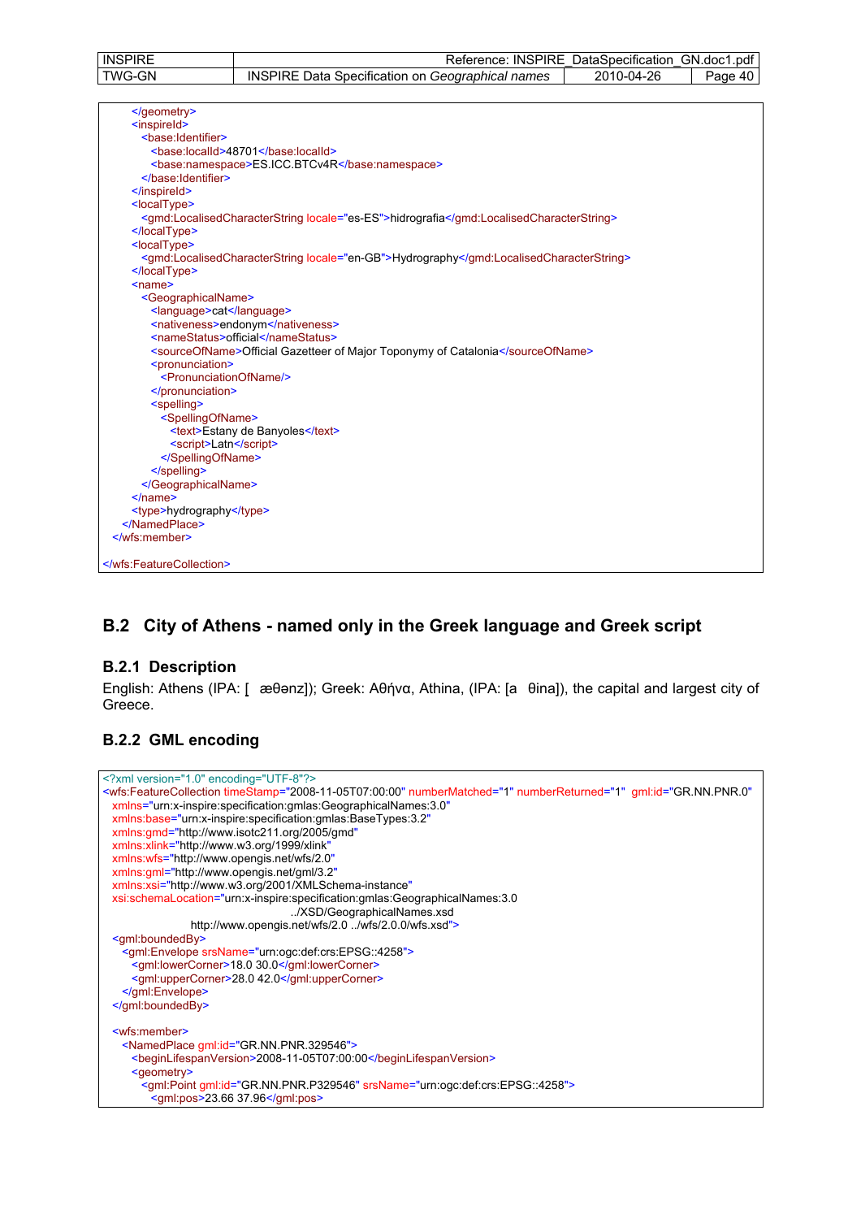```
      </geometry>
      <inspireId>
        <base:Identifier>
          <base:localId>48701</base:localId>
          <base:namespace>ES.ICC.BTCv4R</base:namespace>
        </base:Identifier>
      </inspireId>
      <localType>
        <gmd:LocalisedCharacterString locale="es-ES">hidrografia</gmd:LocalisedCharacterString>
      </localType>
      <localType>
        <gmd:LocalisedCharacterString locale="en-GB">Hydrography</gmd:LocalisedCharacterString>
      </localType>
      <name>
        <GeographicalName>
          <language>cat</language>
          <nativeness>endonym</nativeness>
          <nameStatus>official</nameStatus>
          <sourceOfName>Official Gazetteer of Major Toponymy of Catalonia</sourceOfName>
          <pronunciation>
            <PronunciationOfName/>
          </pronunciation>
          <spelling>
            <SpellingOfName>
              <text>Estany de Banyoles</text>
              <script>Latn</script>
            </SpellingOfName>
          </spelling>
        </GeographicalName>
      </name>
      <type>hydrography</type>
    </NamedPlace>
  </wfs:member>

</wfs:FeatureCollection>
```

## B.2 City of Athens - named only in the Greek language and Greek script

### B.2.1 Description

English: Athens (IPA: [ æθənz]); Greek: Αθήνα, Athina, (IPA: [a θina]), the capital and largest city of Greece.

### B.2.2 GML encoding

```
<?xml version="1.0" encoding="UTF-8"?>
<wfs:FeatureCollection timeStamp="2008-11-05T07:00:00" numberMatched="1" numberReturned="1" gml:id="GR.NN.PNR.0"
  xmlns="urn:x-inspire:specification:gmlas:GeographicalNames:3.0"
  xmlns:base="urn:x-inspire:specification:gmlas:BaseTypes:3.2"
  xmlns:gmd="http://www.isotc211.org/2005/gmd"
  xmlns:xlink="http://www.w3.org/1999/xlink"
  xmlns:wfs="http://www.opengis.net/wfs/2.0"
  xmlns:gml="http://www.opengis.net/gml/3.2"
  xmlns:xsi="http://www.w3.org/2001/XMLSchema-instance"
  xsi:schemaLocation="urn:x-inspire:specification:gmlas:GeographicalNames:3.0
                      ../XSD/GeographicalNames.xsd
                      http://www.opengis.net/wfs/2.0 ../wfs/2.0.0/wfs.xsd">
  <gml:boundedBy>
    <gml:Envelope srsName="urn:ogc:def:crs:EPSG::4258">
      <gml:lowerCorner>18.0 30.0</gml:lowerCorner>
      <gml:upperCorner>28.0 42.0</gml:upperCorner>
    </gml:Envelope>
  </gml:boundedBy>

  <wfs:member>
    <NamedPlace gml:id="GR.NN.PNR.329546">
      <beginLifespanVersion>2008-11-05T07:00:00</beginLifespanVersion>
      <geometry>
        <gml:Point gml:id="GR.NN.PNR.P329546" srsName="urn:ogc:def:crs:EPSG::4258">
          <gml:pos>23.66 37.96</gml:pos>
```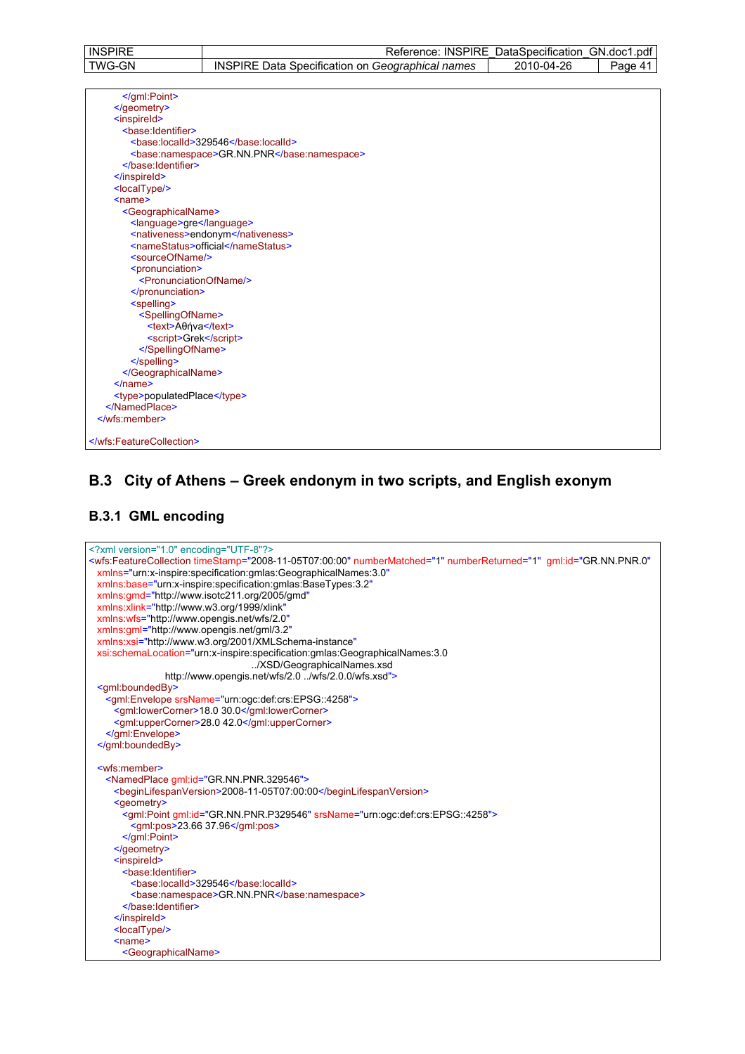```
        </gml:Point>
      </geometry>
      <inspireId>
        <base:Identifier>
          <base:localId>329546</base:localId>
          <base:namespace>GR.NN.PNR</base:namespace>
        </base:Identifier>
      </inspireId>
      <localType/>
      <name>
        <GeographicalName>
          <language>gre</language>
          <nativeness>endonym</nativeness>
          <nameStatus>official</nameStatus>
          <sourceOfName/>
          <pronunciation>
            <PronunciationOfName/>
          </pronunciation>
          <spelling>
            <SpellingOfName>
              <text>Αθήνα</text>
              <script>Grek</script>
            </SpellingOfName>
          </spelling>
        </GeographicalName>
      </name>
      <type>populatedPlace</type>
    </NamedPlace>
  </wfs:member>

</wfs:FeatureCollection>
```

## B.3 City of Athens – Greek endonym in two scripts, and English exonym

### B.3.1 GML encoding

```
<?xml version="1.0" encoding="UTF-8"?>
<wfs:FeatureCollection timeStamp="2008-11-05T07:00:00" numberMatched="1" numberReturned="1" gml:id="GR.NN.PNR.0"
  xmlns="urn:x-inspire:specification:gmlas:GeographicalNames:3.0"
  xmlns:base="urn:x-inspire:specification:gmlas:BaseTypes:3.2"
  xmlns:gmd="http://www.isotc211.org/2005/gmd"
  xmlns:xlink="http://www.w3.org/1999/xlink"
  xmlns:wfs="http://www.opengis.net/wfs/2.0"
  xmlns:gml="http://www.opengis.net/gml/3.2"
  xmlns:xsi="http://www.w3.org/2001/XMLSchema-instance"
  xsi:schemaLocation="urn:x-inspire:specification:gmlas:GeographicalNames:3.0
                             ../XSD/GeographicalNames.xsd
                 http://www.opengis.net/wfs/2.0 ../wfs/2.0.0/wfs.xsd">
  <gml:boundedBy>
    <gml:Envelope srsName="urn:ogc:def:crs:EPSG::4258">
      <gml:lowerCorner>18.0 30.0</gml:lowerCorner>
      <gml:upperCorner>28.0 42.0</gml:upperCorner>
    </gml:Envelope>
  </gml:boundedBy>

  <wfs:member>
    <NamedPlace gml:id="GR.NN.PNR.329546">
      <beginLifespanVersion>2008-11-05T07:00:00</beginLifespanVersion>
      <geometry>
        <gml:Point gml:id="GR.NN.PNR.P329546" srsName="urn:ogc:def:crs:EPSG::4258">
          <gml:pos>23.66 37.96</gml:pos>
        </gml:Point>
      </geometry>
      <inspireId>
        <base:Identifier>
          <base:localId>329546</base:localId>
          <base:namespace>GR.NN.PNR</base:namespace>
        </base:Identifier>
      </inspireId>
      <localType/>
      <name>
        <GeographicalName>
```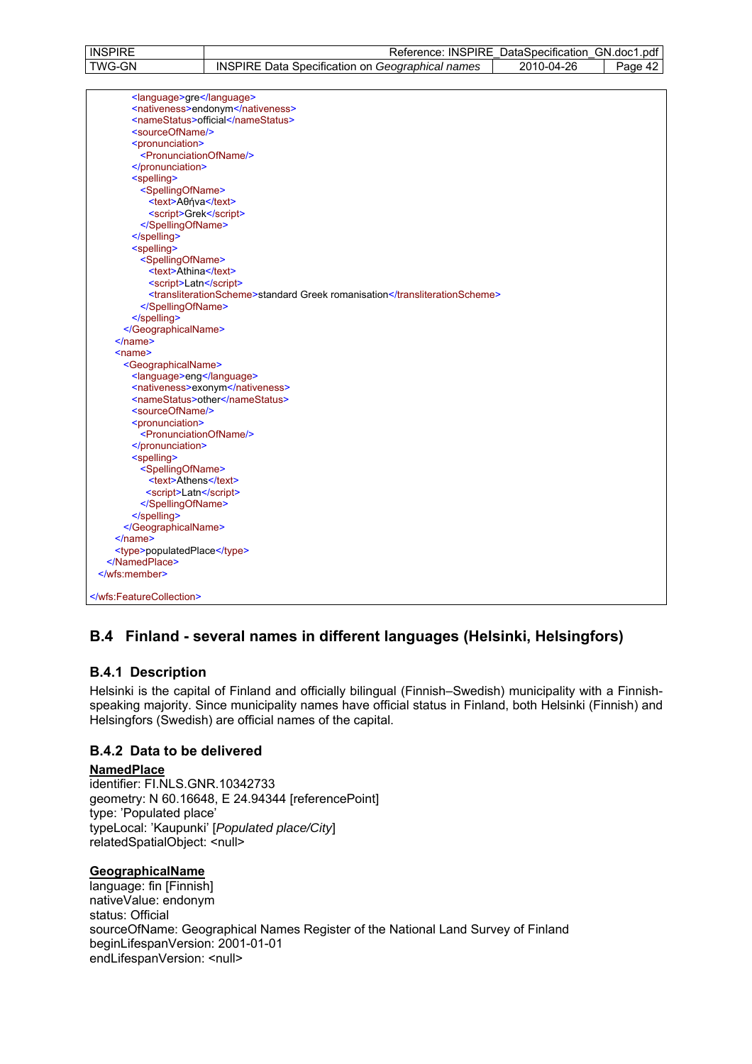```xml
          <language>gre</language>
          <nativeness>endonym</nativeness>
          <nameStatus>official</nameStatus>
          <sourceOfName/>
          <pronunciation>
            <PronunciationOfName/>
          </pronunciation>
          <spelling>
            <SpellingOfName>
              <text>Αθήνα</text>
              <script>Grek</script>
            </SpellingOfName>
          </spelling>
          <spelling>
            <SpellingOfName>
              <text>Athina</text>
              <script>Latn</script>
              <transliterationScheme>standard Greek romanisation</transliterationScheme>
            </SpellingOfName>
          </spelling>
        </GeographicalName>
      </name>
      <name>
        <GeographicalName>
          <language>eng</language>
          <nativeness>exonym</nativeness>
          <nameStatus>other</nameStatus>
          <sourceOfName/>
          <pronunciation>
            <PronunciationOfName/>
          </pronunciation>
          <spelling>
            <SpellingOfName>
              <text>Athens</text>
             <script>Latn</script>
            </SpellingOfName>
          </spelling>
        </GeographicalName>
      </name>
      <type>populatedPlace</type>
    </NamedPlace>
  </wfs:member>

</wfs:FeatureCollection>
```

## B.4 Finland - several names in different languages (Helsinki, Helsingfors)

### B.4.1 Description

Helsinki is the capital of Finland and officially bilingual (Finnish–Swedish) municipality with a Finnish-speaking majority. Since municipality names have official status in Finland, both Helsinki (Finnish) and Helsingfors (Swedish) are official names of the capital.

### B.4.2 Data to be delivered

**NamedPlace**

identifier: FI.NLS.GNR.10342733
geometry: N 60.16648, E 24.94344 [referencePoint]
type: 'Populated place'
typeLocal: 'Kaupunki' [*Populated place/City*]
relatedSpatialObject: <null>

**GeographicalName**

language: fin [Finnish]
nativeValue: endonym
status: Official
sourceOfName: Geographical Names Register of the National Land Survey of Finland
beginLifespanVersion: 2001-01-01
endLifespanVersion: <null>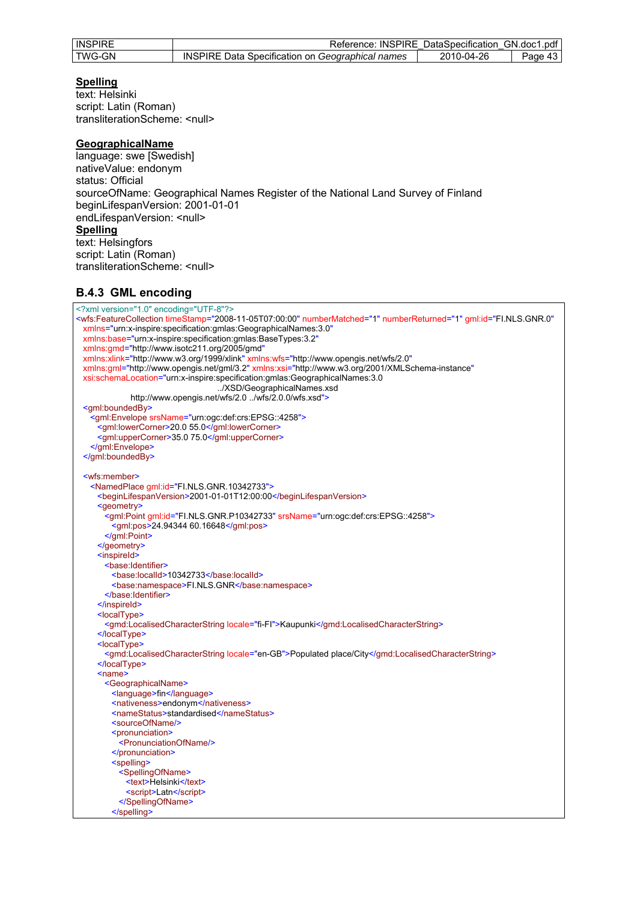**Spelling**
text: Helsinki
script: Latin (Roman)
transliterationScheme: <null>

**GeographicalName**
language: swe [Swedish]
nativeValue: endonym
status: Official
sourceOfName: Geographical Names Register of the National Land Survey of Finland
beginLifespanVersion: 2001-01-01
endLifespanVersion: <null>
**Spelling**
text: Helsingfors
script: Latin (Roman)
transliterationScheme: <null>

### B.4.3 GML encoding

```
<?xml version="1.0" encoding="UTF-8"?>
<wfs:FeatureCollection timeStamp="2008-11-05T07:00:00" numberMatched="1" numberReturned="1" gml:id="FI.NLS.GNR.0"
  xmlns="urn:x-inspire:specification:gmlas:GeographicalNames:3.0"
  xmlns:base="urn:x-inspire:specification:gmlas:BaseTypes:3.2"
  xmlns:gmd="http://www.isotc211.org/2005/gmd"
  xmlns:xlink="http://www.w3.org/1999/xlink" xmlns:wfs="http://www.opengis.net/wfs/2.0"
  xmlns:gml="http://www.opengis.net/gml/3.2" xmlns:xsi="http://www.w3.org/2001/XMLSchema-instance"
  xsi:schemaLocation="urn:x-inspire:specification:gmlas:GeographicalNames:3.0
                                   ../XSD/GeographicalNames.xsd
           http://www.opengis.net/wfs/2.0 ../wfs/2.0.0/wfs.xsd">
  <gml:boundedBy>
    <gml:Envelope srsName="urn:ogc:def:crs:EPSG::4258">
      <gml:lowerCorner>20.0 55.0</gml:lowerCorner>
      <gml:upperCorner>35.0 75.0</gml:upperCorner>
    </gml:Envelope>
  </gml:boundedBy>

  <wfs:member>
    <NamedPlace gml:id="FI.NLS.GNR.10342733">
      <beginLifespanVersion>2001-01-01T12:00:00</beginLifespanVersion>
      <geometry>
        <gml:Point gml:id="FI.NLS.GNR.P10342733" srsName="urn:ogc:def:crs:EPSG::4258">
          <gml:pos>24.94344 60.16648</gml:pos>
        </gml:Point>
      </geometry>
      <inspireId>
        <base:Identifier>
          <base:localId>10342733</base:localId>
          <base:namespace>FI.NLS.GNR</base:namespace>
        </base:Identifier>
      </inspireId>
      <localType>
        <gmd:LocalisedCharacterString locale="fi-FI">Kaupunki</gmd:LocalisedCharacterString>
      </localType>
      <localType>
        <gmd:LocalisedCharacterString locale="en-GB">Populated place/City</gmd:LocalisedCharacterString>
      </localType>
      <name>
        <GeographicalName>
          <language>fin</language>
          <nativeness>endonym</nativeness>
          <nameStatus>standardised</nameStatus>
          <sourceOfName/>
          <pronunciation>
            <PronunciationOfName/>
          </pronunciation>
          <spelling>
            <SpellingOfName>
              <text>Helsinki</text>
              <script>Latn</script>
            </SpellingOfName>
          </spelling>
```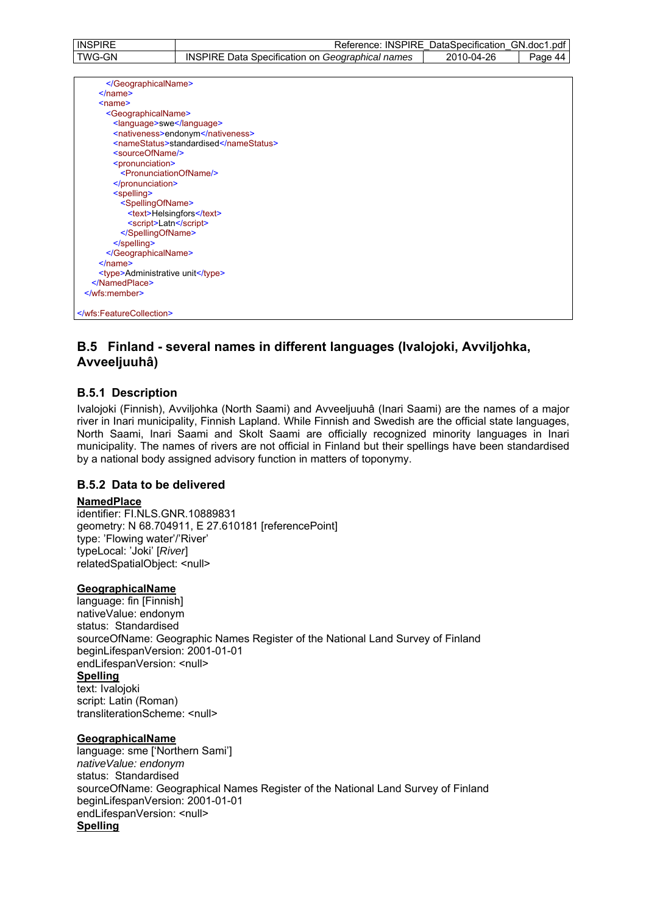```
        </GeographicalName>
      </name>
      <name>
        <GeographicalName>
          <language>swe</language>
          <nativeness>endonym</nativeness>
          <nameStatus>standardised</nameStatus>
          <sourceOfName/>
          <pronunciation>
            <PronunciationOfName/>
          </pronunciation>
          <spelling>
            <SpellingOfName>
              <text>Helsingfors</text>
              <script>Latn</script>
            </SpellingOfName>
          </spelling>
        </GeographicalName>
      </name>
      <type>Administrative unit</type>
    </NamedPlace>
  </wfs:member>

</wfs:FeatureCollection>
```

## B.5 Finland - several names in different languages (Ivalojoki, Avviljohka, Avveeljuuhâ)

### B.5.1 Description

Ivalojoki (Finnish), Avviljohka (North Saami) and Avveeljuuhâ (Inari Saami) are the names of a major river in Inari municipality, Finnish Lapland. While Finnish and Swedish are the official state languages, North Saami, Inari Saami and Skolt Saami are officially recognized minority languages in Inari municipality. The names of rivers are not official in Finland but their spellings have been standardised by a national body assigned advisory function in matters of toponymy.

### B.5.2 Data to be delivered

**NamedPlace**

identifier: FI.NLS.GNR.10889831
geometry: N 68.704911, E 27.610181 [referencePoint]
type: 'Flowing water'/'River'
typeLocal: 'Joki' [*River*]
relatedSpatialObject: <null>

**GeographicalName**

language: fin [Finnish]
nativeValue: endonym
status: Standardised
sourceOfName: Geographic Names Register of the National Land Survey of Finland
beginLifespanVersion: 2001-01-01
endLifespanVersion: <null>

**Spelling**

text: Ivalojoki
script: Latin (Roman)
transliterationScheme: <null>

**GeographicalName**

language: sme ['Northern Sami']
*nativeValue: endonym*
status: Standardised
sourceOfName: Geographical Names Register of the National Land Survey of Finland
beginLifespanVersion: 2001-01-01
endLifespanVersion: <null>

**Spelling**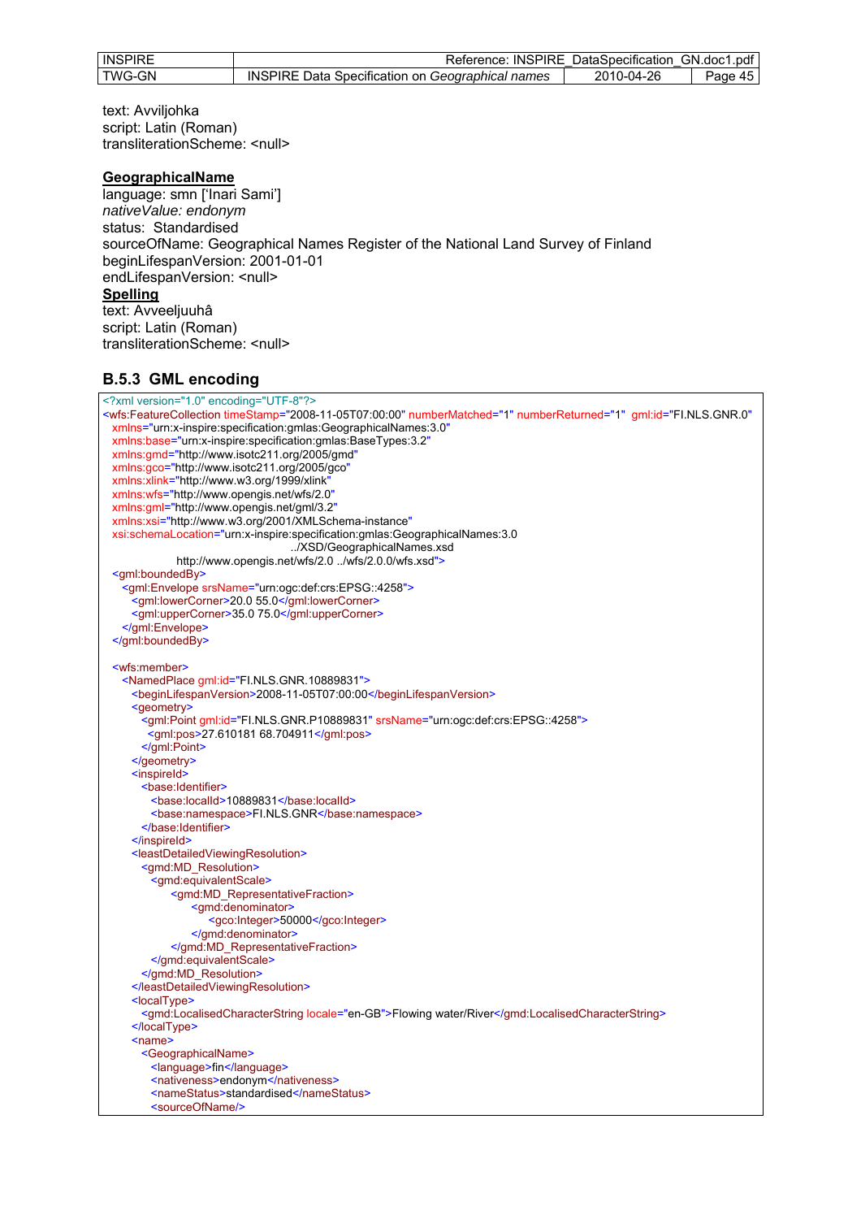text: Avviljohka
script: Latin (Roman)
transliterationScheme: <null>

**GeographicalName**
language: smn ['Inari Sami']
*nativeValue: endonym*
status: Standardised
sourceOfName: Geographical Names Register of the National Land Survey of Finland
beginLifespanVersion: 2001-01-01
endLifespanVersion: <null>
**Spelling**
text: Avveeljuuhâ
script: Latin (Roman)
transliterationScheme: <null>

### B.5.3 GML encoding

```
<?xml version="1.0" encoding="UTF-8"?>
<wfs:FeatureCollection timeStamp="2008-11-05T07:00:00" numberMatched="1" numberReturned="1"  gml:id="FI.NLS.GNR.0"
  xmlns="urn:x-inspire:specification:gmlas:GeographicalNames:3.0"
  xmlns:base="urn:x-inspire:specification:gmlas:BaseTypes:3.2"
  xmlns:gmd="http://www.isotc211.org/2005/gmd"
  xmlns:gco="http://www.isotc211.org/2005/gco"
  xmlns:xlink="http://www.w3.org/1999/xlink"
  xmlns:wfs="http://www.opengis.net/wfs/2.0"
  xmlns:gml="http://www.opengis.net/gml/3.2"
  xmlns:xsi="http://www.w3.org/2001/XMLSchema-instance"
  xsi:schemaLocation="urn:x-inspire:specification:gmlas:GeographicalNames:3.0
                                        ../XSD/GeographicalNames.xsd
                 http://www.opengis.net/wfs/2.0 ../wfs/2.0.0/wfs.xsd">
  <gml:boundedBy>
    <gml:Envelope srsName="urn:ogc:def:crs:EPSG::4258">
      <gml:lowerCorner>20.0 55.0</gml:lowerCorner>
      <gml:upperCorner>35.0 75.0</gml:upperCorner>
    </gml:Envelope>
  </gml:boundedBy>

  <wfs:member>
    <NamedPlace gml:id="FI.NLS.GNR.10889831">
      <beginLifespanVersion>2008-11-05T07:00:00</beginLifespanVersion>
      <geometry>
        <gml:Point gml:id="FI.NLS.GNR.P10889831" srsName="urn:ogc:def:crs:EPSG::4258">
          <gml:pos>27.610181 68.704911</gml:pos>
        </gml:Point>
      </geometry>
      <inspireId>
        <base:Identifier>
          <base:localId>10889831</base:localId>
          <base:namespace>FI.NLS.GNR</base:namespace>
        </base:Identifier>
      </inspireId>
      <leastDetailedViewingResolution>
        <gmd:MD_Resolution>
          <gmd:equivalentScale>
              <gmd:MD_RepresentativeFraction>
                  <gmd:denominator>
                      <gco:Integer>50000</gco:Integer>
                  </gmd:denominator>
              </gmd:MD_RepresentativeFraction>
          </gmd:equivalentScale>
        </gmd:MD_Resolution>
      </leastDetailedViewingResolution>
      <localType>
        <gmd:LocalisedCharacterString locale="en-GB">Flowing water/River</gmd:LocalisedCharacterString>
      </localType>
      <name>
        <GeographicalName>
          <language>fin</language>
          <nativeness>endonym</nativeness>
          <nameStatus>standardised</nameStatus>
          <sourceOfName/>
```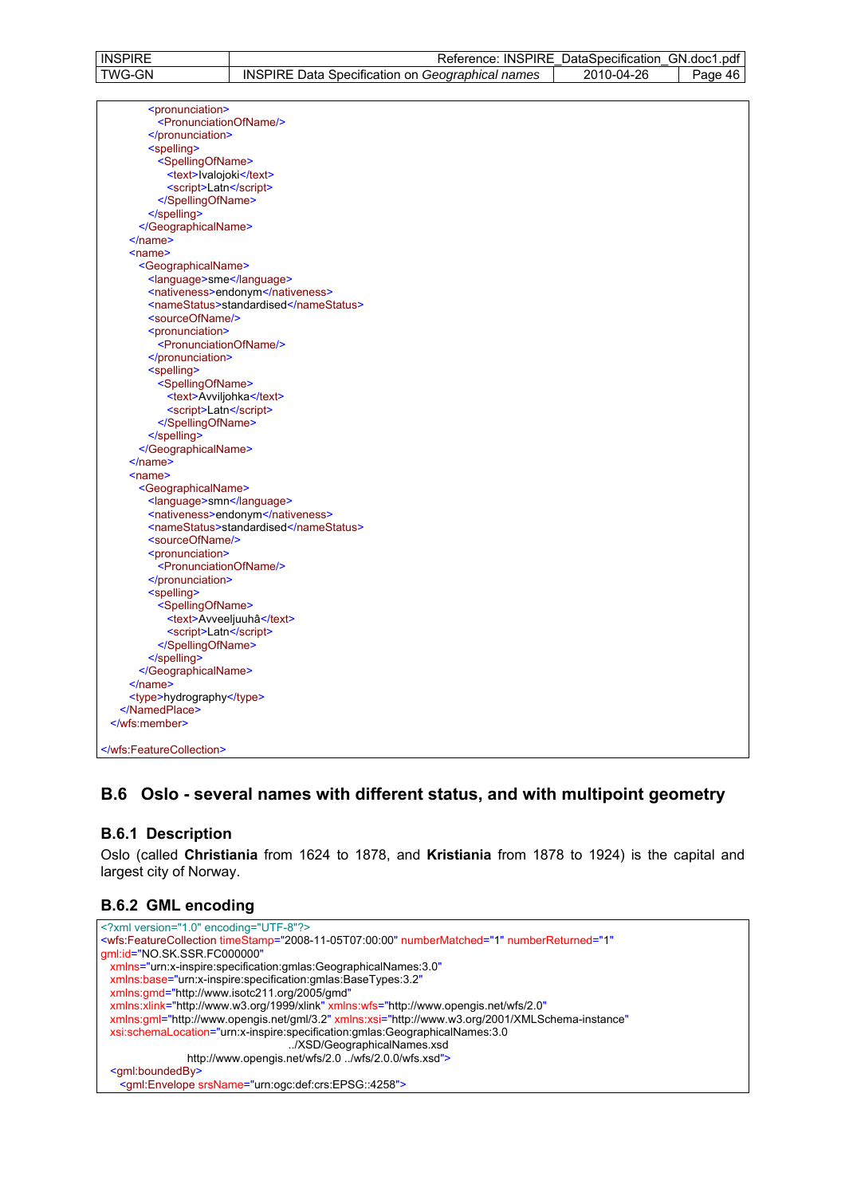```
            <pronunciation>
              <PronunciationOfName/>
            </pronunciation>
            <spelling>
              <SpellingOfName>
                <text>Ivalojoki</text>
                <script>Latn</script>
              </SpellingOfName>
            </spelling>
          </GeographicalName>
        </name>
        <name>
          <GeographicalName>
            <language>sme</language>
            <nativeness>endonym</nativeness>
            <nameStatus>standardised</nameStatus>
            <sourceOfName/>
            <pronunciation>
              <PronunciationOfName/>
            </pronunciation>
            <spelling>
              <SpellingOfName>
                <text>Avviljohka</text>
                <script>Latn</script>
              </SpellingOfName>
            </spelling>
          </GeographicalName>
        </name>
        <name>
          <GeographicalName>
            <language>smn</language>
            <nativeness>endonym</nativeness>
            <nameStatus>standardised</nameStatus>
            <sourceOfName/>
            <pronunciation>
              <PronunciationOfName/>
            </pronunciation>
            <spelling>
              <SpellingOfName>
                <text>Avveeljuuhâ</text>
                <script>Latn</script>
              </SpellingOfName>
            </spelling>
          </GeographicalName>
        </name>
        <type>hydrography</type>
      </NamedPlace>
    </wfs:member>

</wfs:FeatureCollection>
```

## B.6 Oslo - several names with different status, and with multipoint geometry

### B.6.1 Description

Oslo (called **Christiania** from 1624 to 1878, and **Kristiania** from 1878 to 1924) is the capital and largest city of Norway.

### B.6.2 GML encoding

```
<?xml version="1.0" encoding="UTF-8"?>
<wfs:FeatureCollection timeStamp="2008-11-05T07:00:00" numberMatched="1" numberReturned="1"
gml:id="NO.SK.SSR.FC000000"
  xmlns="urn:x-inspire:specification:gmlas:GeographicalNames:3.0"
  xmlns:base="urn:x-inspire:specification:gmlas:BaseTypes:3.2"
  xmlns:gmd="http://www.isotc211.org/2005/gmd"
  xmlns:xlink="http://www.w3.org/1999/xlink" xmlns:wfs="http://www.opengis.net/wfs/2.0"
  xmlns:gml="http://www.opengis.net/gml/3.2" xmlns:xsi="http://www.w3.org/2001/XMLSchema-instance"
  xsi:schemaLocation="urn:x-inspire:specification:gmlas:GeographicalNames:3.0
                                        ../XSD/GeographicalNames.xsd
                      http://www.opengis.net/wfs/2.0 ../wfs/2.0.0/wfs.xsd">
  <gml:boundedBy>
    <gml:Envelope srsName="urn:ogc:def:crs:EPSG::4258">
```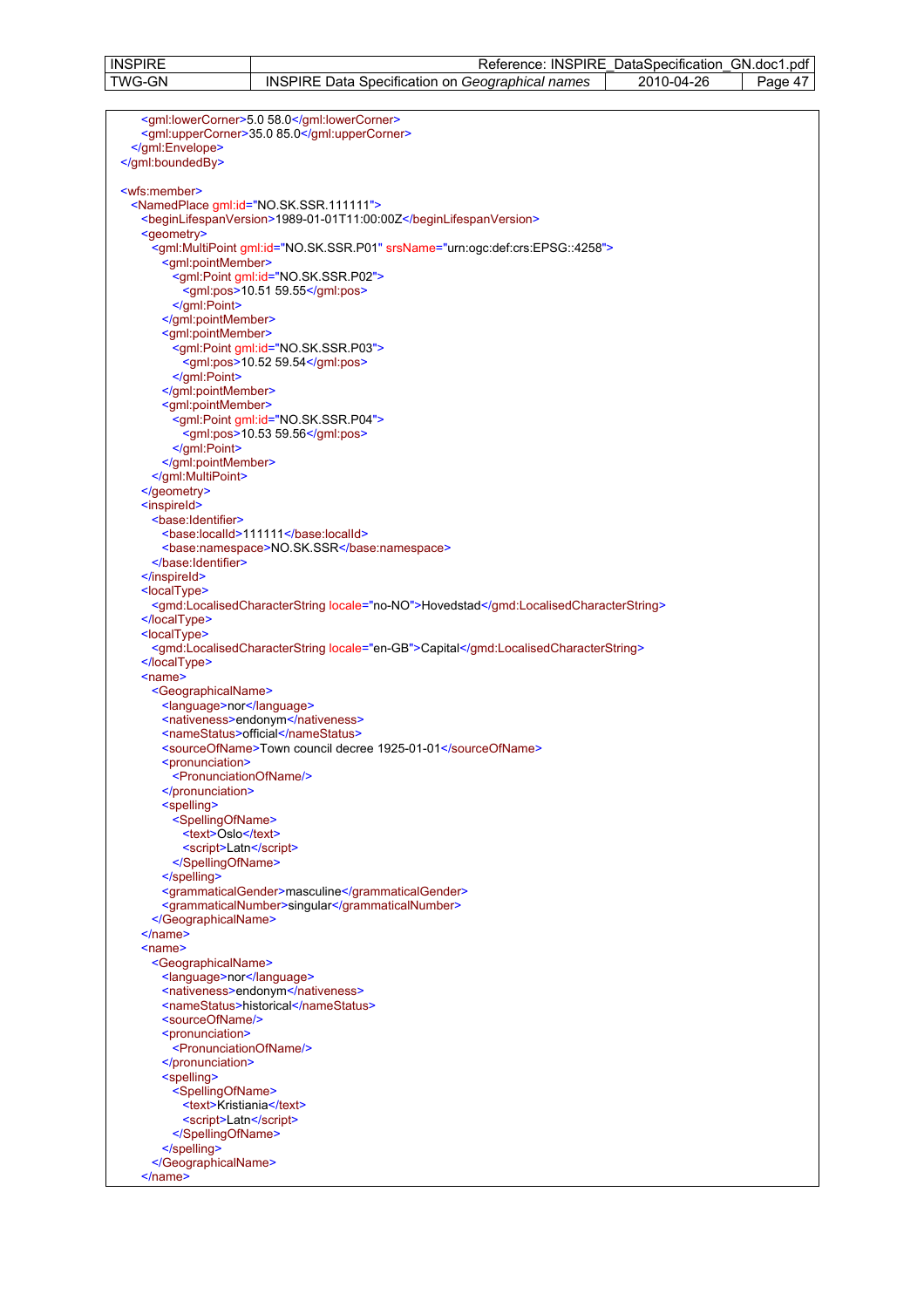```xml
      <gml:lowerCorner>5.0 58.0</gml:lowerCorner>
      <gml:upperCorner>35.0 85.0</gml:upperCorner>
    </gml:Envelope>
  </gml:boundedBy>

  <wfs:member>
    <NamedPlace gml:id="NO.SK.SSR.111111">
      <beginLifespanVersion>1989-01-01T11:00:00Z</beginLifespanVersion>
      <geometry>
        <gml:MultiPoint gml:id="NO.SK.SSR.P01" srsName="urn:ogc:def:crs:EPSG::4258">
          <gml:pointMember>
            <gml:Point gml:id="NO.SK.SSR.P02">
              <gml:pos>10.51 59.55</gml:pos>
            </gml:Point>
          </gml:pointMember>
          <gml:pointMember>
            <gml:Point gml:id="NO.SK.SSR.P03">
              <gml:pos>10.52 59.54</gml:pos>
            </gml:Point>
          </gml:pointMember>
          <gml:pointMember>
            <gml:Point gml:id="NO.SK.SSR.P04">
              <gml:pos>10.53 59.56</gml:pos>
            </gml:Point>
          </gml:pointMember>
        </gml:MultiPoint>
      </geometry>
      <inspireId>
        <base:Identifier>
          <base:localId>111111</base:localId>
          <base:namespace>NO.SK.SSR</base:namespace>
        </base:Identifier>
      </inspireId>
      <localType>
        <gmd:LocalisedCharacterString locale="no-NO">Hovedstad</gmd:LocalisedCharacterString>
      </localType>
      <localType>
        <gmd:LocalisedCharacterString locale="en-GB">Capital</gmd:LocalisedCharacterString>
      </localType>
      <name>
        <GeographicalName>
          <language>nor</language>
          <nativeness>endonym</nativeness>
          <nameStatus>official</nameStatus>
          <sourceOfName>Town council decree 1925-01-01</sourceOfName>
          <pronunciation>
            <PronunciationOfName/>
          </pronunciation>
          <spelling>
            <SpellingOfName>
              <text>Oslo</text>
              <script>Latn</script>
            </SpellingOfName>
          </spelling>
          <grammaticalGender>masculine</grammaticalGender>
          <grammaticalNumber>singular</grammaticalNumber>
        </GeographicalName>
      </name>
      <name>
        <GeographicalName>
          <language>nor</language>
          <nativeness>endonym</nativeness>
          <nameStatus>historical</nameStatus>
          <sourceOfName/>
          <pronunciation>
            <PronunciationOfName/>
          </pronunciation>
          <spelling>
            <SpellingOfName>
              <text>Kristiania</text>
              <script>Latn</script>
            </SpellingOfName>
          </spelling>
        </GeographicalName>
      </name>
```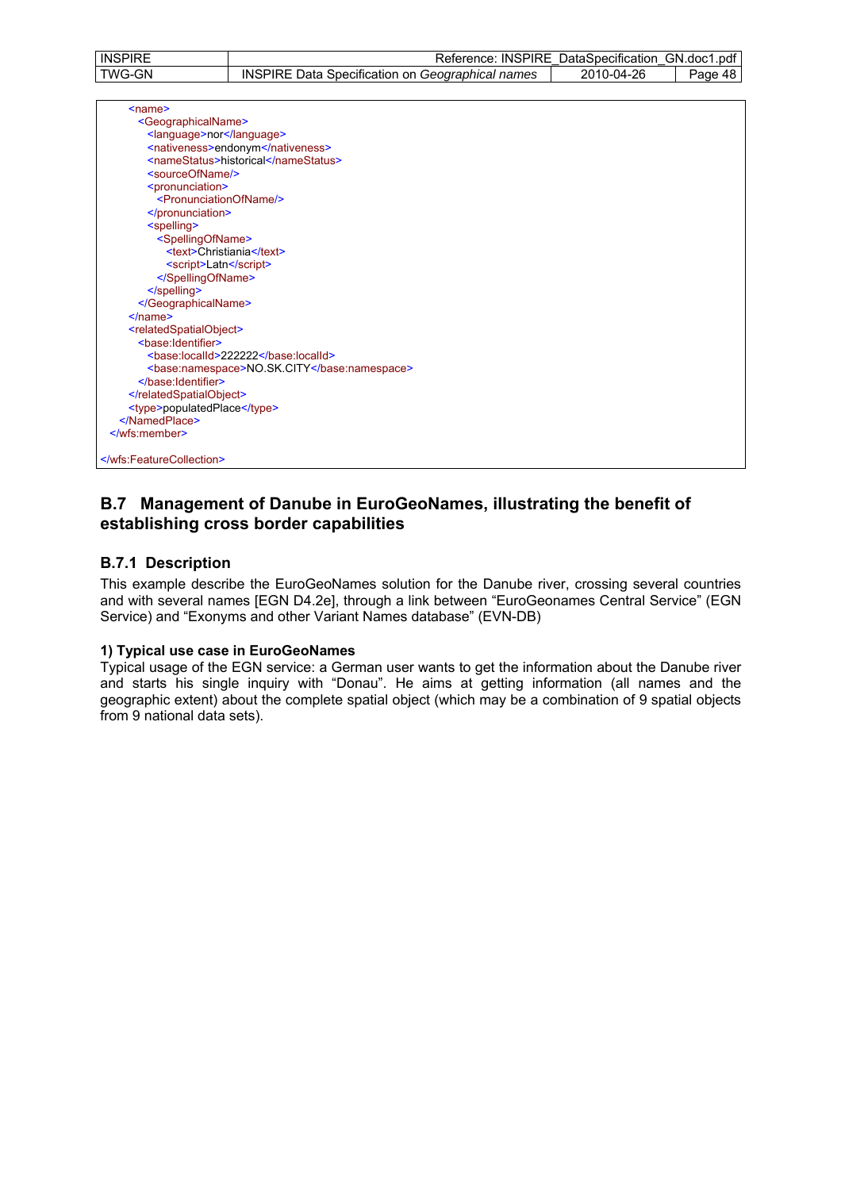```
    <name>
      <GeographicalName>
        <language>nor</language>
        <nativeness>endonym</nativeness>
        <nameStatus>historical</nameStatus>
        <sourceOfName/>
        <pronunciation>
          <PronunciationOfName/>
        </pronunciation>
        <spelling>
          <SpellingOfName>
            <text>Christiania</text>
            <script>Latn</script>
          </SpellingOfName>
        </spelling>
      </GeographicalName>
    </name>
    <relatedSpatialObject>
      <base:Identifier>
        <base:localId>222222</base:localId>
        <base:namespace>NO.SK.CITY</base:namespace>
      </base:Identifier>
    </relatedSpatialObject>
    <type>populatedPlace</type>
  </NamedPlace>
</wfs:member>

</wfs:FeatureCollection>
```

## B.7 Management of Danube in EuroGeoNames, illustrating the benefit of establishing cross border capabilities

### B.7.1 Description

This example describe the EuroGeoNames solution for the Danube river, crossing several countries and with several names [EGN D4.2e], through a link between "EuroGeonames Central Service" (EGN Service) and "Exonyms and other Variant Names database" (EVN-DB)

**1) Typical use case in EuroGeoNames**

Typical usage of the EGN service: a German user wants to get the information about the Danube river and starts his single inquiry with "Donau". He aims at getting information (all names and the geographic extent) about the complete spatial object (which may be a combination of 9 spatial objects from 9 national data sets).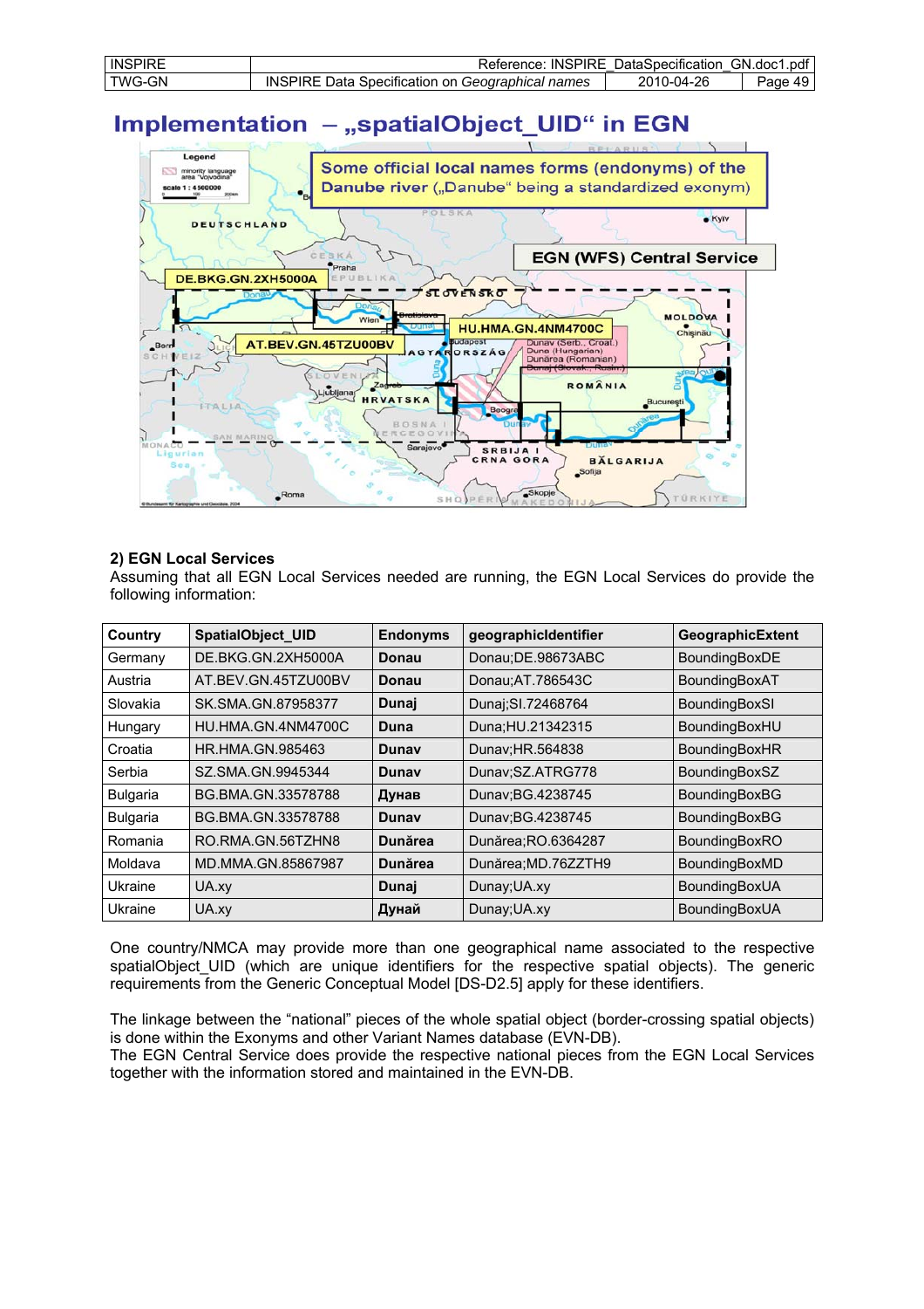# Implementation – „spatialObject_UID" in EGN

Some official local names forms (endonyms) of the Danube river („Danube" being a standardized exonym)

EGN (WFS) Central Service

DE.BKG.GN.2XH5000A

AT.BEV.GN.45TZU00BV

HU.HMA.GN.4NM4700C

Dunav (Serb., Croat.)
Duna (Hungarian)
Dunărea (Romanian)
Dunaj (Slovak., Rusin.)

## 2) EGN Local Services

Assuming that all EGN Local Services needed are running, the EGN Local Services do provide the following information:

| Country | SpatialObject_UID | Endonyms | geographicIdentifier | GeographicExtent |
|---|---|---|---|---|
| Germany | DE.BKG.GN.2XH5000A | **Donau** | Donau;DE.98673ABC | BoundingBoxDE |
| Austria | AT.BEV.GN.45TZU00BV | **Donau** | Donau;AT.786543C | BoundingBoxAT |
| Slovakia | SK.SMA.GN.87958377 | **Dunaj** | Dunaj;SI.72468764 | BoundingBoxSI |
| Hungary | HU.HMA.GN.4NM4700C | **Duna** | Duna;HU.21342315 | BoundingBoxHU |
| Croatia | HR.HMA.GN.985463 | **Dunav** | Dunav;HR.564838 | BoundingBoxHR |
| Serbia | SZ.SMA.GN.9945344 | **Dunav** | Dunav;SZ.ATRG778 | BoundingBoxSZ |
| Bulgaria | BG.BMA.GN.33578788 | **Дунав** | Dunav;BG.4238745 | BoundingBoxBG |
| Bulgaria | BG.BMA.GN.33578788 | **Dunav** | Dunav;BG.4238745 | BoundingBoxBG |
| Romania | RO.RMA.GN.56TZHN8 | **Dunărea** | Dunărea;RO.6364287 | BoundingBoxRO |
| Moldava | MD.MMA.GN.85867987 | **Dunărea** | Dunărea;MD.76ZZTH9 | BoundingBoxMD |
| Ukraine | UA.xy | **Dunaj** | Dunay;UA.xy | BoundingBoxUA |
| Ukraine | UA.xy | **Дунай** | Dunay;UA.xy | BoundingBoxUA |

One country/NMCA may provide more than one geographical name associated to the respective spatialObject_UID (which are unique identifiers for the respective spatial objects). The generic requirements from the Generic Conceptual Model [DS-D2.5] apply for these identifiers.

The linkage between the "national" pieces of the whole spatial object (border-crossing spatial objects) is done within the Exonyms and other Variant Names database (EVN-DB).
The EGN Central Service does provide the respective national pieces from the EGN Local Services together with the information stored and maintained in the EVN-DB.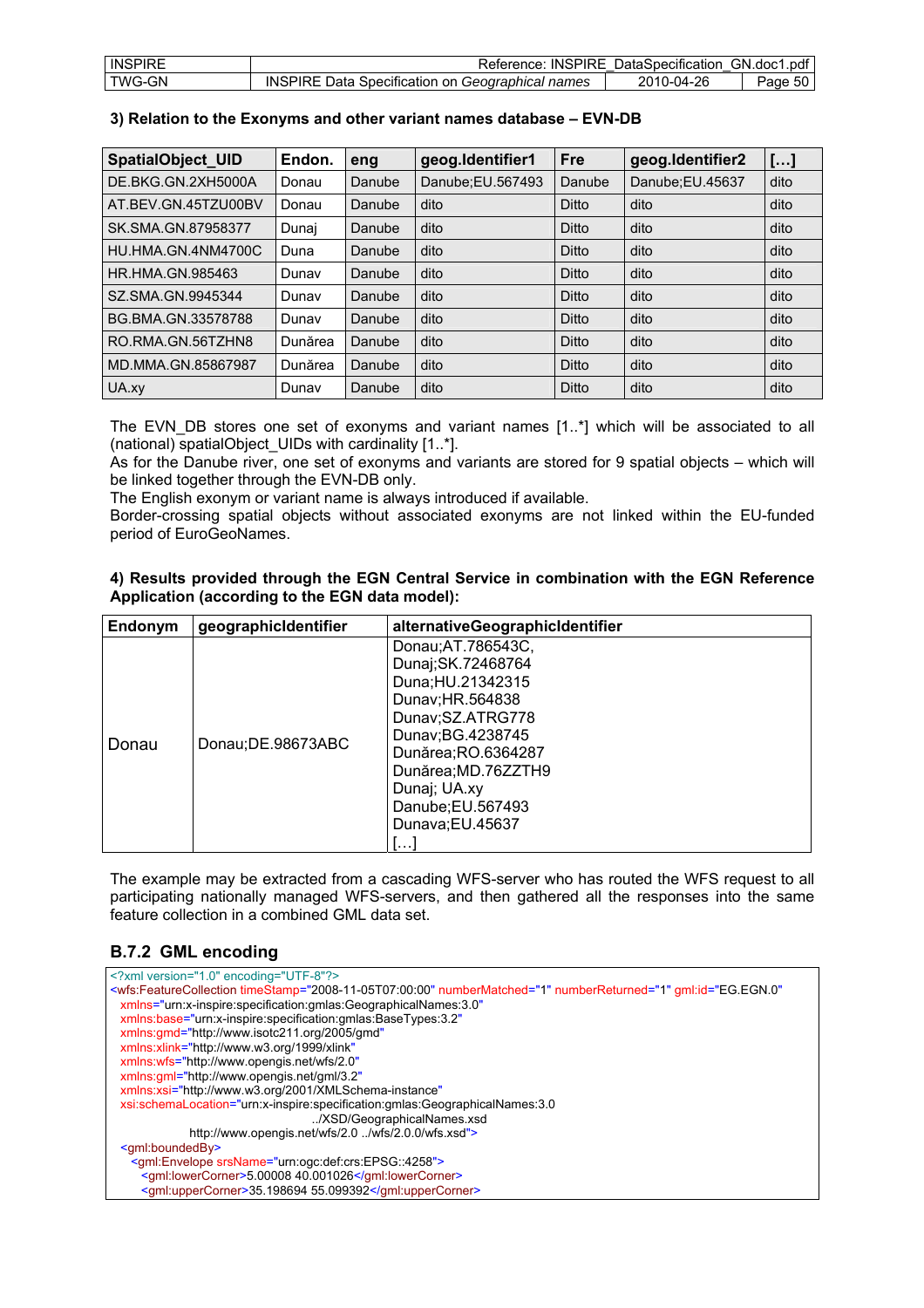**3) Relation to the Exonyms and other variant names database – EVN-DB**

| SpatialObject_UID | Endon. | eng | geog.Identifier1 | Fre | geog.Identifier2 | [...] |
|---|---|---|---|---|---|---|
| DE.BKG.GN.2XH5000A | Donau | Danube | Danube;EU.567493 | Danube | Danube;EU.45637 | dito |
| AT.BEV.GN.45TZU00BV | Donau | Danube | dito | Ditto | dito | dito |
| SK.SMA.GN.87958377 | Dunaj | Danube | dito | Ditto | dito | dito |
| HU.HMA.GN.4NM4700C | Duna | Danube | dito | Ditto | dito | dito |
| HR.HMA.GN.985463 | Dunav | Danube | dito | Ditto | dito | dito |
| SZ.SMA.GN.9945344 | Dunav | Danube | dito | Ditto | dito | dito |
| BG.BMA.GN.33578788 | Dunav | Danube | dito | Ditto | dito | dito |
| RO.RMA.GN.56TZHN8 | Dunărea | Danube | dito | Ditto | dito | dito |
| MD.MMA.GN.85867987 | Dunărea | Danube | dito | Ditto | dito | dito |
| UA.xy | Dunav | Danube | dito | Ditto | dito | dito |

The EVN_DB stores one set of exonyms and variant names [1..*] which will be associated to all (national) spatialObject_UIDs with cardinality [1..*].
As for the Danube river, one set of exonyms and variants are stored for 9 spatial objects – which will be linked together through the EVN-DB only.
The English exonym or variant name is always introduced if available.
Border-crossing spatial objects without associated exonyms are not linked within the EU-funded period of EuroGeoNames.

**4) Results provided through the EGN Central Service in combination with the EGN Reference Application (according to the EGN data model):**

| Endonym | geographicIdentifier | alternativeGeographicIdentifier |
|---|---|---|
| Donau | Donau;DE.98673ABC | Donau;AT.786543C,<br>Dunaj;SK.72468764<br>Duna;HU.21342315<br>Dunav;HR.564838<br>Dunav;SZ.ATRG778<br>Dunav;BG.4238745<br>Dunărea;RO.6364287<br>Dunărea;MD.76ZZTH9<br>Dunaj; UA.xy<br>Danube;EU.567493<br>Dunava;EU.45637<br>[…] |

The example may be extracted from a cascading WFS-server who has routed the WFS request to all participating nationally managed WFS-servers, and then gathered all the responses into the same feature collection in a combined GML data set.

### B.7.2 GML encoding

```
<?xml version="1.0" encoding="UTF-8"?>
<wfs:FeatureCollection timeStamp="2008-11-05T07:00:00" numberMatched="1" numberReturned="1" gml:id="EG.EGN.0"
  xmlns="urn:x-inspire:specification:gmlas:GeographicalNames:3.0"
  xmlns:base="urn:x-inspire:specification:gmlas:BaseTypes:3.2"
  xmlns:gmd="http://www.isotc211.org/2005/gmd"
  xmlns:xlink="http://www.w3.org/1999/xlink"
  xmlns:wfs="http://www.opengis.net/wfs/2.0"
  xmlns:gml="http://www.opengis.net/gml/3.2"
  xmlns:xsi="http://www.w3.org/2001/XMLSchema-instance"
  xsi:schemaLocation="urn:x-inspire:specification:gmlas:GeographicalNames:3.0
                              ../XSD/GeographicalNames.xsd
              http://www.opengis.net/wfs/2.0 ../wfs/2.0.0/wfs.xsd">
  <gml:boundedBy>
    <gml:Envelope srsName="urn:ogc:def:crs:EPSG::4258">
      <gml:lowerCorner>5.00008 40.001026</gml:lowerCorner>
      <gml:upperCorner>35.198694 55.099392</gml:upperCorner>
```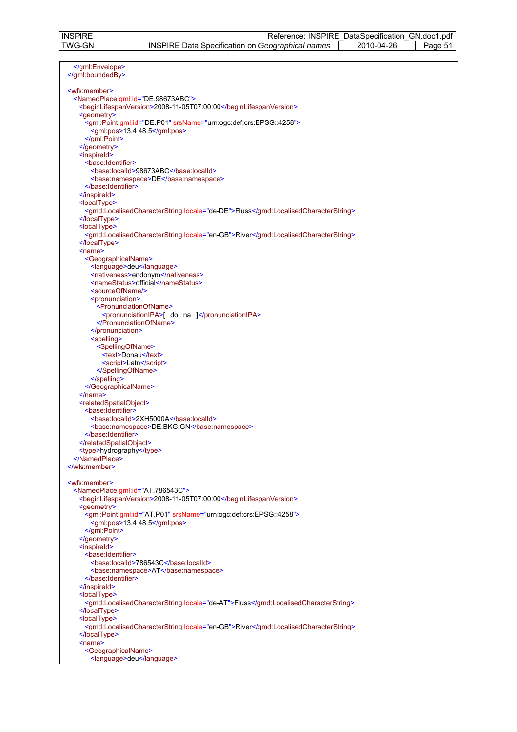```
    </gml:Envelope>
  </gml:boundedBy>

  <wfs:member>
    <NamedPlace gml:id="DE.98673ABC">
      <beginLifespanVersion>2008-11-05T07:00:00</beginLifespanVersion>
      <geometry>
        <gml:Point gml:id="DE.P01" srsName="urn:ogc:def:crs:EPSG::4258">
          <gml:pos>13.4 48.5</gml:pos>
        </gml:Point>
      </geometry>
      <inspireId>
        <base:Identifier>
          <base:localId>98673ABC</base:localId>
          <base:namespace>DE</base:namespace>
        </base:Identifier>
      </inspireId>
      <localType>
        <gmd:LocalisedCharacterString locale="de-DE">Fluss</gmd:LocalisedCharacterString>
      </localType>
      <localType>
        <gmd:LocalisedCharacterString locale="en-GB">River</gmd:LocalisedCharacterString>
      </localType>
      <name>
        <GeographicalName>
          <language>deu</language>
          <nativeness>endonym</nativeness>
          <nameStatus>official</nameStatus>
          <sourceOfName/>
          <pronunciation>
            <PronunciationOfName>
              <pronunciationIPA>[  do   na   ]</pronunciationIPA>
            </PronunciationOfName>
          </pronunciation>
          <spelling>
            <SpellingOfName>
              <text>Donau</text>
              <script>Latn</script>
            </SpellingOfName>
          </spelling>
        </GeographicalName>
      </name>
      <relatedSpatialObject>
        <base:Identifier>
          <base:localId>2XH5000A</base:localId>
          <base:namespace>DE.BKG.GN</base:namespace>
        </base:Identifier>
      </relatedSpatialObject>
      <type>hydrography</type>
    </NamedPlace>
  </wfs:member>

  <wfs:member>
    <NamedPlace gml:id="AT.786543C">
      <beginLifespanVersion>2008-11-05T07:00:00</beginLifespanVersion>
      <geometry>
        <gml:Point gml:id="AT.P01" srsName="urn:ogc:def:crs:EPSG::4258">
          <gml:pos>13.4 48.5</gml:pos>
        </gml:Point>
      </geometry>
      <inspireId>
        <base:Identifier>
          <base:localId>786543C</base:localId>
          <base:namespace>AT</base:namespace>
        </base:Identifier>
      </inspireId>
      <localType>
        <gmd:LocalisedCharacterString locale="de-AT">Fluss</gmd:LocalisedCharacterString>
      </localType>
      <localType>
        <gmd:LocalisedCharacterString locale="en-GB">River</gmd:LocalisedCharacterString>
      </localType>
      <name>
        <GeographicalName>
          <language>deu</language>
```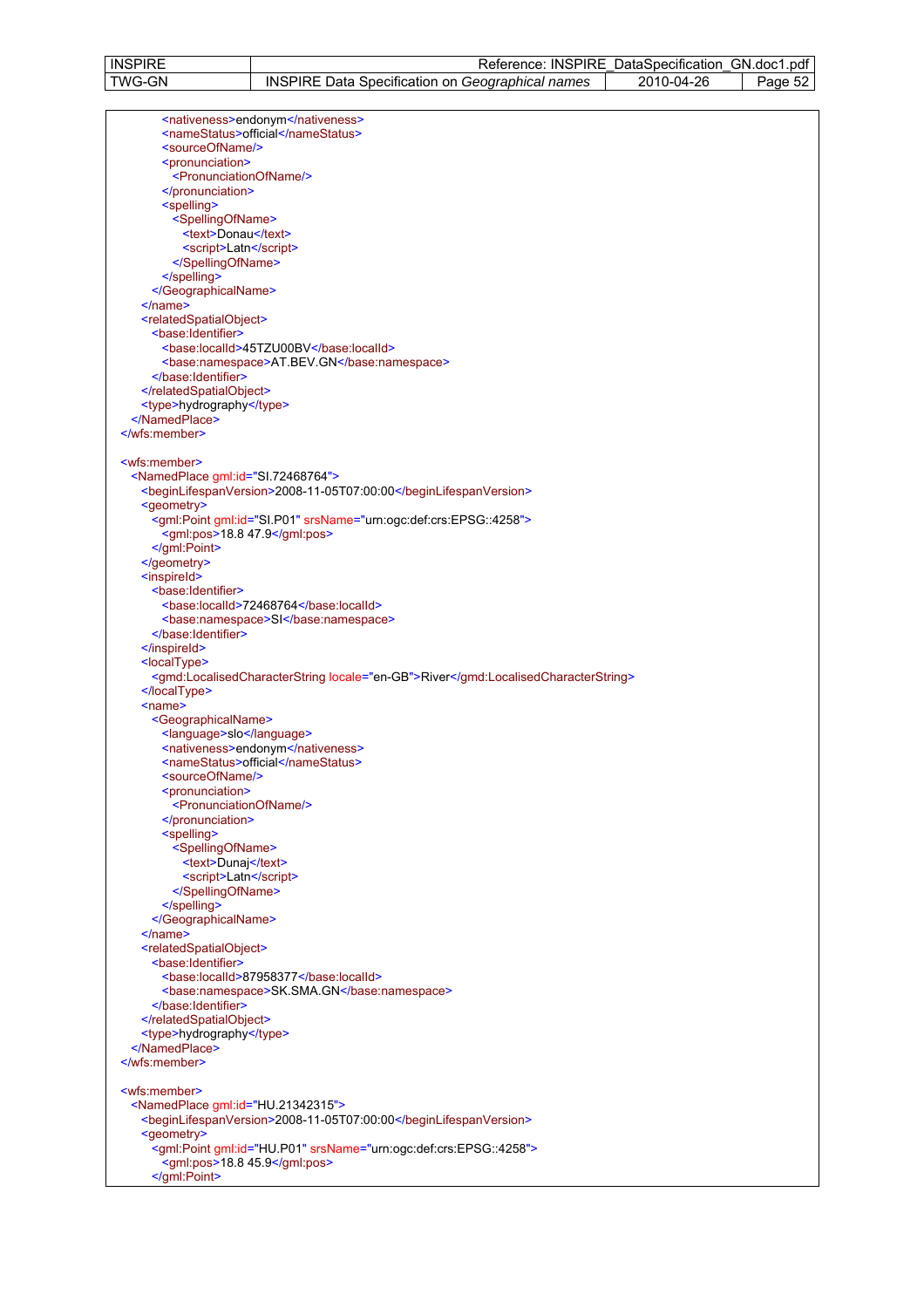```xml
            <nativeness>endonym</nativeness>
            <nameStatus>official</nameStatus>
            <sourceOfName/>
            <pronunciation>
               <PronunciationOfName/>
            </pronunciation>
            <spelling>
               <SpellingOfName>
                  <text>Donau</text>
                  <script>Latn</script>
               </SpellingOfName>
            </spelling>
         </GeographicalName>
      </name>
      <relatedSpatialObject>
         <base:Identifier>
            <base:localId>45TZU00BV</base:localId>
            <base:namespace>AT.BEV.GN</base:namespace>
         </base:Identifier>
      </relatedSpatialObject>
      <type>hydrography</type>
   </NamedPlace>
</wfs:member>

<wfs:member>
   <NamedPlace gml:id="SI.72468764">
      <beginLifespanVersion>2008-11-05T07:00:00</beginLifespanVersion>
      <geometry>
         <gml:Point gml:id="SI.P01" srsName="urn:ogc:def:crs:EPSG::4258">
            <gml:pos>18.8 47.9</gml:pos>
         </gml:Point>
      </geometry>
      <inspireId>
         <base:Identifier>
            <base:localId>72468764</base:localId>
            <base:namespace>SI</base:namespace>
         </base:Identifier>
      </inspireId>
      <localType>
         <gmd:LocalisedCharacterString locale="en-GB">River</gmd:LocalisedCharacterString>
      </localType>
      <name>
         <GeographicalName>
            <language>slo</language>
            <nativeness>endonym</nativeness>
            <nameStatus>official</nameStatus>
            <sourceOfName/>
            <pronunciation>
               <PronunciationOfName/>
            </pronunciation>
            <spelling>
               <SpellingOfName>
                  <text>Dunaj</text>
                  <script>Latn</script>
               </SpellingOfName>
            </spelling>
         </GeographicalName>
      </name>
      <relatedSpatialObject>
         <base:Identifier>
            <base:localId>87958377</base:localId>
            <base:namespace>SK.SMA.GN</base:namespace>
         </base:Identifier>
      </relatedSpatialObject>
      <type>hydrography</type>
   </NamedPlace>
</wfs:member>

<wfs:member>
   <NamedPlace gml:id="HU.21342315">
      <beginLifespanVersion>2008-11-05T07:00:00</beginLifespanVersion>
      <geometry>
         <gml:Point gml:id="HU.P01" srsName="urn:ogc:def:crs:EPSG::4258">
            <gml:pos>18.8 45.9</gml:pos>
         </gml:Point>
```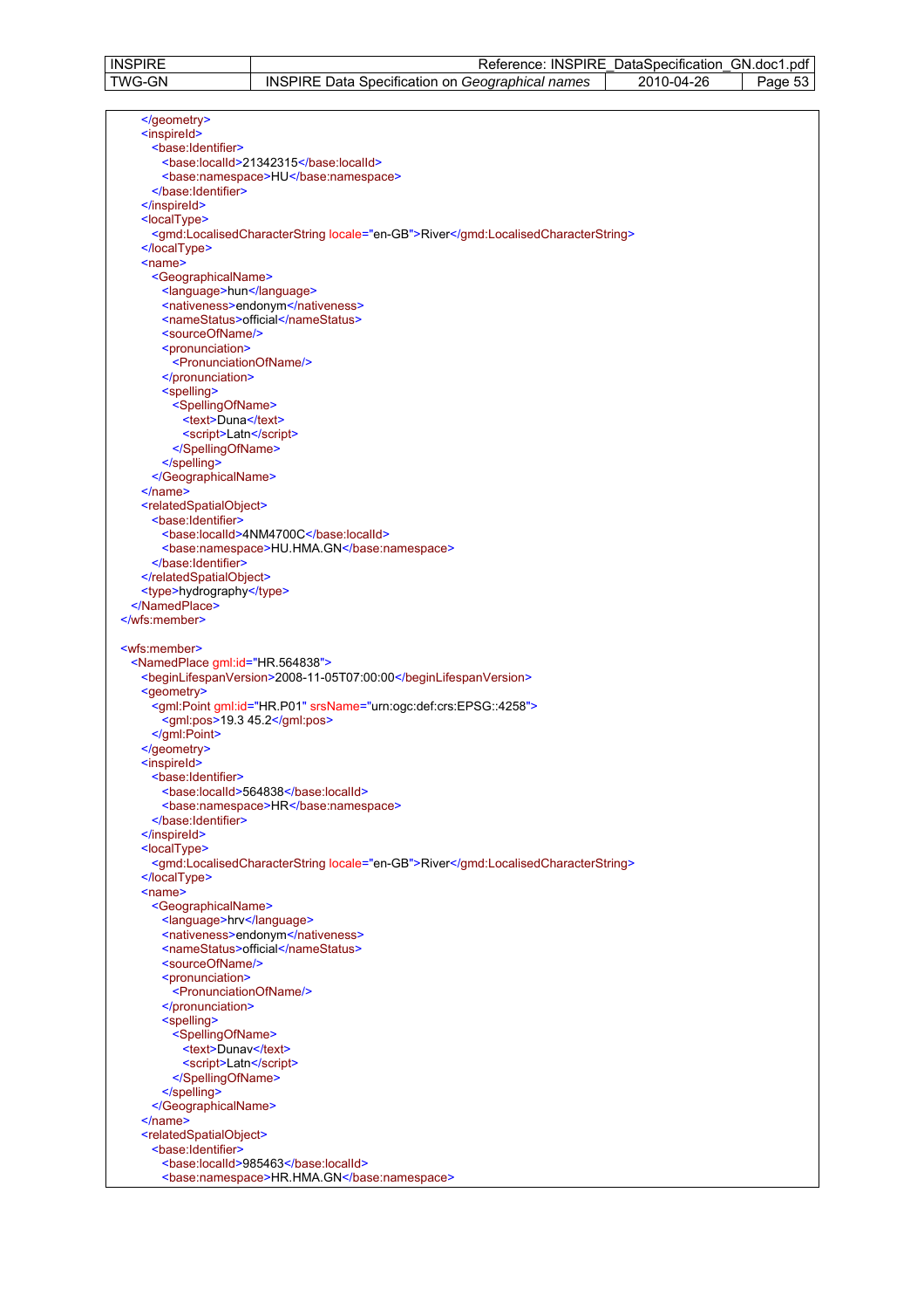```xml
      </geometry>
      <inspireId>
        <base:Identifier>
          <base:localId>21342315</base:localId>
          <base:namespace>HU</base:namespace>
        </base:Identifier>
      </inspireId>
      <localType>
        <gmd:LocalisedCharacterString locale="en-GB">River</gmd:LocalisedCharacterString>
      </localType>
      <name>
        <GeographicalName>
          <language>hun</language>
          <nativeness>endonym</nativeness>
          <nameStatus>official</nameStatus>
          <sourceOfName/>
          <pronunciation>
            <PronunciationOfName/>
          </pronunciation>
          <spelling>
            <SpellingOfName>
              <text>Duna</text>
              <script>Latn</script>
            </SpellingOfName>
          </spelling>
        </GeographicalName>
      </name>
      <relatedSpatialObject>
        <base:Identifier>
          <base:localId>4NM4700C</base:localId>
          <base:namespace>HU.HMA.GN</base:namespace>
        </base:Identifier>
      </relatedSpatialObject>
      <type>hydrography</type>
    </NamedPlace>
  </wfs:member>

  <wfs:member>
    <NamedPlace gml:id="HR.564838">
      <beginLifespanVersion>2008-11-05T07:00:00</beginLifespanVersion>
      <geometry>
        <gml:Point gml:id="HR.P01" srsName="urn:ogc:def:crs:EPSG::4258">
          <gml:pos>19.3 45.2</gml:pos>
        </gml:Point>
      </geometry>
      <inspireId>
        <base:Identifier>
          <base:localId>564838</base:localId>
          <base:namespace>HR</base:namespace>
        </base:Identifier>
      </inspireId>
      <localType>
        <gmd:LocalisedCharacterString locale="en-GB">River</gmd:LocalisedCharacterString>
      </localType>
      <name>
        <GeographicalName>
          <language>hrv</language>
          <nativeness>endonym</nativeness>
          <nameStatus>official</nameStatus>
          <sourceOfName/>
          <pronunciation>
            <PronunciationOfName/>
          </pronunciation>
          <spelling>
            <SpellingOfName>
              <text>Dunav</text>
              <script>Latn</script>
            </SpellingOfName>
          </spelling>
        </GeographicalName>
      </name>
      <relatedSpatialObject>
        <base:Identifier>
          <base:localId>985463</base:localId>
          <base:namespace>HR.HMA.GN</base:namespace>
```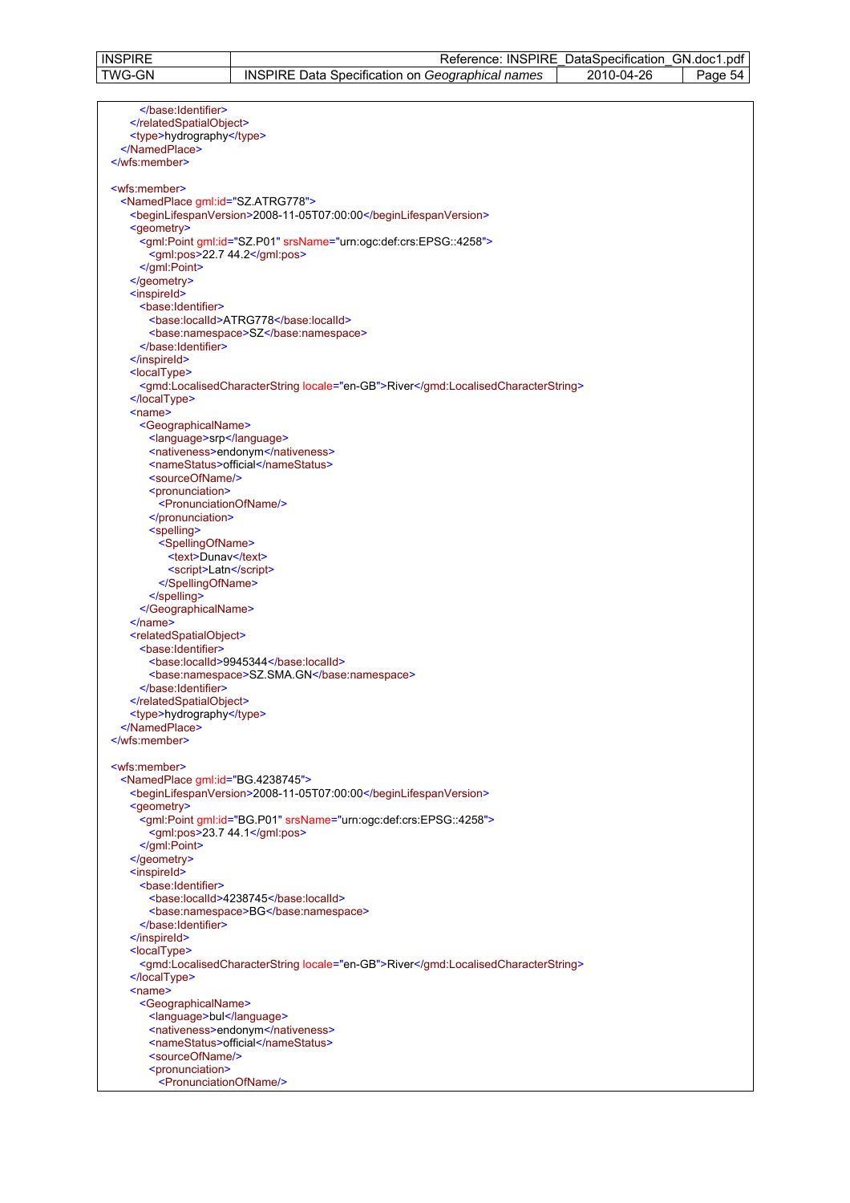```
        </base:Identifier>
      </relatedSpatialObject>
      <type>hydrography</type>
    </NamedPlace>
  </wfs:member>

  <wfs:member>
    <NamedPlace gml:id="SZ.ATRG778">
      <beginLifespanVersion>2008-11-05T07:00:00</beginLifespanVersion>
      <geometry>
        <gml:Point gml:id="SZ.P01" srsName="urn:ogc:def:crs:EPSG::4258">
          <gml:pos>22.7 44.2</gml:pos>
        </gml:Point>
      </geometry>
      <inspireId>
        <base:Identifier>
          <base:localId>ATRG778</base:localId>
          <base:namespace>SZ</base:namespace>
        </base:Identifier>
      </inspireId>
      <localType>
        <gmd:LocalisedCharacterString locale="en-GB">River</gmd:LocalisedCharacterString>
      </localType>
      <name>
        <GeographicalName>
          <language>srp</language>
          <nativeness>endonym</nativeness>
          <nameStatus>official</nameStatus>
          <sourceOfName/>
          <pronunciation>
            <PronunciationOfName/>
          </pronunciation>
          <spelling>
            <SpellingOfName>
              <text>Dunav</text>
              <script>Latn</script>
            </SpellingOfName>
          </spelling>
        </GeographicalName>
      </name>
      <relatedSpatialObject>
        <base:Identifier>
          <base:localId>9945344</base:localId>
          <base:namespace>SZ.SMA.GN</base:namespace>
        </base:Identifier>
      </relatedSpatialObject>
      <type>hydrography</type>
    </NamedPlace>
  </wfs:member>

  <wfs:member>
    <NamedPlace gml:id="BG.4238745">
      <beginLifespanVersion>2008-11-05T07:00:00</beginLifespanVersion>
      <geometry>
        <gml:Point gml:id="BG.P01" srsName="urn:ogc:def:crs:EPSG::4258">
          <gml:pos>23.7 44.1</gml:pos>
        </gml:Point>
      </geometry>
      <inspireId>
        <base:Identifier>
          <base:localId>4238745</base:localId>
          <base:namespace>BG</base:namespace>
        </base:Identifier>
      </inspireId>
      <localType>
        <gmd:LocalisedCharacterString locale="en-GB">River</gmd:LocalisedCharacterString>
      </localType>
      <name>
        <GeographicalName>
          <language>bul</language>
          <nativeness>endonym</nativeness>
          <nameStatus>official</nameStatus>
          <sourceOfName/>
          <pronunciation>
            <PronunciationOfName/>
```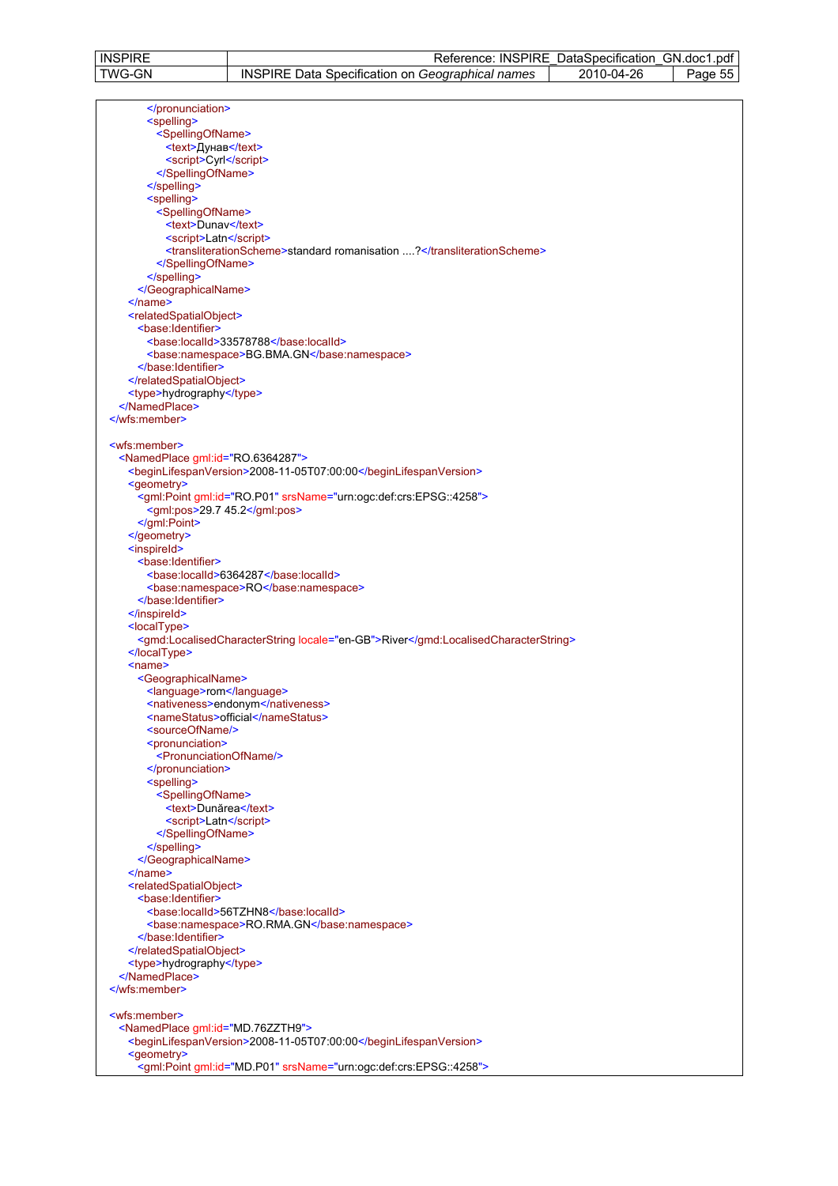```xml
          </pronunciation>
          <spelling>
            <SpellingOfName>
              <text>Дунав</text>
              <script>Cyrl</script>
            </SpellingOfName>
          </spelling>
          <spelling>
            <SpellingOfName>
              <text>Dunav</text>
              <script>Latn</script>
              <transliterationScheme>standard romanisation ....?</transliterationScheme>
            </SpellingOfName>
          </spelling>
        </GeographicalName>
      </name>
      <relatedSpatialObject>
        <base:Identifier>
          <base:localId>33578788</base:localId>
          <base:namespace>BG.BMA.GN</base:namespace>
        </base:Identifier>
      </relatedSpatialObject>
      <type>hydrography</type>
    </NamedPlace>
  </wfs:member>

  <wfs:member>
    <NamedPlace gml:id="RO.6364287">
      <beginLifespanVersion>2008-11-05T07:00:00</beginLifespanVersion>
      <geometry>
        <gml:Point gml:id="RO.P01" srsName="urn:ogc:def:crs:EPSG::4258">
          <gml:pos>29.7 45.2</gml:pos>
        </gml:Point>
      </geometry>
      <inspireId>
        <base:Identifier>
          <base:localId>6364287</base:localId>
          <base:namespace>RO</base:namespace>
        </base:Identifier>
      </inspireId>
      <localType>
        <gmd:LocalisedCharacterString locale="en-GB">River</gmd:LocalisedCharacterString>
      </localType>
      <name>
        <GeographicalName>
          <language>rom</language>
          <nativeness>endonym</nativeness>
          <nameStatus>official</nameStatus>
          <sourceOfName/>
          <pronunciation>
            <PronunciationOfName/>
          </pronunciation>
          <spelling>
            <SpellingOfName>
              <text>Dunărea</text>
              <script>Latn</script>
            </SpellingOfName>
          </spelling>
        </GeographicalName>
      </name>
      <relatedSpatialObject>
        <base:Identifier>
          <base:localId>56TZHN8</base:localId>
          <base:namespace>RO.RMA.GN</base:namespace>
        </base:Identifier>
      </relatedSpatialObject>
      <type>hydrography</type>
    </NamedPlace>
  </wfs:member>

  <wfs:member>
    <NamedPlace gml:id="MD.76ZZTH9">
      <beginLifespanVersion>2008-11-05T07:00:00</beginLifespanVersion>
      <geometry>
        <gml:Point gml:id="MD.P01" srsName="urn:ogc:def:crs:EPSG::4258">
```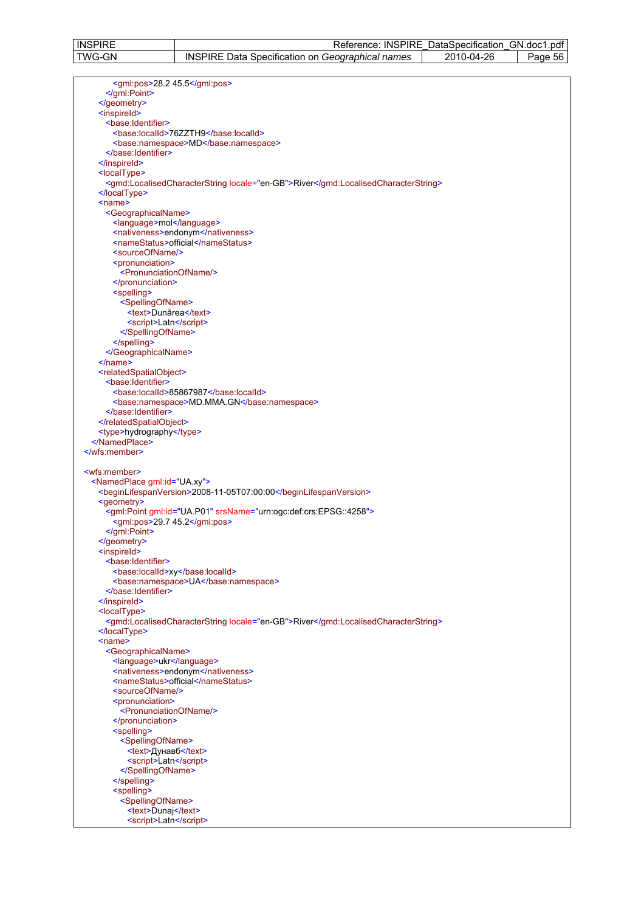```
          <gml:pos>28.2 45.5</gml:pos>
        </gml:Point>
      </geometry>
      <inspireId>
        <base:Identifier>
          <base:localId>76ZZTH9</base:localId>
          <base:namespace>MD</base:namespace>
        </base:Identifier>
      </inspireId>
      <localType>
        <gmd:LocalisedCharacterString locale="en-GB">River</gmd:LocalisedCharacterString>
      </localType>
      <name>
        <GeographicalName>
          <language>mol</language>
          <nativeness>endonym</nativeness>
          <nameStatus>official</nameStatus>
          <sourceOfName/>
          <pronunciation>
            <PronunciationOfName/>
          </pronunciation>
          <spelling>
            <SpellingOfName>
              <text>Dunărea</text>
              <script>Latn</script>
            </SpellingOfName>
          </spelling>
        </GeographicalName>
      </name>
      <relatedSpatialObject>
        <base:Identifier>
          <base:localId>85867987</base:localId>
          <base:namespace>MD.MMA.GN</base:namespace>
        </base:Identifier>
      </relatedSpatialObject>
      <type>hydrography</type>
    </NamedPlace>
  </wfs:member>

  <wfs:member>
    <NamedPlace gml:id="UA.xy">
      <beginLifespanVersion>2008-11-05T07:00:00</beginLifespanVersion>
      <geometry>
        <gml:Point gml:id="UA.P01" srsName="urn:ogc:def:crs:EPSG::4258">
          <gml:pos>29.7 45.2</gml:pos>
        </gml:Point>
      </geometry>
      <inspireId>
        <base:Identifier>
          <base:localId>xy</base:localId>
          <base:namespace>UA</base:namespace>
        </base:Identifier>
      </inspireId>
      <localType>
        <gmd:LocalisedCharacterString locale="en-GB">River</gmd:LocalisedCharacterString>
      </localType>
      <name>
        <GeographicalName>
          <language>ukr</language>
          <nativeness>endonym</nativeness>
          <nameStatus>official</nameStatus>
          <sourceOfName/>
          <pronunciation>
            <PronunciationOfName/>
          </pronunciation>
          <spelling>
            <SpellingOfName>
              <text>Дунавб</text>
              <script>Latn</script>
            </SpellingOfName>
          </spelling>
          <spelling>
            <SpellingOfName>
              <text>Dunaj</text>
              <script>Latn</script>
```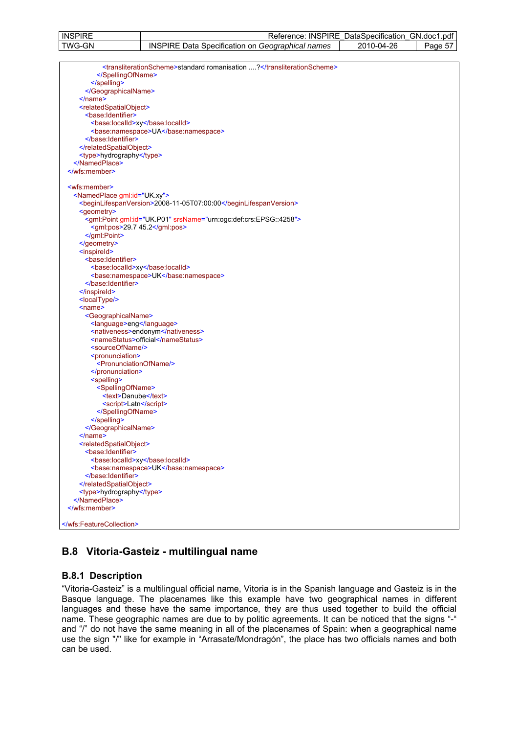```
            <transliterationScheme>standard romanisation ....?</transliterationScheme>
          </SpellingOfName>
        </spelling>
      </GeographicalName>
    </name>
    <relatedSpatialObject>
      <base:Identifier>
        <base:localId>xy</base:localId>
        <base:namespace>UA</base:namespace>
      </base:Identifier>
    </relatedSpatialObject>
    <type>hydrography</type>
  </NamedPlace>
</wfs:member>

<wfs:member>
  <NamedPlace gml:id="UK.xy">
    <beginLifespanVersion>2008-11-05T07:00:00</beginLifespanVersion>
    <geometry>
      <gml:Point gml:id="UK.P01" srsName="urn:ogc:def:crs:EPSG::4258">
        <gml:pos>29.7 45.2</gml:pos>
      </gml:Point>
    </geometry>
    <inspireId>
      <base:Identifier>
        <base:localId>xy</base:localId>
        <base:namespace>UK</base:namespace>
      </base:Identifier>
    </inspireId>
    <localType/>
    <name>
      <GeographicalName>
        <language>eng</language>
        <nativeness>endonym</nativeness>
        <nameStatus>official</nameStatus>
        <sourceOfName/>
        <pronunciation>
          <PronunciationOfName/>
        </pronunciation>
        <spelling>
          <SpellingOfName>
            <text>Danube</text>
            <script>Latn</script>
          </SpellingOfName>
        </spelling>
      </GeographicalName>
    </name>
    <relatedSpatialObject>
      <base:Identifier>
        <base:localId>xy</base:localId>
        <base:namespace>UK</base:namespace>
      </base:Identifier>
    </relatedSpatialObject>
    <type>hydrography</type>
  </NamedPlace>
</wfs:member>

</wfs:FeatureCollection>
```

## B.8 Vitoria-Gasteiz - multilingual name

### B.8.1 Description

“Vitoria-Gasteiz” is a multilingual official name, Vitoria is in the Spanish language and Gasteiz is in the Basque language. The placenames like this example have two geographical names in different languages and these have the same importance, they are thus used together to build the official name. These geographic names are due to by politic agreements. It can be noticed that the signs “-“ and “/” do not have the same meaning in all of the placenames of Spain: when a geographical name use the sign "/" like for example in “Arrasate/Mondragón”, the place has two officials names and both can be used.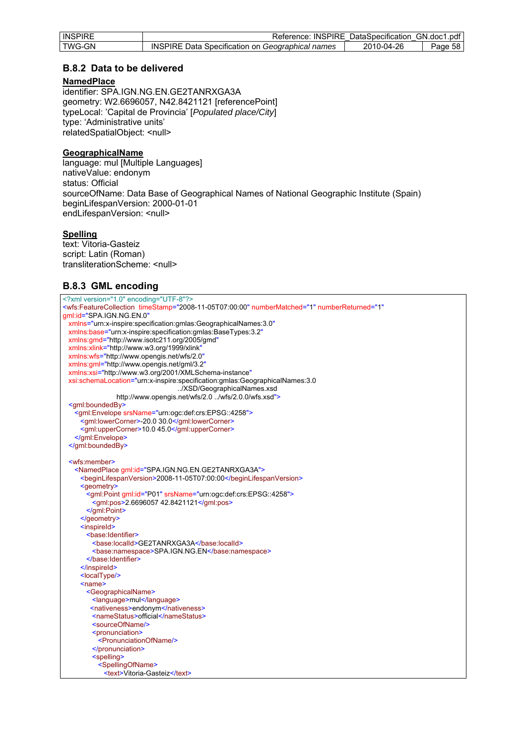### B.8.2 Data to be delivered

**NamedPlace**

identifier: SPA.IGN.NG.EN.GE2TANRXGA3A
geometry: W2.6696057, N42.8421121 [referencePoint]
typeLocal: 'Capital de Provincia' [*Populated place/City*]
type: 'Administrative units'
relatedSpatialObject: <null>

**GeographicalName**

language: mul [Multiple Languages]
nativeValue: endonym
status: Official
sourceOfName: Data Base of Geographical Names of National Geographic Institute (Spain)
beginLifespanVersion: 2000-01-01
endLifespanVersion: <null>

**Spelling**

text: Vitoria-Gasteiz
script: Latin (Roman)
transliterationScheme: <null>

### B.8.3 GML encoding

```
<?xml version="1.0" encoding="UTF-8"?>
<wfs:FeatureCollection  timeStamp="2008-11-05T07:00:00" numberMatched="1" numberReturned="1"
gml:id="SPA.IGN.NG.EN.0"
  xmlns="urn:x-inspire:specification:gmlas:GeographicalNames:3.0"
  xmlns:base="urn:x-inspire:specification:gmlas:BaseTypes:3.2"
  xmlns:gmd="http://www.isotc211.org/2005/gmd"
  xmlns:xlink="http://www.w3.org/1999/xlink"
  xmlns:wfs="http://www.opengis.net/wfs/2.0"
  xmlns:gml="http://www.opengis.net/gml/3.2"
  xmlns:xsi="http://www.w3.org/2001/XMLSchema-instance"
  xsi:schemaLocation="urn:x-inspire:specification:gmlas:GeographicalNames:3.0
                                        ../XSD/GeographicalNames.xsd
                  http://www.opengis.net/wfs/2.0 ../wfs/2.0.0/wfs.xsd">
  <gml:boundedBy>
    <gml:Envelope srsName="urn:ogc:def:crs:EPSG::4258">
      <gml:lowerCorner>-20.0 30.0</gml:lowerCorner>
      <gml:upperCorner>10.0 45.0</gml:upperCorner>
    </gml:Envelope>
  </gml:boundedBy>

  <wfs:member>
    <NamedPlace gml:id="SPA.IGN.NG.EN.GE2TANRXGA3A">
      <beginLifespanVersion>2008-11-05T07:00:00</beginLifespanVersion>
      <geometry>
        <gml:Point gml:id="P01" srsName="urn:ogc:def:crs:EPSG::4258">
          <gml:pos>2.6696057 42.8421121</gml:pos>
        </gml:Point>
      </geometry>
      <inspireId>
        <base:Identifier>
          <base:localId>GE2TANRXGA3A</base:localId>
          <base:namespace>SPA.IGN.NG.EN</base:namespace>
        </base:Identifier>
      </inspireId>
      <localType/>
      <name>
        <GeographicalName>
          <language>mul</language>
          <nativeness>endonym</nativeness>
          <nameStatus>official</nameStatus>
          <sourceOfName/>
          <pronunciation>
            <PronunciationOfName/>
          </pronunciation>
          <spelling>
            <SpellingOfName>
              <text>Vitoria-Gasteiz</text>
```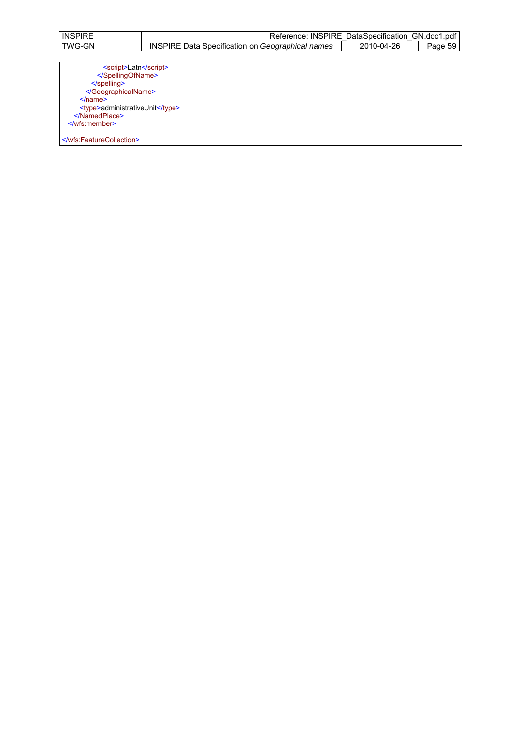```
                <script>Latn</script>
              </SpellingOfName>
            </spelling>
          </GeographicalName>
        </name>
        <type>administrativeUnit</type>
      </NamedPlace>
    </wfs:member>

</wfs:FeatureCollection>
```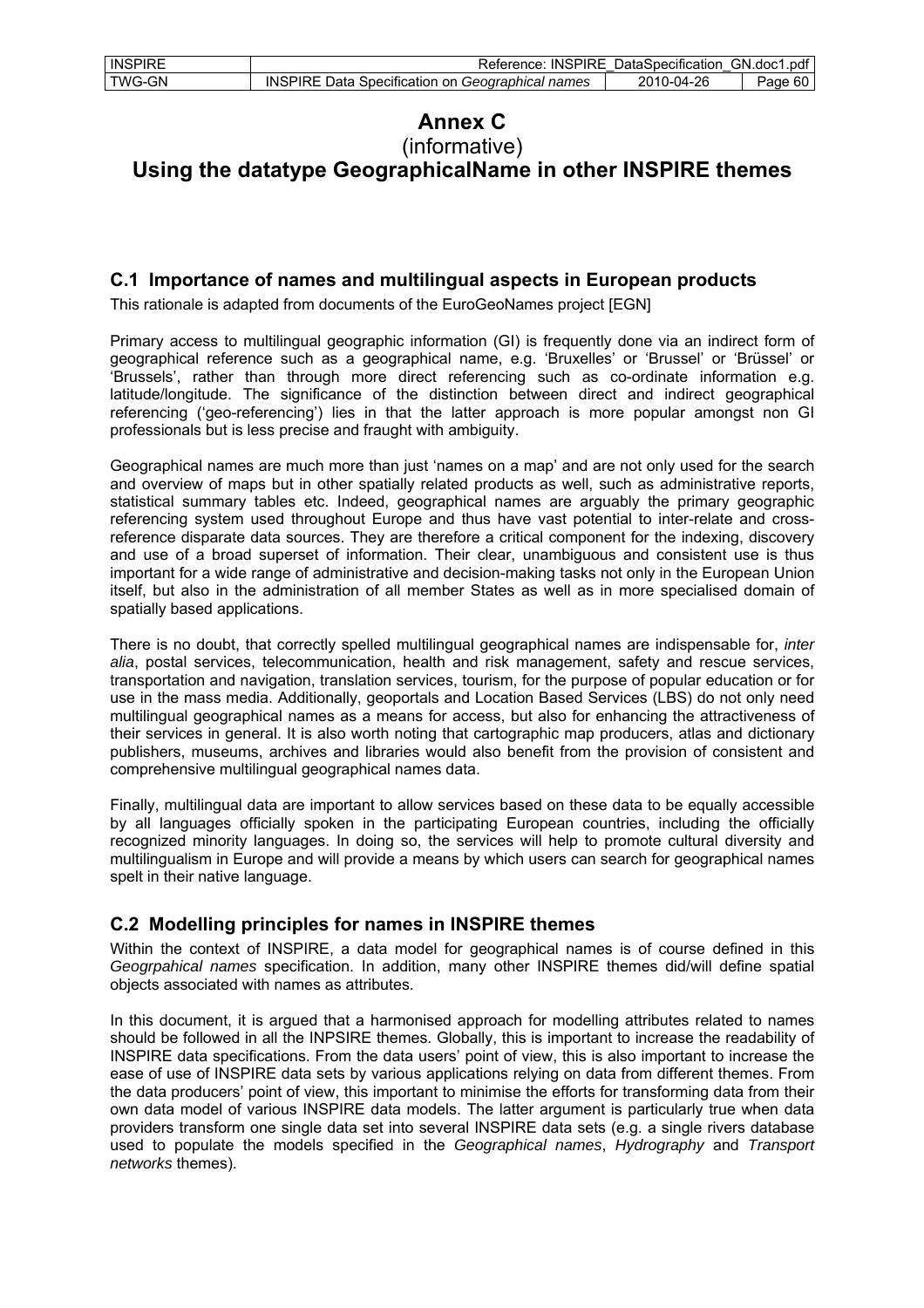# Annex C
(informative)
# Using the datatype GeographicalName in other INSPIRE themes

## C.1 Importance of names and multilingual aspects in European products

This rationale is adapted from documents of the EuroGeoNames project [EGN]

Primary access to multilingual geographic information (GI) is frequently done via an indirect form of geographical reference such as a geographical name, e.g. 'Bruxelles' or 'Brussel' or 'Brüssel' or 'Brussels', rather than through more direct referencing such as co-ordinate information e.g. latitude/longitude. The significance of the distinction between direct and indirect geographical referencing ('geo-referencing') lies in that the latter approach is more popular amongst non GI professionals but is less precise and fraught with ambiguity.

Geographical names are much more than just 'names on a map' and are not only used for the search and overview of maps but in other spatially related products as well, such as administrative reports, statistical summary tables etc. Indeed, geographical names are arguably the primary geographic referencing system used throughout Europe and thus have vast potential to inter-relate and cross-reference disparate data sources. They are therefore a critical component for the indexing, discovery and use of a broad superset of information. Their clear, unambiguous and consistent use is thus important for a wide range of administrative and decision-making tasks not only in the European Union itself, but also in the administration of all member States as well as in more specialised domain of spatially based applications.

There is no doubt, that correctly spelled multilingual geographical names are indispensable for, *inter alia*, postal services, telecommunication, health and risk management, safety and rescue services, transportation and navigation, translation services, tourism, for the purpose of popular education or for use in the mass media. Additionally, geoportals and Location Based Services (LBS) do not only need multilingual geographical names as a means for access, but also for enhancing the attractiveness of their services in general. It is also worth noting that cartographic map producers, atlas and dictionary publishers, museums, archives and libraries would also benefit from the provision of consistent and comprehensive multilingual geographical names data.

Finally, multilingual data are important to allow services based on these data to be equally accessible by all languages officially spoken in the participating European countries, including the officially recognized minority languages. In doing so, the services will help to promote cultural diversity and multilingualism in Europe and will provide a means by which users can search for geographical names spelt in their native language.

## C.2 Modelling principles for names in INSPIRE themes

Within the context of INSPIRE, a data model for geographical names is of course defined in this *Geogrpahical names* specification. In addition, many other INSPIRE themes did/will define spatial objects associated with names as attributes.

In this document, it is argued that a harmonised approach for modelling attributes related to names should be followed in all the INPSIRE themes. Globally, this is important to increase the readability of INSPIRE data specifications. From the data users' point of view, this is also important to increase the ease of use of INSPIRE data sets by various applications relying on data from different themes. From the data producers' point of view, this important to minimise the efforts for transforming data from their own data model of various INSPIRE data models. The latter argument is particularly true when data providers transform one single data set into several INSPIRE data sets (e.g. a single rivers database used to populate the models specified in the *Geographical names*, *Hydrography* and *Transport networks* themes).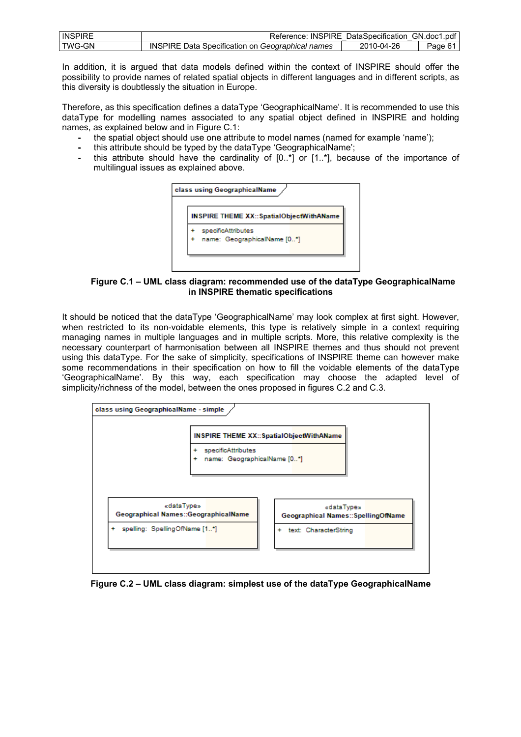In addition, it is argued that data models defined within the context of INSPIRE should offer the possibility to provide names of related spatial objects in different languages and in different scripts, as this diversity is doubtlessly the situation in Europe.

Therefore, as this specification defines a dataType 'GeographicalName'. It is recommended to use this dataType for modelling names associated to any spatial object defined in INSPIRE and holding names, as explained below and in Figure C.1:

- the spatial object should use one attribute to model names (named for example 'name');
- this attribute should be typed by the dataType 'GeographicalName';
- this attribute should have the cardinality of [0..*] or [1..*], because of the importance of multilingual issues as explained above.

class using GeographicalName

INSPIRE THEME XX::SpatialObjectWithAName

+ specificAttributes
+ name: GeographicalName [0..*]

**Figure C.1 – UML class diagram: recommended use of the dataType GeographicalName in INSPIRE thematic specifications**

It should be noticed that the dataType 'GeographicalName' may look complex at first sight. However, when restricted to its non-voidable elements, this type is relatively simple in a context requiring managing names in multiple languages and in multiple scripts. More, this relative complexity is the necessary counterpart of harmonisation between all INSPIRE themes and thus should not prevent using this dataType. For the sake of simplicity, specifications of INSPIRE theme can however make some recommendations in their specification on how to fill the voidable elements of the dataType 'GeographicalName'. By this way, each specification may choose the adapted level of simplicity/richness of the model, between the ones proposed in figures C.2 and C.3.

class using GeographicalName - simple

INSPIRE THEME XX::SpatialObjectWithAName

+ specificAttributes
+ name: GeographicalName [0..*]

«dataType»
Geographical Names::GeographicalName

+ spelling: SpellingOfName [1..*]

«dataType»
Geographical Names::SpellingOfName

+ text: CharacterString

**Figure C.2 – UML class diagram: simplest use of the dataType GeographicalName**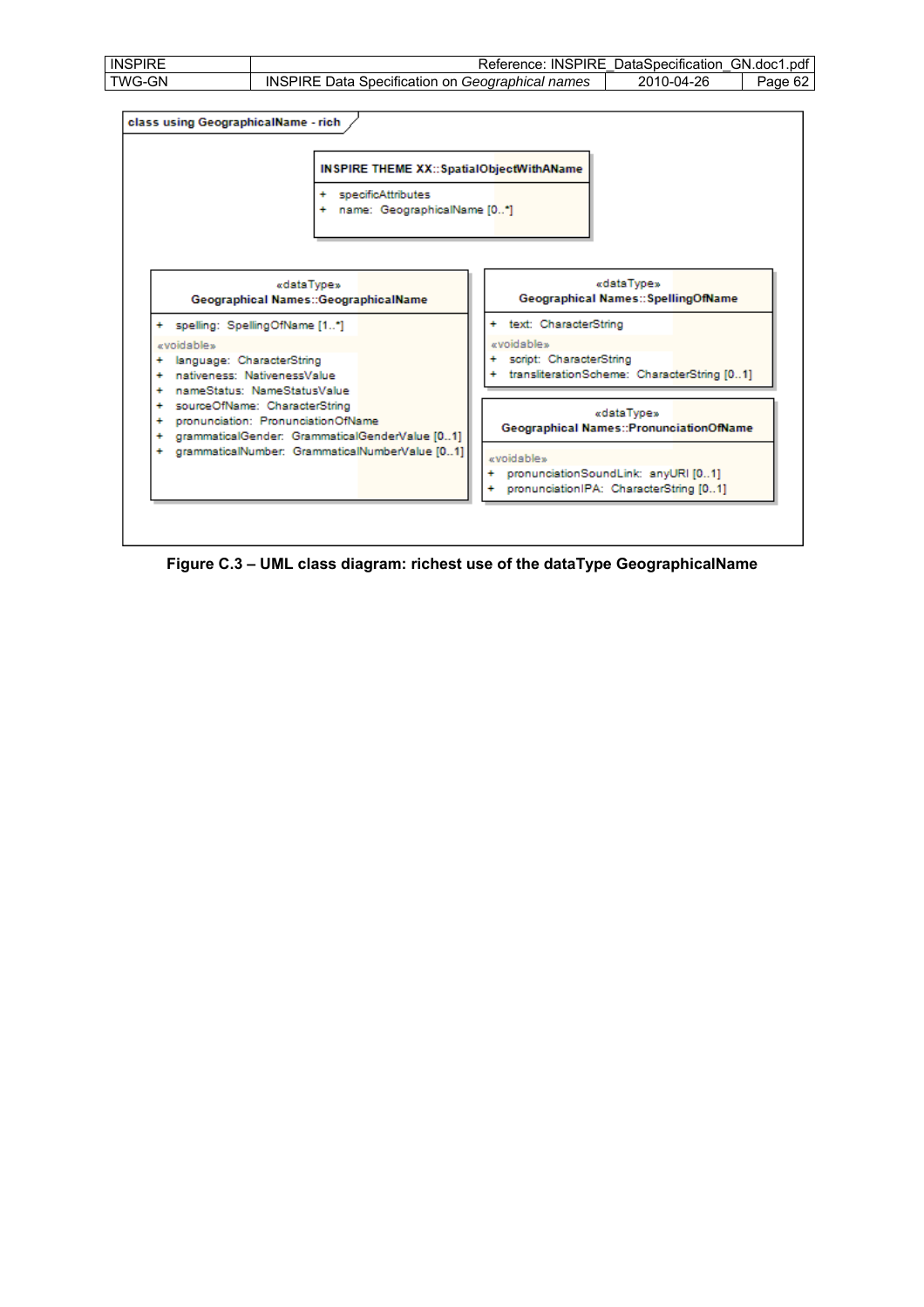class using GeographicalName - rich

INSPIRE THEME XX::SpatialObjectWithAName

+ specificAttributes
+ name: GeographicalName [0..*]

«dataType»
Geographical Names::GeographicalName

+ spelling: SpellingOfName [1..*]

«voidable»
+ language: CharacterString
+ nativeness: NativenessValue
+ nameStatus: NameStatusValue
+ sourceOfName: CharacterString
+ pronunciation: PronunciationOfName
+ grammaticalGender: GrammaticalGenderValue [0..1]
+ grammaticalNumber: GrammaticalNumberValue [0..1]

«dataType»
Geographical Names::SpellingOfName

+ text: CharacterString

«voidable»
+ script: CharacterString
+ transliterationScheme: CharacterString [0..1]

«dataType»
Geographical Names::PronunciationOfName

«voidable»
+ pronunciationSoundLink: anyURI [0..1]
+ pronunciationIPA: CharacterString [0..1]

**Figure C.3 – UML class diagram: richest use of the dataType GeographicalName**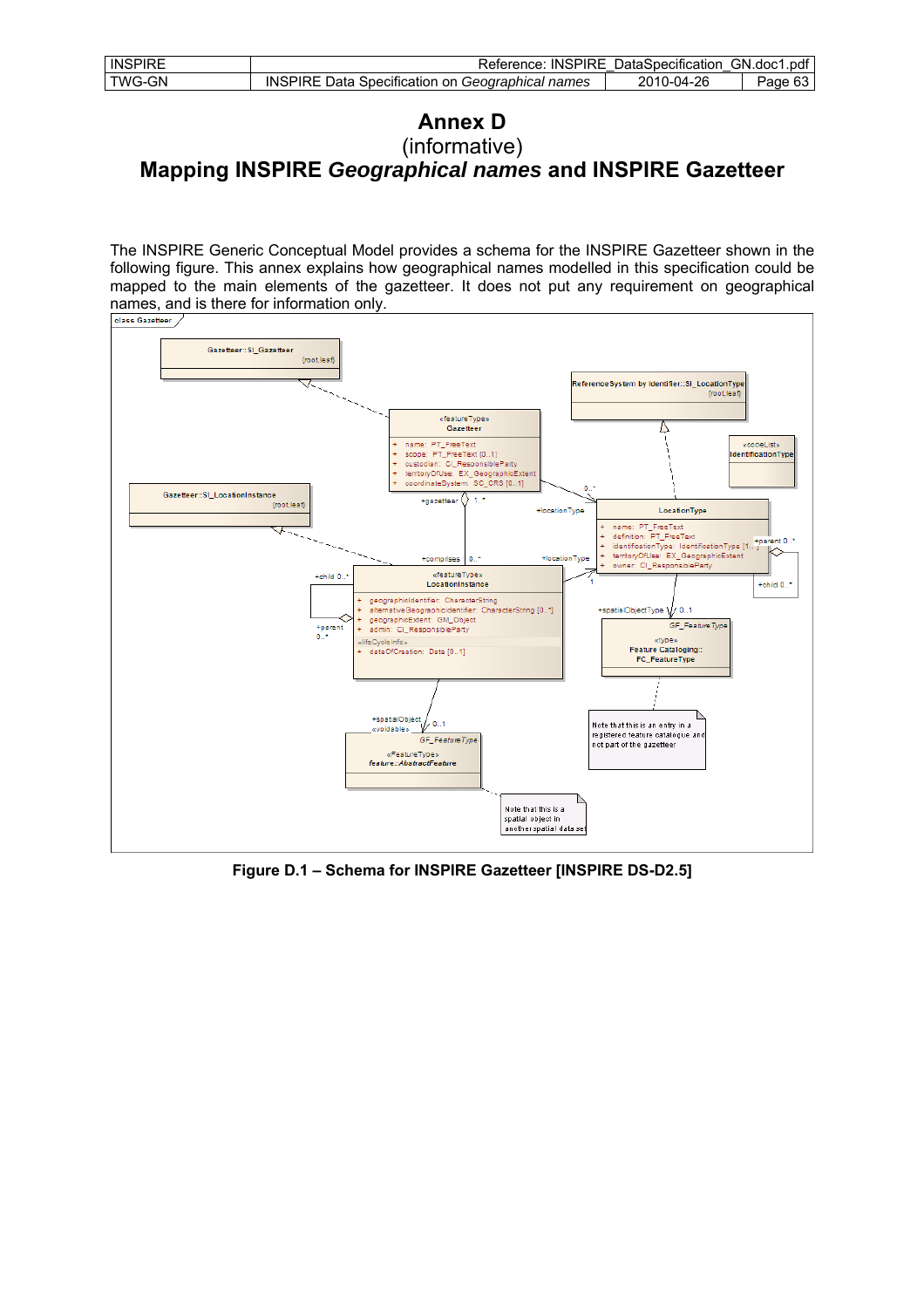# Annex D
(informative)
# Mapping INSPIRE *Geographical names* and INSPIRE Gazetteer

The INSPIRE Generic Conceptual Model provides a schema for the INSPIRE Gazetteer shown in the following figure. This annex explains how geographical names modelled in this specification could be mapped to the main elements of the gazetteer. It does not put any requirement on geographical names, and is there for information only.

class Gazetteer

Gazetteer::SI_Gazetteer
{root,leaf}

ReferenceSystem by Identifier::SI_LocationType
{root,leaf}

«featureType»
Gazetteer
+ name: PT_FreeText
+ scope: PT_FreeText [0..1]
+ custodian: CI_ResponsibleParty
+ territoryOfUse: EX_GeographicExtent
+ coordinateSystem: SC_CRS [0..1]

«codeList»
IdentificationType

Gazetteer::SI_LocationInstance
{root,leaf}

+gazetteer 1..*
+comprises 0..*
+locationType
0..*
+locationType 1

LocationType
+ name: PT_FreeText
+ definition: PT_FreeText
+ identificationType: IdentificationType [1..*]
+ territoryOfUse: EX_GeographicExtent
+ owner: CI_ResponsibleParty

+parent 0..*
+child 0..*

«featureType»
LocationInstance
+ geographicIdentifier: CharacterString
+ alternativeGeographicIdentifier: CharacterString [0..*]
+ geographicExtent: GM_Object
+ admin: CI_ResponsibleParty
«lifeCycleInfo»
+ dateOfCreation: Date [0..1]

+child 0..*
+parent 0..*

+spatialObjectType 0..1

GF_FeatureType
«type»
Feature Cataloging::FC_FeatureType

Note that this is an entry in a registered feature catalogue and not part of the gazetteer

+spatialObject 0..1
«voidable»

GF_FeatureType
«FeatureType»
feature::AbstractFeature

Note that this is a spatial object in another spatial data set

**Figure D.1 – Schema for INSPIRE Gazetteer [INSPIRE DS-D2.5]**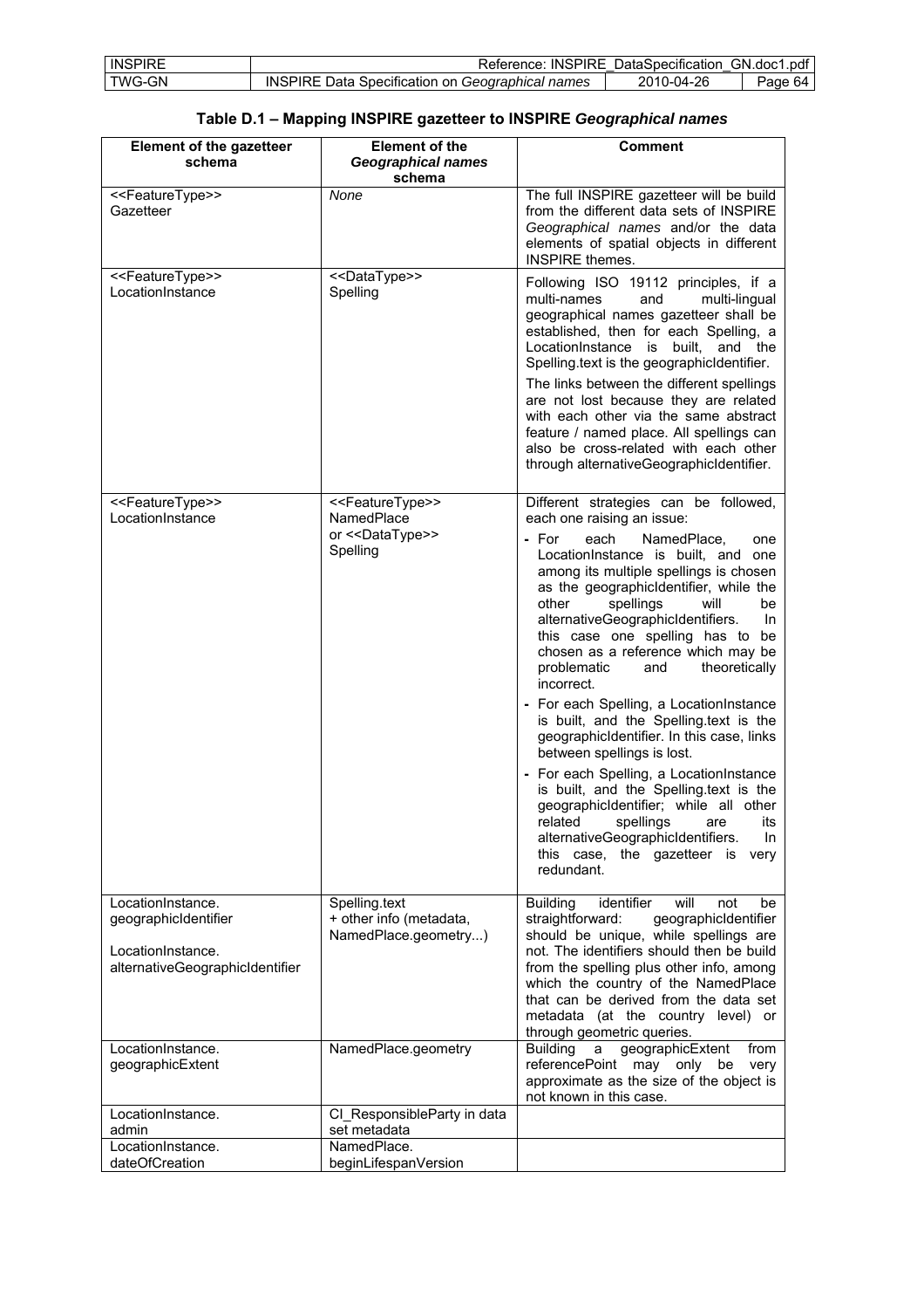## Table D.1 – Mapping INSPIRE gazetteer to INSPIRE *Geographical names*

| Element of the gazetteer schema | Element of the *Geographical names* schema | Comment |
|---|---|---|
| <<FeatureType>> Gazetteer | *None* | The full INSPIRE gazetteer will be build from the different data sets of INSPIRE *Geographical names* and/or the data elements of spatial objects in different INSPIRE themes. |
| <<FeatureType>> LocationInstance | <<DataType>> Spelling | Following ISO 19112 principles, if a multi-names and multi-lingual geographical names gazetteer shall be established, then for each Spelling, a LocationInstance is built, and the Spelling.text is the geographicIdentifier.<br><br>The links between the different spellings are not lost because they are related with each other via the same abstract feature / named place. All spellings can also be cross-related with each other through alternativeGeographicIdentifier. |
| <<FeatureType>> LocationInstance | <<FeatureType>> NamedPlace<br>or <<DataType>> Spelling | Different strategies can be followed, each one raising an issue:<br>- For each NamedPlace, one LocationInstance is built, and one among its multiple spellings is chosen as the geographicIdentifier, while the other spellings will be alternativeGeographicIdentifiers. In this case one spelling has to be chosen as a reference which may be problematic and theoretically incorrect.<br>- For each Spelling, a LocationInstance is built, and the Spelling.text is the geographicIdentifier. In this case, links between spellings is lost.<br>- For each Spelling, a LocationInstance is built, and the Spelling.text is the geographicIdentifier; while all other related spellings are its alternativeGeographicIdentifiers. In this case, the gazetteer is very redundant. |
| LocationInstance. geographicIdentifier<br><br>LocationInstance. alternativeGeographicIdentifier | Spelling.text<br>+ other info (metadata, NamedPlace.geometry...) | Building identifier will not be straightforward: geographicIdentifier should be unique, while spellings are not. The identifiers should then be build from the spelling plus other info, among which the country of the NamedPlace that can be derived from the data set metadata (at the country level) or through geometric queries. |
| LocationInstance. geographicExtent | NamedPlace.geometry | Building a geographicExtent from referencePoint may only be very approximate as the size of the object is not known in this case. |
| LocationInstance. admin | CI_ResponsibleParty in data set metadata | |
| LocationInstance. dateOfCreation | NamedPlace. beginLifespanVersion | |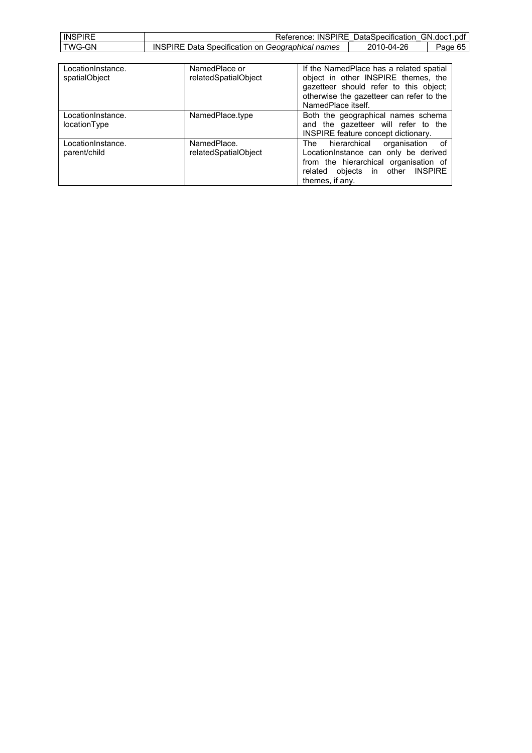| | | |
|---|---|---|
| LocationInstance. spatialObject | NamedPlace or relatedSpatialObject | If the NamedPlace has a related spatial object in other INSPIRE themes, the gazetteer should refer to this object; otherwise the gazetteer can refer to the NamedPlace itself. |
| LocationInstance. locationType | NamedPlace.type | Both the geographical names schema and the gazetteer will refer to the INSPIRE feature concept dictionary. |
| LocationInstance. parent/child | NamedPlace. relatedSpatialObject | The hierarchical organisation of LocationInstance can only be derived from the hierarchical organisation of related objects in other INSPIRE themes, if any. |